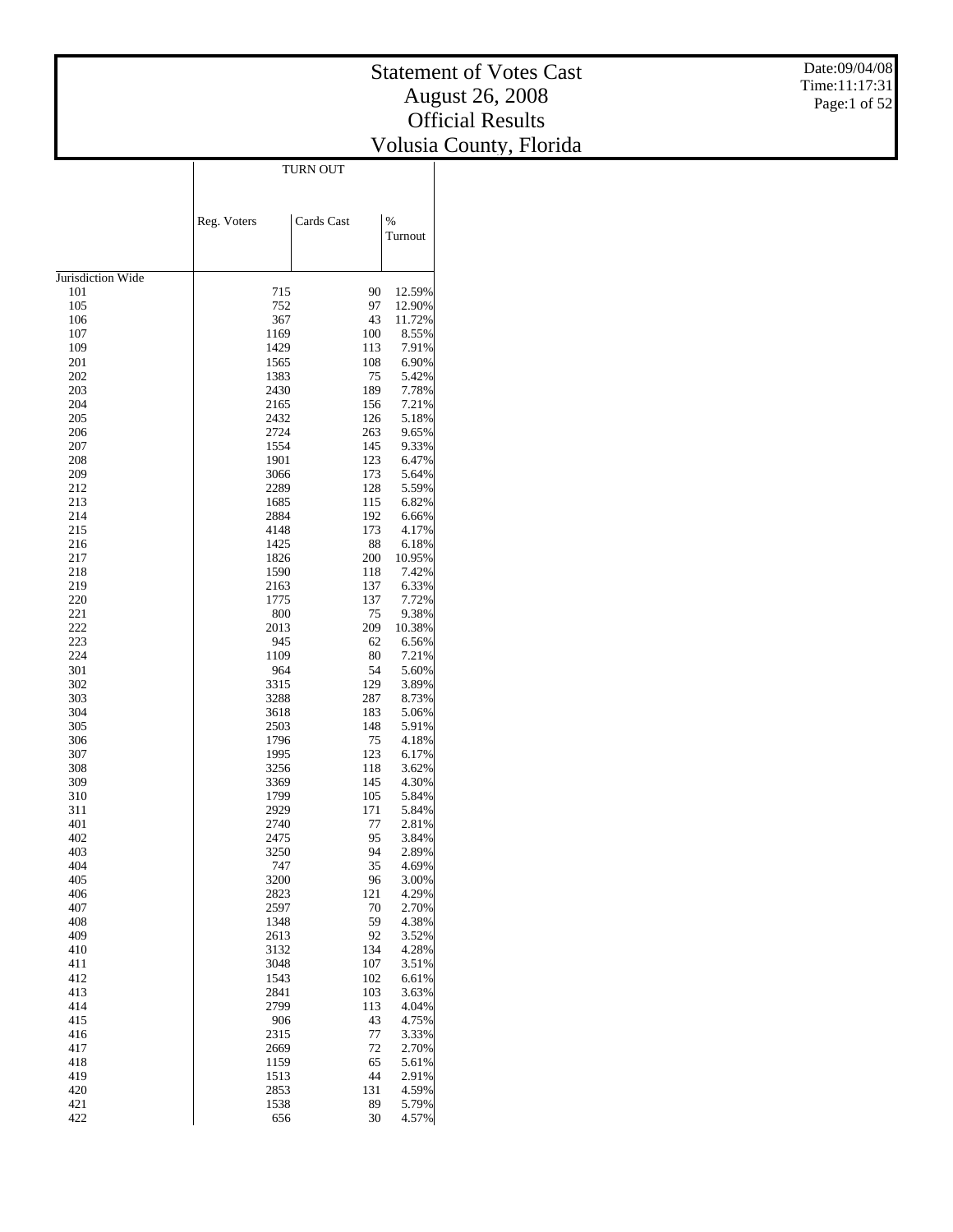# Statement of Votes Cast
## August 26, 2008
## Official Results
## Volusia County, Florida

Date:09/04/08
Time:11:17:31

| | TURN OUT | | |
|---|---|---|---|
| | Reg. Voters | Cards Cast | % Turnout |
| Jurisdiction Wide | | | |
| 101 | 715 | 90 | 12.59% |
| 105 | 752 | 97 | 12.90% |
| 106 | 367 | 43 | 11.72% |
| 107 | 1169 | 100 | 8.55% |
| 109 | 1429 | 113 | 7.91% |
| 201 | 1565 | 108 | 6.90% |
| 202 | 1383 | 75 | 5.42% |
| 203 | 2430 | 189 | 7.78% |
| 204 | 2165 | 156 | 7.21% |
| 205 | 2432 | 126 | 5.18% |
| 206 | 2724 | 263 | 9.65% |
| 207 | 1554 | 145 | 9.33% |
| 208 | 1901 | 123 | 6.47% |
| 209 | 3066 | 173 | 5.64% |
| 212 | 2289 | 128 | 5.59% |
| 213 | 1685 | 115 | 6.82% |
| 214 | 2884 | 192 | 6.66% |
| 215 | 4148 | 173 | 4.17% |
| 216 | 1425 | 88 | 6.18% |
| 217 | 1826 | 200 | 10.95% |
| 218 | 1590 | 118 | 7.42% |
| 219 | 2163 | 137 | 6.33% |
| 220 | 1775 | 137 | 7.72% |
| 221 | 800 | 75 | 9.38% |
| 222 | 2013 | 209 | 10.38% |
| 223 | 945 | 62 | 6.56% |
| 224 | 1109 | 80 | 7.21% |
| 301 | 964 | 54 | 5.60% |
| 302 | 3315 | 129 | 3.89% |
| 303 | 3288 | 287 | 8.73% |
| 304 | 3618 | 183 | 5.06% |
| 305 | 2503 | 148 | 5.91% |
| 306 | 1796 | 75 | 4.18% |
| 307 | 1995 | 123 | 6.17% |
| 308 | 3256 | 118 | 3.62% |
| 309 | 3369 | 145 | 4.30% |
| 310 | 1799 | 105 | 5.84% |
| 311 | 2929 | 171 | 5.84% |
| 401 | 2740 | 77 | 2.81% |
| 402 | 2475 | 95 | 3.84% |
| 403 | 3250 | 94 | 2.89% |
| 404 | 747 | 35 | 4.69% |
| 405 | 3200 | 96 | 3.00% |
| 406 | 2823 | 121 | 4.29% |
| 407 | 2597 | 70 | 2.70% |
| 408 | 1348 | 59 | 4.38% |
| 409 | 2613 | 92 | 3.52% |
| 410 | 3132 | 134 | 4.28% |
| 411 | 3048 | 107 | 3.51% |
| 412 | 1543 | 102 | 6.61% |
| 413 | 2841 | 103 | 3.63% |
| 414 | 2799 | 113 | 4.04% |
| 415 | 906 | 43 | 4.75% |
| 416 | 2315 | 77 | 3.33% |
| 417 | 2669 | 72 | 2.70% |
| 418 | 1159 | 65 | 5.61% |
| 419 | 1513 | 44 | 2.91% |
| 420 | 2853 | 131 | 4.59% |
| 421 | 1538 | 89 | 5.79% |
| 422 | 656 | 30 | 4.57% |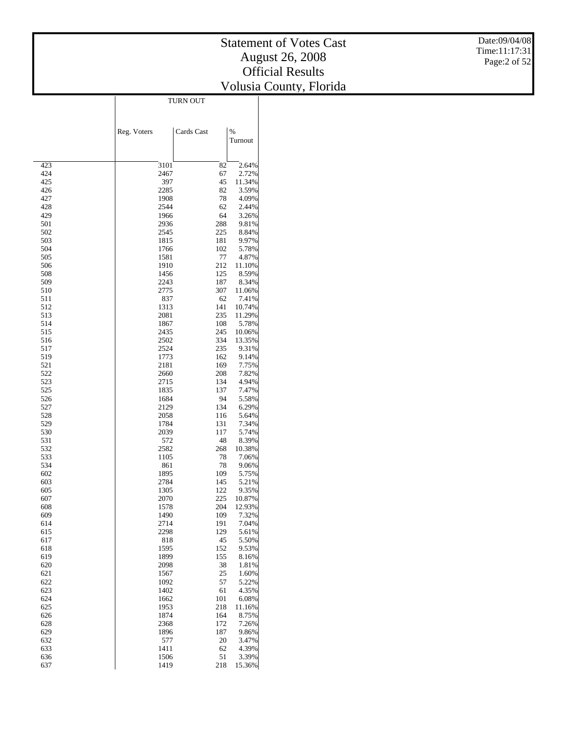# Statement of Votes Cast
# August 26, 2008
# Official Results
# Volusia County, Florida

| | TURN OUT | | |
|---|---|---|---|
| | Reg. Voters | Cards Cast | % Turnout |
| 423 | 3101 | 82 | 2.64% |
| 424 | 2467 | 67 | 2.72% |
| 425 | 397 | 45 | 11.34% |
| 426 | 2285 | 82 | 3.59% |
| 427 | 1908 | 78 | 4.09% |
| 428 | 2544 | 62 | 2.44% |
| 429 | 1966 | 64 | 3.26% |
| 501 | 2936 | 288 | 9.81% |
| 502 | 2545 | 225 | 8.84% |
| 503 | 1815 | 181 | 9.97% |
| 504 | 1766 | 102 | 5.78% |
| 505 | 1581 | 77 | 4.87% |
| 506 | 1910 | 212 | 11.10% |
| 508 | 1456 | 125 | 8.59% |
| 509 | 2243 | 187 | 8.34% |
| 510 | 2775 | 307 | 11.06% |
| 511 | 837 | 62 | 7.41% |
| 512 | 1313 | 141 | 10.74% |
| 513 | 2081 | 235 | 11.29% |
| 514 | 1867 | 108 | 5.78% |
| 515 | 2435 | 245 | 10.06% |
| 516 | 2502 | 334 | 13.35% |
| 517 | 2524 | 235 | 9.31% |
| 519 | 1773 | 162 | 9.14% |
| 521 | 2181 | 169 | 7.75% |
| 522 | 2660 | 208 | 7.82% |
| 523 | 2715 | 134 | 4.94% |
| 525 | 1835 | 137 | 7.47% |
| 526 | 1684 | 94 | 5.58% |
| 527 | 2129 | 134 | 6.29% |
| 528 | 2058 | 116 | 5.64% |
| 529 | 1784 | 131 | 7.34% |
| 530 | 2039 | 117 | 5.74% |
| 531 | 572 | 48 | 8.39% |
| 532 | 2582 | 268 | 10.38% |
| 533 | 1105 | 78 | 7.06% |
| 534 | 861 | 78 | 9.06% |
| 602 | 1895 | 109 | 5.75% |
| 603 | 2784 | 145 | 5.21% |
| 605 | 1305 | 122 | 9.35% |
| 607 | 2070 | 225 | 10.87% |
| 608 | 1578 | 204 | 12.93% |
| 609 | 1490 | 109 | 7.32% |
| 614 | 2714 | 191 | 7.04% |
| 615 | 2298 | 129 | 5.61% |
| 617 | 818 | 45 | 5.50% |
| 618 | 1595 | 152 | 9.53% |
| 619 | 1899 | 155 | 8.16% |
| 620 | 2098 | 38 | 1.81% |
| 621 | 1567 | 25 | 1.60% |
| 622 | 1092 | 57 | 5.22% |
| 623 | 1402 | 61 | 4.35% |
| 624 | 1662 | 101 | 6.08% |
| 625 | 1953 | 218 | 11.16% |
| 626 | 1874 | 164 | 8.75% |
| 628 | 2368 | 172 | 7.26% |
| 629 | 1896 | 187 | 9.86% |
| 632 | 577 | 20 | 3.47% |
| 633 | 1411 | 62 | 4.39% |
| 636 | 1506 | 51 | 3.39% |
| 637 | 1419 | 218 | 15.36% |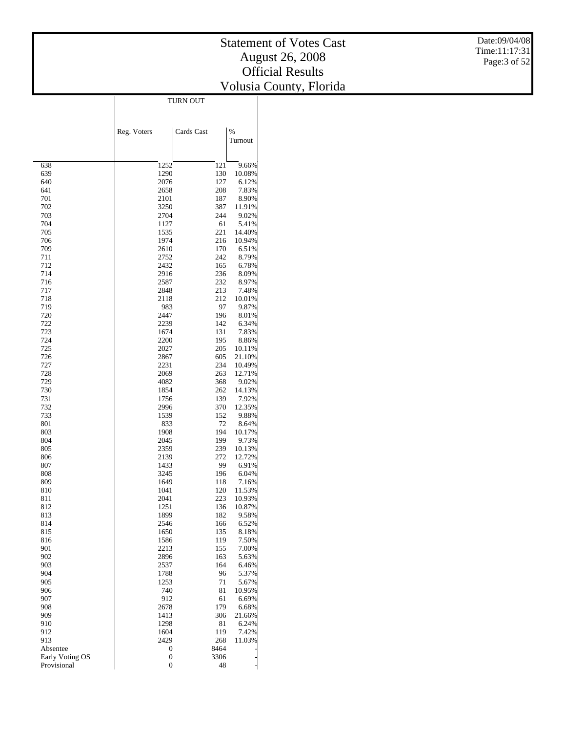# Statement of Votes Cast
## August 26, 2008
## Official Results
## Volusia County, Florida

| | TURN OUT | | |
|---|---|---|---|
| | Reg. Voters | Cards Cast | % Turnout |
| 638 | 1252 | 121 | 9.66% |
| 639 | 1290 | 130 | 10.08% |
| 640 | 2076 | 127 | 6.12% |
| 641 | 2658 | 208 | 7.83% |
| 701 | 2101 | 187 | 8.90% |
| 702 | 3250 | 387 | 11.91% |
| 703 | 2704 | 244 | 9.02% |
| 704 | 1127 | 61 | 5.41% |
| 705 | 1535 | 221 | 14.40% |
| 706 | 1974 | 216 | 10.94% |
| 709 | 2610 | 170 | 6.51% |
| 711 | 2752 | 242 | 8.79% |
| 712 | 2432 | 165 | 6.78% |
| 714 | 2916 | 236 | 8.09% |
| 716 | 2587 | 232 | 8.97% |
| 717 | 2848 | 213 | 7.48% |
| 718 | 2118 | 212 | 10.01% |
| 719 | 983 | 97 | 9.87% |
| 720 | 2447 | 196 | 8.01% |
| 722 | 2239 | 142 | 6.34% |
| 723 | 1674 | 131 | 7.83% |
| 724 | 2200 | 195 | 8.86% |
| 725 | 2027 | 205 | 10.11% |
| 726 | 2867 | 605 | 21.10% |
| 727 | 2231 | 234 | 10.49% |
| 728 | 2069 | 263 | 12.71% |
| 729 | 4082 | 368 | 9.02% |
| 730 | 1854 | 262 | 14.13% |
| 731 | 1756 | 139 | 7.92% |
| 732 | 2996 | 370 | 12.35% |
| 733 | 1539 | 152 | 9.88% |
| 801 | 833 | 72 | 8.64% |
| 803 | 1908 | 194 | 10.17% |
| 804 | 2045 | 199 | 9.73% |
| 805 | 2359 | 239 | 10.13% |
| 806 | 2139 | 272 | 12.72% |
| 807 | 1433 | 99 | 6.91% |
| 808 | 3245 | 196 | 6.04% |
| 809 | 1649 | 118 | 7.16% |
| 810 | 1041 | 120 | 11.53% |
| 811 | 2041 | 223 | 10.93% |
| 812 | 1251 | 136 | 10.87% |
| 813 | 1899 | 182 | 9.58% |
| 814 | 2546 | 166 | 6.52% |
| 815 | 1650 | 135 | 8.18% |
| 816 | 1586 | 119 | 7.50% |
| 901 | 2213 | 155 | 7.00% |
| 902 | 2896 | 163 | 5.63% |
| 903 | 2537 | 164 | 6.46% |
| 904 | 1788 | 96 | 5.37% |
| 905 | 1253 | 71 | 5.67% |
| 906 | 740 | 81 | 10.95% |
| 907 | 912 | 61 | 6.69% |
| 908 | 2678 | 179 | 6.68% |
| 909 | 1413 | 306 | 21.66% |
| 910 | 1298 | 81 | 6.24% |
| 912 | 1604 | 119 | 7.42% |
| 913 | 2429 | 268 | 11.03% |
| Absentee | 0 | 8464 | - |
| Early Voting OS | 0 | 3306 | - |
| Provisional | 0 | 48 | - |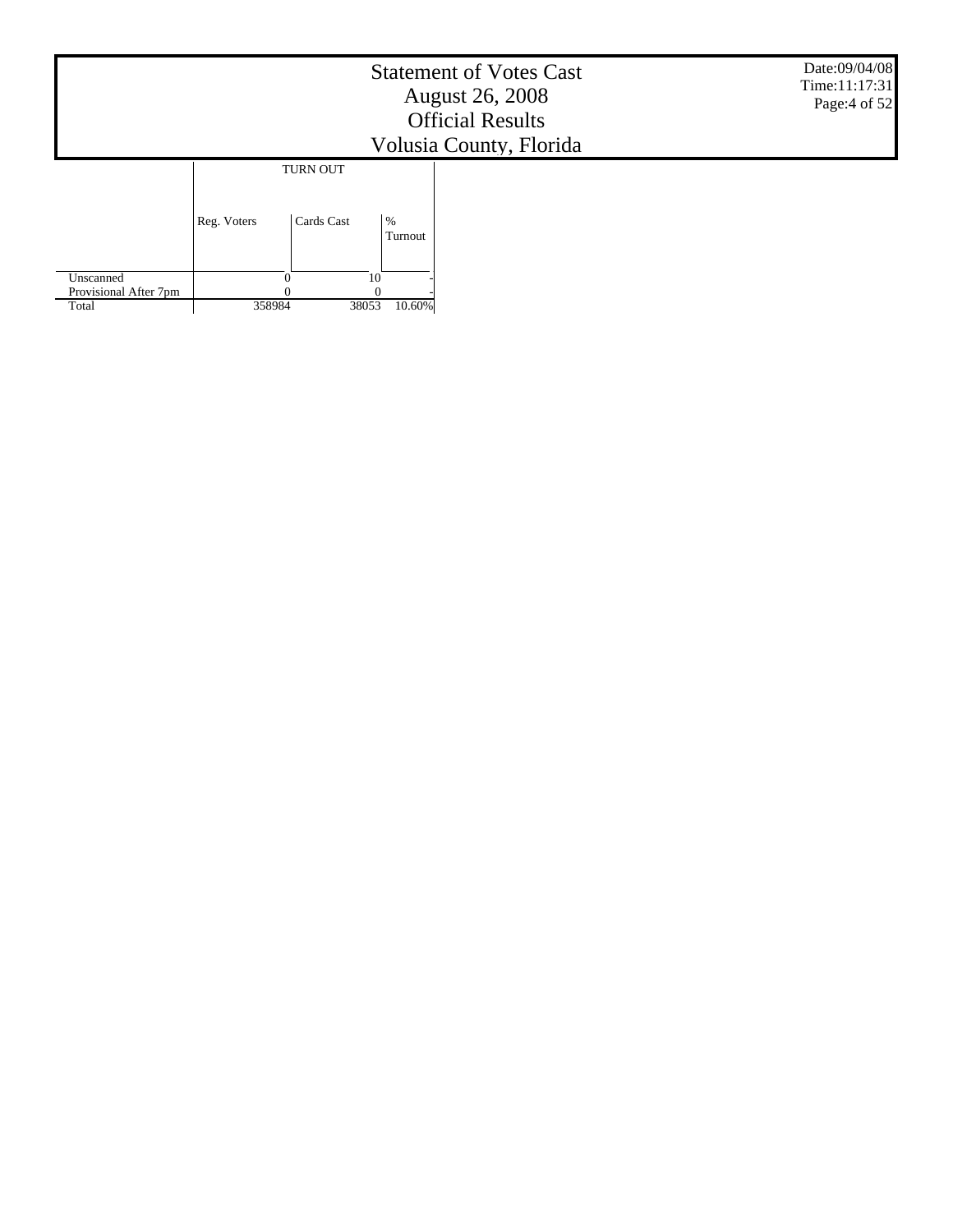# Statement of Votes Cast
## August 26, 2008
## Official Results
## Volusia County, Florida

Date:09/04/08
Time:11:17:31

| | TURN OUT | | |
|---|---|---|---|
| | Reg. Voters | Cards Cast | % Turnout |
| Unscanned | 0 | 10 | - |
| Provisional After 7pm | 0 | 0 | - |
| Total | 358984 | 38053 | 10.60% |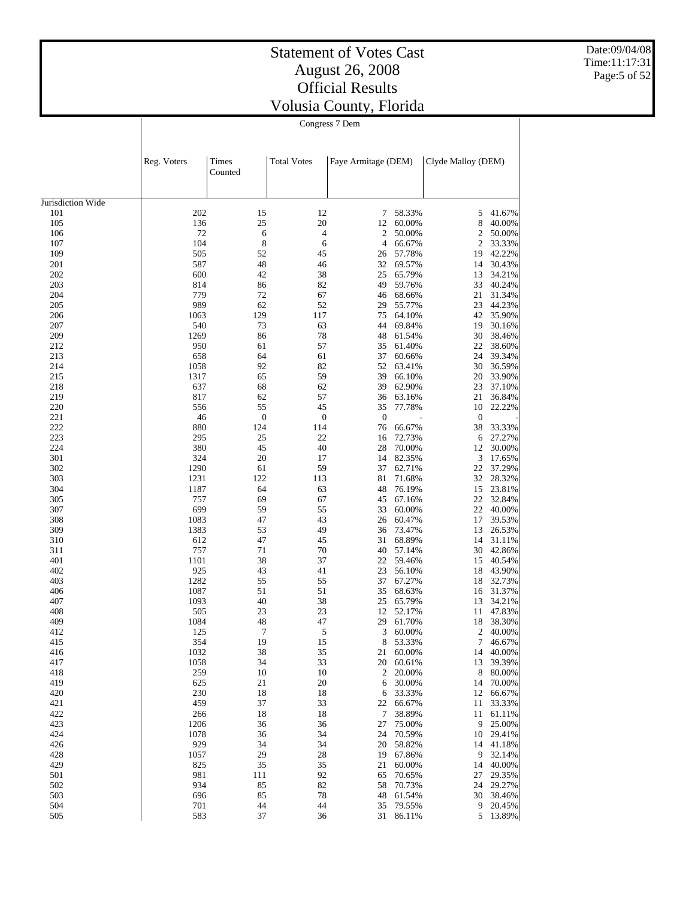# Statement of Votes Cast
## August 26, 2008
## Official Results
## Volusia County, Florida

Date:09/04/08
Time:11:17:31

Congress 7 Dem

| | Reg. Voters | Times Counted | Total Votes | Faye Armitage (DEM) | | Clyde Malloy (DEM) | |
|---|---|---|---|---|---|---|---|
| Jurisdiction Wide | | | | | | | |
| 101 | 202 | 15 | 12 | 7 | 58.33% | 5 | 41.67% |
| 105 | 136 | 25 | 20 | 12 | 60.00% | 8 | 40.00% |
| 106 | 72 | 6 | 4 | 2 | 50.00% | 2 | 50.00% |
| 107 | 104 | 8 | 6 | 4 | 66.67% | 2 | 33.33% |
| 109 | 505 | 52 | 45 | 26 | 57.78% | 19 | 42.22% |
| 201 | 587 | 48 | 46 | 32 | 69.57% | 14 | 30.43% |
| 202 | 600 | 42 | 38 | 25 | 65.79% | 13 | 34.21% |
| 203 | 814 | 86 | 82 | 49 | 59.76% | 33 | 40.24% |
| 204 | 779 | 72 | 67 | 46 | 68.66% | 21 | 31.34% |
| 205 | 989 | 62 | 52 | 29 | 55.77% | 23 | 44.23% |
| 206 | 1063 | 129 | 117 | 75 | 64.10% | 42 | 35.90% |
| 207 | 540 | 73 | 63 | 44 | 69.84% | 19 | 30.16% |
| 209 | 1269 | 86 | 78 | 48 | 61.54% | 30 | 38.46% |
| 212 | 950 | 61 | 57 | 35 | 61.40% | 22 | 38.60% |
| 213 | 658 | 64 | 61 | 37 | 60.66% | 24 | 39.34% |
| 214 | 1058 | 92 | 82 | 52 | 63.41% | 30 | 36.59% |
| 215 | 1317 | 65 | 59 | 39 | 66.10% | 20 | 33.90% |
| 218 | 637 | 68 | 62 | 39 | 62.90% | 23 | 37.10% |
| 219 | 817 | 62 | 57 | 36 | 63.16% | 21 | 36.84% |
| 220 | 556 | 55 | 45 | 35 | 77.78% | 10 | 22.22% |
| 221 | 46 | 0 | 0 | 0 | - | 0 | - |
| 222 | 880 | 124 | 114 | 76 | 66.67% | 38 | 33.33% |
| 223 | 295 | 25 | 22 | 16 | 72.73% | 6 | 27.27% |
| 224 | 380 | 45 | 40 | 28 | 70.00% | 12 | 30.00% |
| 301 | 324 | 20 | 17 | 14 | 82.35% | 3 | 17.65% |
| 302 | 1290 | 61 | 59 | 37 | 62.71% | 22 | 37.29% |
| 303 | 1231 | 122 | 113 | 81 | 71.68% | 32 | 28.32% |
| 304 | 1187 | 64 | 63 | 48 | 76.19% | 15 | 23.81% |
| 305 | 757 | 69 | 67 | 45 | 67.16% | 22 | 32.84% |
| 307 | 699 | 59 | 55 | 33 | 60.00% | 22 | 40.00% |
| 308 | 1083 | 47 | 43 | 26 | 60.47% | 17 | 39.53% |
| 309 | 1383 | 53 | 49 | 36 | 73.47% | 13 | 26.53% |
| 310 | 612 | 47 | 45 | 31 | 68.89% | 14 | 31.11% |
| 311 | 757 | 71 | 70 | 40 | 57.14% | 30 | 42.86% |
| 401 | 1101 | 38 | 37 | 22 | 59.46% | 15 | 40.54% |
| 402 | 925 | 43 | 41 | 23 | 56.10% | 18 | 43.90% |
| 403 | 1282 | 55 | 55 | 37 | 67.27% | 18 | 32.73% |
| 406 | 1087 | 51 | 51 | 35 | 68.63% | 16 | 31.37% |
| 407 | 1093 | 40 | 38 | 25 | 65.79% | 13 | 34.21% |
| 408 | 505 | 23 | 23 | 12 | 52.17% | 11 | 47.83% |
| 409 | 1084 | 48 | 47 | 29 | 61.70% | 18 | 38.30% |
| 412 | 125 | 7 | 5 | 3 | 60.00% | 2 | 40.00% |
| 415 | 354 | 19 | 15 | 8 | 53.33% | 7 | 46.67% |
| 416 | 1032 | 38 | 35 | 21 | 60.00% | 14 | 40.00% |
| 417 | 1058 | 34 | 33 | 20 | 60.61% | 13 | 39.39% |
| 418 | 259 | 10 | 10 | 2 | 20.00% | 8 | 80.00% |
| 419 | 625 | 21 | 20 | 6 | 30.00% | 14 | 70.00% |
| 420 | 230 | 18 | 18 | 6 | 33.33% | 12 | 66.67% |
| 421 | 459 | 37 | 33 | 22 | 66.67% | 11 | 33.33% |
| 422 | 266 | 18 | 18 | 7 | 38.89% | 11 | 61.11% |
| 423 | 1206 | 36 | 36 | 27 | 75.00% | 9 | 25.00% |
| 424 | 1078 | 36 | 34 | 24 | 70.59% | 10 | 29.41% |
| 426 | 929 | 34 | 34 | 20 | 58.82% | 14 | 41.18% |
| 428 | 1057 | 29 | 28 | 19 | 67.86% | 9 | 32.14% |
| 429 | 825 | 35 | 35 | 21 | 60.00% | 14 | 40.00% |
| 501 | 981 | 111 | 92 | 65 | 70.65% | 27 | 29.35% |
| 502 | 934 | 85 | 82 | 58 | 70.73% | 24 | 29.27% |
| 503 | 696 | 85 | 78 | 48 | 61.54% | 30 | 38.46% |
| 504 | 701 | 44 | 44 | 35 | 79.55% | 9 | 20.45% |
| 505 | 583 | 37 | 36 | 31 | 86.11% | 5 | 13.89% |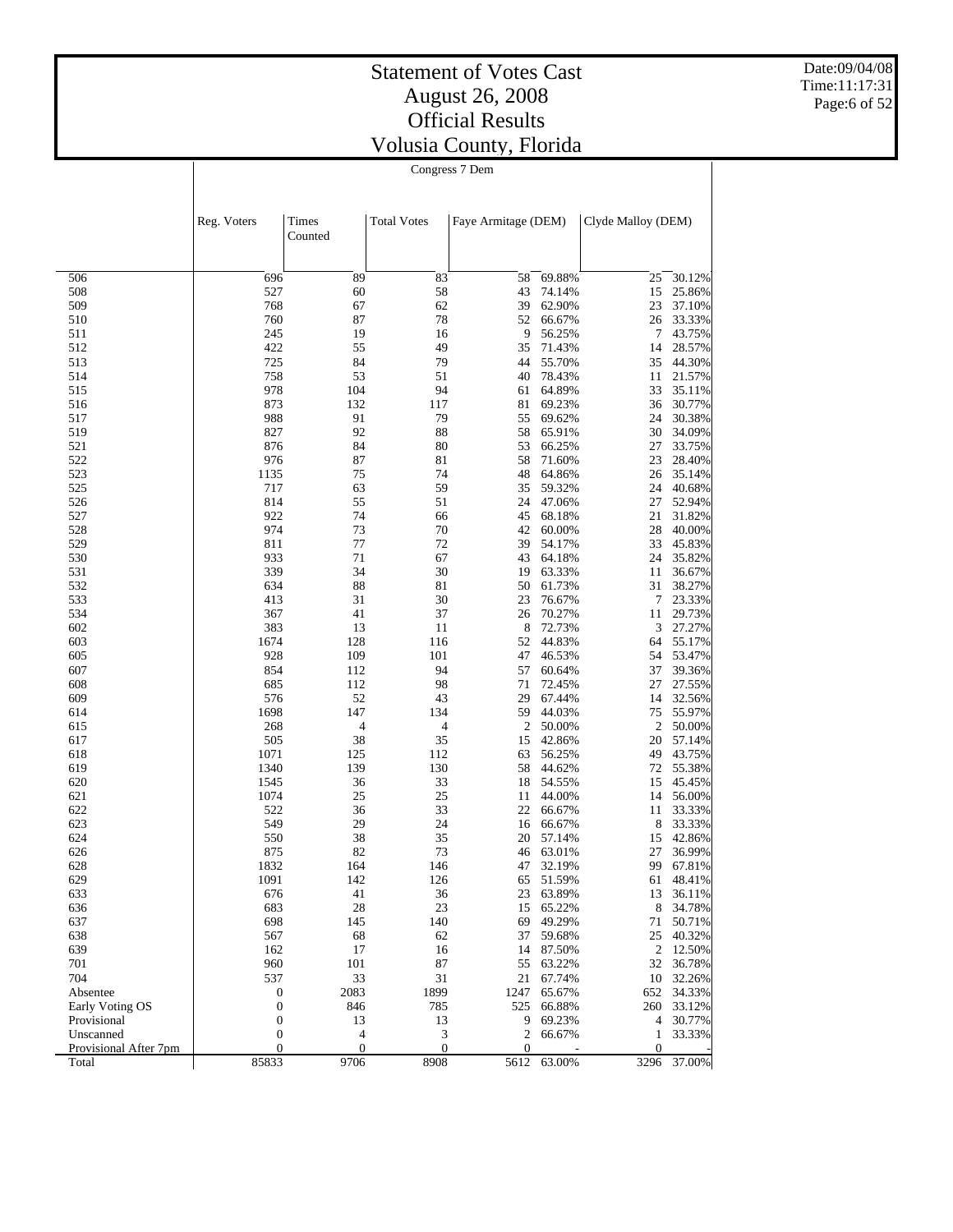# Statement of Votes Cast
# August 26, 2008
# Official Results
# Volusia County, Florida

Date:09/04/08
Time:11:17:31

Congress 7 Dem

| | Reg. Voters | Times Counted | Total Votes | Faye Armitage (DEM) | | Clyde Malloy (DEM) | |
|---|---|---|---|---|---|---|---|
| 506 | 696 | 89 | 83 | 58 | 69.88% | 25 | 30.12% |
| 508 | 527 | 60 | 58 | 43 | 74.14% | 15 | 25.86% |
| 509 | 768 | 67 | 62 | 39 | 62.90% | 23 | 37.10% |
| 510 | 760 | 87 | 78 | 52 | 66.67% | 26 | 33.33% |
| 511 | 245 | 19 | 16 | 9 | 56.25% | 7 | 43.75% |
| 512 | 422 | 55 | 49 | 35 | 71.43% | 14 | 28.57% |
| 513 | 725 | 84 | 79 | 44 | 55.70% | 35 | 44.30% |
| 514 | 758 | 53 | 51 | 40 | 78.43% | 11 | 21.57% |
| 515 | 978 | 104 | 94 | 61 | 64.89% | 33 | 35.11% |
| 516 | 873 | 132 | 117 | 81 | 69.23% | 36 | 30.77% |
| 517 | 988 | 91 | 79 | 55 | 69.62% | 24 | 30.38% |
| 519 | 827 | 92 | 88 | 58 | 65.91% | 30 | 34.09% |
| 521 | 876 | 84 | 80 | 53 | 66.25% | 27 | 33.75% |
| 522 | 976 | 87 | 81 | 58 | 71.60% | 23 | 28.40% |
| 523 | 1135 | 75 | 74 | 48 | 64.86% | 26 | 35.14% |
| 525 | 717 | 63 | 59 | 35 | 59.32% | 24 | 40.68% |
| 526 | 814 | 55 | 51 | 24 | 47.06% | 27 | 52.94% |
| 527 | 922 | 74 | 66 | 45 | 68.18% | 21 | 31.82% |
| 528 | 974 | 73 | 70 | 42 | 60.00% | 28 | 40.00% |
| 529 | 811 | 77 | 72 | 39 | 54.17% | 33 | 45.83% |
| 530 | 933 | 71 | 67 | 43 | 64.18% | 24 | 35.82% |
| 531 | 339 | 34 | 30 | 19 | 63.33% | 11 | 36.67% |
| 532 | 634 | 88 | 81 | 50 | 61.73% | 31 | 38.27% |
| 533 | 413 | 31 | 30 | 23 | 76.67% | 7 | 23.33% |
| 534 | 367 | 41 | 37 | 26 | 70.27% | 11 | 29.73% |
| 602 | 383 | 13 | 11 | 8 | 72.73% | 3 | 27.27% |
| 603 | 1674 | 128 | 116 | 52 | 44.83% | 64 | 55.17% |
| 605 | 928 | 109 | 101 | 47 | 46.53% | 54 | 53.47% |
| 607 | 854 | 112 | 94 | 57 | 60.64% | 37 | 39.36% |
| 608 | 685 | 112 | 98 | 71 | 72.45% | 27 | 27.55% |
| 609 | 576 | 52 | 43 | 29 | 67.44% | 14 | 32.56% |
| 614 | 1698 | 147 | 134 | 59 | 44.03% | 75 | 55.97% |
| 615 | 268 | 4 | 4 | 2 | 50.00% | 2 | 50.00% |
| 617 | 505 | 38 | 35 | 15 | 42.86% | 20 | 57.14% |
| 618 | 1071 | 125 | 112 | 63 | 56.25% | 49 | 43.75% |
| 619 | 1340 | 139 | 130 | 58 | 44.62% | 72 | 55.38% |
| 620 | 1545 | 36 | 33 | 18 | 54.55% | 15 | 45.45% |
| 621 | 1074 | 25 | 25 | 11 | 44.00% | 14 | 56.00% |
| 622 | 522 | 36 | 33 | 22 | 66.67% | 11 | 33.33% |
| 623 | 549 | 29 | 24 | 16 | 66.67% | 8 | 33.33% |
| 624 | 550 | 38 | 35 | 20 | 57.14% | 15 | 42.86% |
| 626 | 875 | 82 | 73 | 46 | 63.01% | 27 | 36.99% |
| 628 | 1832 | 164 | 146 | 47 | 32.19% | 99 | 67.81% |
| 629 | 1091 | 142 | 126 | 65 | 51.59% | 61 | 48.41% |
| 633 | 676 | 41 | 36 | 23 | 63.89% | 13 | 36.11% |
| 636 | 683 | 28 | 23 | 15 | 65.22% | 8 | 34.78% |
| 637 | 698 | 145 | 140 | 69 | 49.29% | 71 | 50.71% |
| 638 | 567 | 68 | 62 | 37 | 59.68% | 25 | 40.32% |
| 639 | 162 | 17 | 16 | 14 | 87.50% | 2 | 12.50% |
| 701 | 960 | 101 | 87 | 55 | 63.22% | 32 | 36.78% |
| 704 | 537 | 33 | 31 | 21 | 67.74% | 10 | 32.26% |
| Absentee | 0 | 2083 | 1899 | 1247 | 65.67% | 652 | 34.33% |
| Early Voting OS | 0 | 846 | 785 | 525 | 66.88% | 260 | 33.12% |
| Provisional | 0 | 13 | 13 | 9 | 69.23% | 4 | 30.77% |
| Unscanned | 0 | 4 | 3 | 2 | 66.67% | 1 | 33.33% |
| Provisional After 7pm | 0 | 0 | 0 | 0 | - | 0 | - |
| Total | 85833 | 9706 | 8908 | 5612 | 63.00% | 3296 | 37.00% |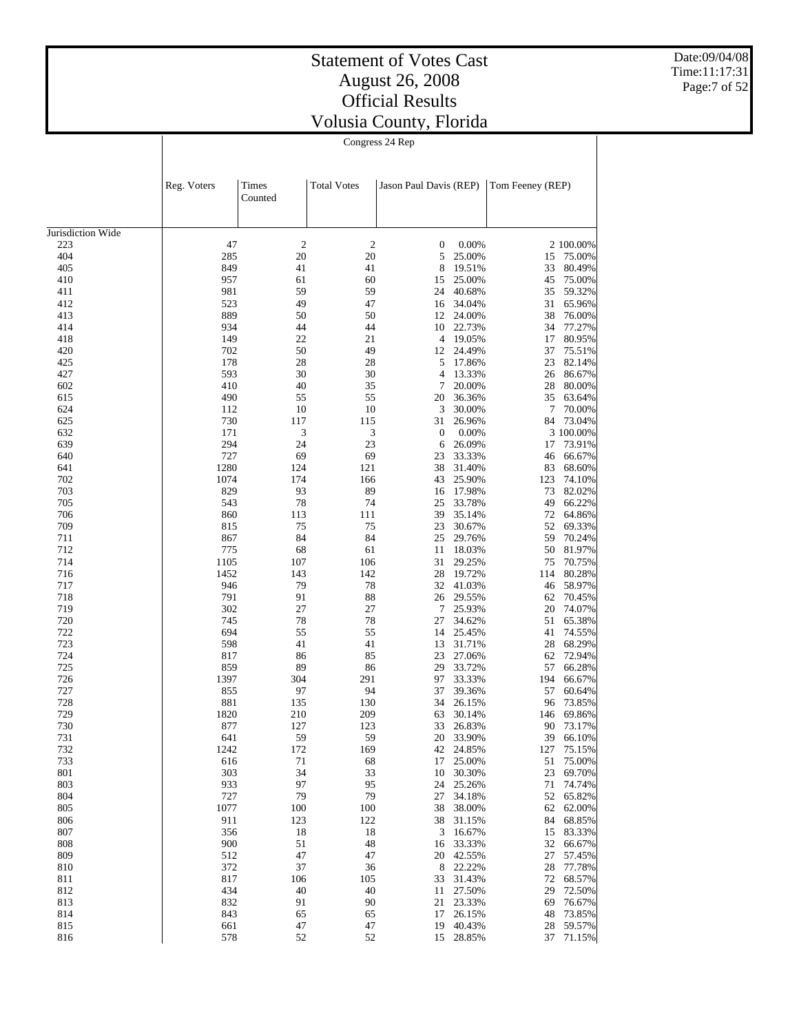# Statement of Votes Cast
# August 26, 2008
# Official Results
# Volusia County, Florida

Date:09/04/08
Time:11:17:31

Congress 24 Rep

| | Reg. Voters | Times Counted | Total Votes | Jason Paul Davis (REP) | | Tom Feeney (REP) | |
|---|---|---|---|---|---|---|---|
| Jurisdiction Wide | | | | | | | |
| 223 | 47 | 2 | 2 | 0 | 0.00% | 2 | 100.00% |
| 404 | 285 | 20 | 20 | 5 | 25.00% | 15 | 75.00% |
| 405 | 849 | 41 | 41 | 8 | 19.51% | 33 | 80.49% |
| 410 | 957 | 61 | 60 | 15 | 25.00% | 45 | 75.00% |
| 411 | 981 | 59 | 59 | 24 | 40.68% | 35 | 59.32% |
| 412 | 523 | 49 | 47 | 16 | 34.04% | 31 | 65.96% |
| 413 | 889 | 50 | 50 | 12 | 24.00% | 38 | 76.00% |
| 414 | 934 | 44 | 44 | 10 | 22.73% | 34 | 77.27% |
| 418 | 149 | 22 | 21 | 4 | 19.05% | 17 | 80.95% |
| 420 | 702 | 50 | 49 | 12 | 24.49% | 37 | 75.51% |
| 425 | 178 | 28 | 28 | 5 | 17.86% | 23 | 82.14% |
| 427 | 593 | 30 | 30 | 4 | 13.33% | 26 | 86.67% |
| 602 | 410 | 40 | 35 | 7 | 20.00% | 28 | 80.00% |
| 615 | 490 | 55 | 55 | 20 | 36.36% | 35 | 63.64% |
| 624 | 112 | 10 | 10 | 3 | 30.00% | 7 | 70.00% |
| 625 | 730 | 117 | 115 | 31 | 26.96% | 84 | 73.04% |
| 632 | 171 | 3 | 3 | 0 | 0.00% | 3 | 100.00% |
| 639 | 294 | 24 | 23 | 6 | 26.09% | 17 | 73.91% |
| 640 | 727 | 69 | 69 | 23 | 33.33% | 46 | 66.67% |
| 641 | 1280 | 124 | 121 | 38 | 31.40% | 83 | 68.60% |
| 702 | 1074 | 174 | 166 | 43 | 25.90% | 123 | 74.10% |
| 703 | 829 | 93 | 89 | 16 | 17.98% | 73 | 82.02% |
| 705 | 543 | 78 | 74 | 25 | 33.78% | 49 | 66.22% |
| 706 | 860 | 113 | 111 | 39 | 35.14% | 72 | 64.86% |
| 709 | 815 | 75 | 75 | 23 | 30.67% | 52 | 69.33% |
| 711 | 867 | 84 | 84 | 25 | 29.76% | 59 | 70.24% |
| 712 | 775 | 68 | 61 | 11 | 18.03% | 50 | 81.97% |
| 714 | 1105 | 107 | 106 | 31 | 29.25% | 75 | 70.75% |
| 716 | 1452 | 143 | 142 | 28 | 19.72% | 114 | 80.28% |
| 717 | 946 | 79 | 78 | 32 | 41.03% | 46 | 58.97% |
| 718 | 791 | 91 | 88 | 26 | 29.55% | 62 | 70.45% |
| 719 | 302 | 27 | 27 | 7 | 25.93% | 20 | 74.07% |
| 720 | 745 | 78 | 78 | 27 | 34.62% | 51 | 65.38% |
| 722 | 694 | 55 | 55 | 14 | 25.45% | 41 | 74.55% |
| 723 | 598 | 41 | 41 | 13 | 31.71% | 28 | 68.29% |
| 724 | 817 | 86 | 85 | 23 | 27.06% | 62 | 72.94% |
| 725 | 859 | 89 | 86 | 29 | 33.72% | 57 | 66.28% |
| 726 | 1397 | 304 | 291 | 97 | 33.33% | 194 | 66.67% |
| 727 | 855 | 97 | 94 | 37 | 39.36% | 57 | 60.64% |
| 728 | 881 | 135 | 130 | 34 | 26.15% | 96 | 73.85% |
| 729 | 1820 | 210 | 209 | 63 | 30.14% | 146 | 69.86% |
| 730 | 877 | 127 | 123 | 33 | 26.83% | 90 | 73.17% |
| 731 | 641 | 59 | 59 | 20 | 33.90% | 39 | 66.10% |
| 732 | 1242 | 172 | 169 | 42 | 24.85% | 127 | 75.15% |
| 733 | 616 | 71 | 68 | 17 | 25.00% | 51 | 75.00% |
| 801 | 303 | 34 | 33 | 10 | 30.30% | 23 | 69.70% |
| 803 | 933 | 97 | 95 | 24 | 25.26% | 71 | 74.74% |
| 804 | 727 | 79 | 79 | 27 | 34.18% | 52 | 65.82% |
| 805 | 1077 | 100 | 100 | 38 | 38.00% | 62 | 62.00% |
| 806 | 911 | 123 | 122 | 38 | 31.15% | 84 | 68.85% |
| 807 | 356 | 18 | 18 | 3 | 16.67% | 15 | 83.33% |
| 808 | 900 | 51 | 48 | 16 | 33.33% | 32 | 66.67% |
| 809 | 512 | 47 | 47 | 20 | 42.55% | 27 | 57.45% |
| 810 | 372 | 37 | 36 | 8 | 22.22% | 28 | 77.78% |
| 811 | 817 | 106 | 105 | 33 | 31.43% | 72 | 68.57% |
| 812 | 434 | 40 | 40 | 11 | 27.50% | 29 | 72.50% |
| 813 | 832 | 91 | 90 | 21 | 23.33% | 69 | 76.67% |
| 814 | 843 | 65 | 65 | 17 | 26.15% | 48 | 73.85% |
| 815 | 661 | 47 | 47 | 19 | 40.43% | 28 | 59.57% |
| 816 | 578 | 52 | 52 | 15 | 28.85% | 37 | 71.15% |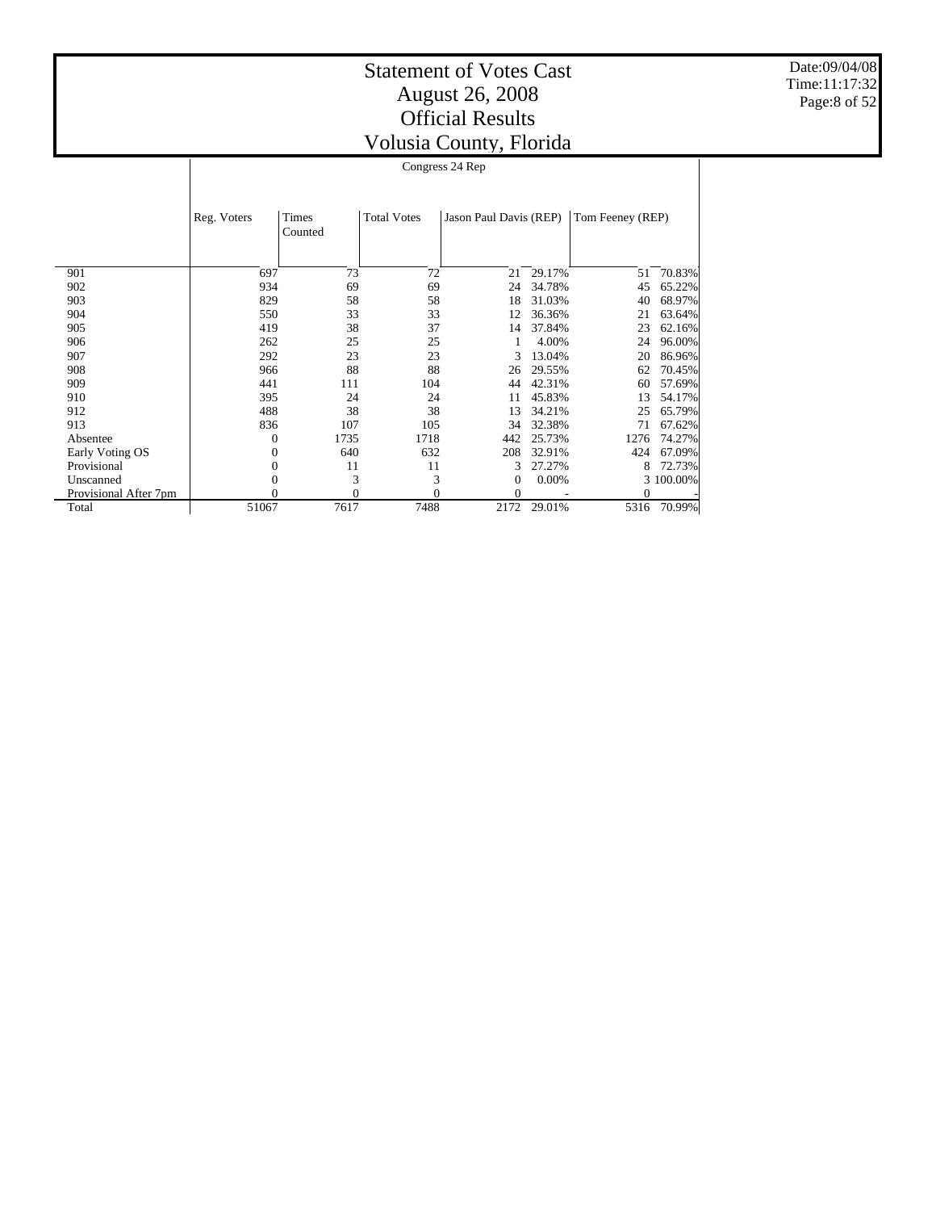# Statement of Votes Cast
# August 26, 2008
# Official Results
# Volusia County, Florida

Date:09/04/08
Time:11:17:32

| | Congress 24 Rep | | | | | | |
|---|---|---|---|---|---|---|---|
| | Reg. Voters | Times Counted | Total Votes | Jason Paul Davis (REP) | | Tom Feeney (REP) | |
| 901 | 697 | 73 | 72 | 21 | 29.17% | 51 | 70.83% |
| 902 | 934 | 69 | 69 | 24 | 34.78% | 45 | 65.22% |
| 903 | 829 | 58 | 58 | 18 | 31.03% | 40 | 68.97% |
| 904 | 550 | 33 | 33 | 12 | 36.36% | 21 | 63.64% |
| 905 | 419 | 38 | 37 | 14 | 37.84% | 23 | 62.16% |
| 906 | 262 | 25 | 25 | 1 | 4.00% | 24 | 96.00% |
| 907 | 292 | 23 | 23 | 3 | 13.04% | 20 | 86.96% |
| 908 | 966 | 88 | 88 | 26 | 29.55% | 62 | 70.45% |
| 909 | 441 | 111 | 104 | 44 | 42.31% | 60 | 57.69% |
| 910 | 395 | 24 | 24 | 11 | 45.83% | 13 | 54.17% |
| 912 | 488 | 38 | 38 | 13 | 34.21% | 25 | 65.79% |
| 913 | 836 | 107 | 105 | 34 | 32.38% | 71 | 67.62% |
| Absentee | 0 | 1735 | 1718 | 442 | 25.73% | 1276 | 74.27% |
| Early Voting OS | 0 | 640 | 632 | 208 | 32.91% | 424 | 67.09% |
| Provisional | 0 | 11 | 11 | 3 | 27.27% | 8 | 72.73% |
| Unscanned | 0 | 3 | 3 | 0 | 0.00% | 3 | 100.00% |
| Provisional After 7pm | 0 | 0 | 0 | 0 | - | 0 | - |
| Total | 51067 | 7617 | 7488 | 2172 | 29.01% | 5316 | 70.99% |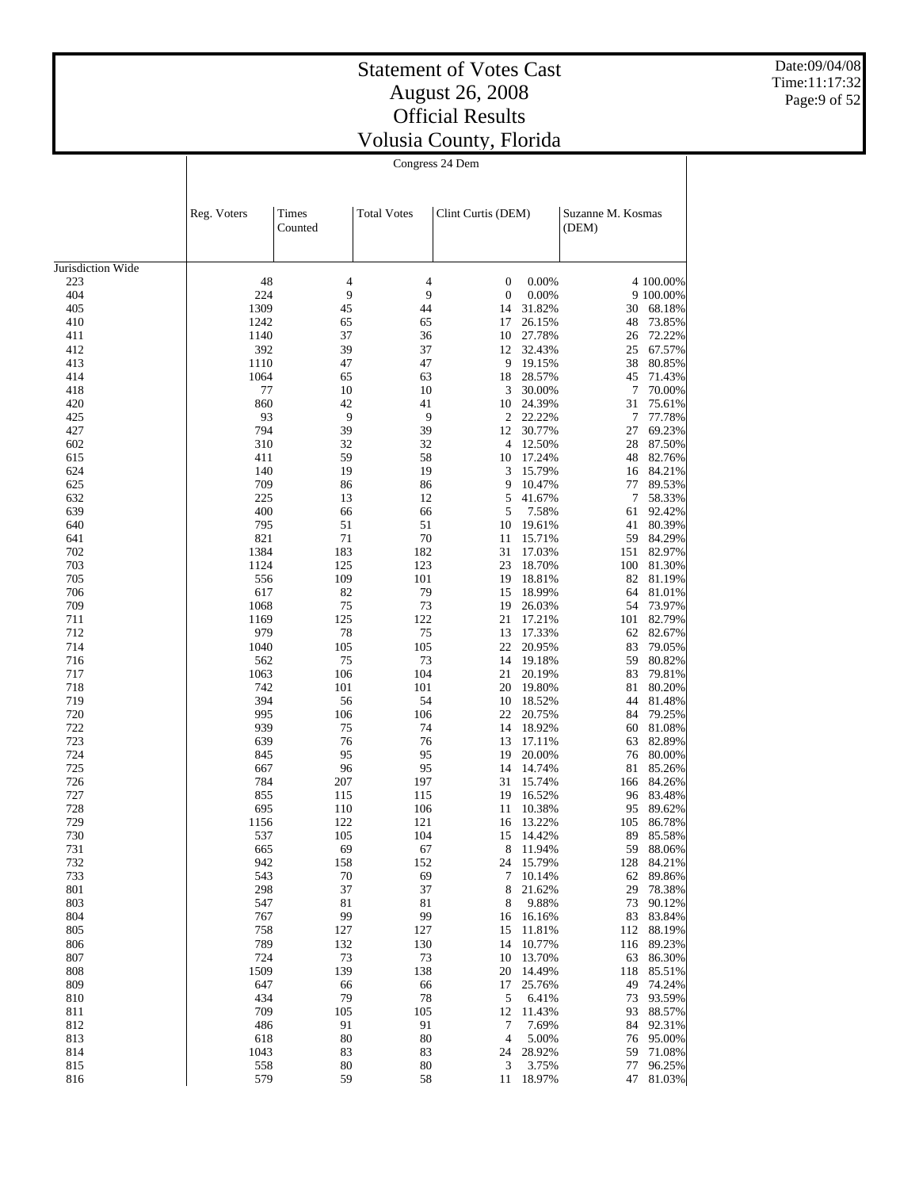# Statement of Votes Cast
## August 26, 2008
## Official Results
## Volusia County, Florida

Congress 24 Dem

| | Reg. Voters | Times Counted | Total Votes | Clint Curtis (DEM) | | Suzanne M. Kosmas (DEM) | |
|---|---|---|---|---|---|---|---|
| Jurisdiction Wide | | | | | | | |
| 223 | 48 | 4 | 4 | 0 | 0.00% | 4 | 100.00% |
| 404 | 224 | 9 | 9 | 0 | 0.00% | 9 | 100.00% |
| 405 | 1309 | 45 | 44 | 14 | 31.82% | 30 | 68.18% |
| 410 | 1242 | 65 | 65 | 17 | 26.15% | 48 | 73.85% |
| 411 | 1140 | 37 | 36 | 10 | 27.78% | 26 | 72.22% |
| 412 | 392 | 39 | 37 | 12 | 32.43% | 25 | 67.57% |
| 413 | 1110 | 47 | 47 | 9 | 19.15% | 38 | 80.85% |
| 414 | 1064 | 65 | 63 | 18 | 28.57% | 45 | 71.43% |
| 418 | 77 | 10 | 10 | 3 | 30.00% | 7 | 70.00% |
| 420 | 860 | 42 | 41 | 10 | 24.39% | 31 | 75.61% |
| 425 | 93 | 9 | 9 | 2 | 22.22% | 7 | 77.78% |
| 427 | 794 | 39 | 39 | 12 | 30.77% | 27 | 69.23% |
| 602 | 310 | 32 | 32 | 4 | 12.50% | 28 | 87.50% |
| 615 | 411 | 59 | 58 | 10 | 17.24% | 48 | 82.76% |
| 624 | 140 | 19 | 19 | 3 | 15.79% | 16 | 84.21% |
| 625 | 709 | 86 | 86 | 9 | 10.47% | 77 | 89.53% |
| 632 | 225 | 13 | 12 | 5 | 41.67% | 7 | 58.33% |
| 639 | 400 | 66 | 66 | 5 | 7.58% | 61 | 92.42% |
| 640 | 795 | 51 | 51 | 10 | 19.61% | 41 | 80.39% |
| 641 | 821 | 71 | 70 | 11 | 15.71% | 59 | 84.29% |
| 702 | 1384 | 183 | 182 | 31 | 17.03% | 151 | 82.97% |
| 703 | 1124 | 125 | 123 | 23 | 18.70% | 100 | 81.30% |
| 705 | 556 | 109 | 101 | 19 | 18.81% | 82 | 81.19% |
| 706 | 617 | 82 | 79 | 15 | 18.99% | 64 | 81.01% |
| 709 | 1068 | 75 | 73 | 19 | 26.03% | 54 | 73.97% |
| 711 | 1169 | 125 | 122 | 21 | 17.21% | 101 | 82.79% |
| 712 | 979 | 78 | 75 | 13 | 17.33% | 62 | 82.67% |
| 714 | 1040 | 105 | 105 | 22 | 20.95% | 83 | 79.05% |
| 716 | 562 | 75 | 73 | 14 | 19.18% | 59 | 80.82% |
| 717 | 1063 | 106 | 104 | 21 | 20.19% | 83 | 79.81% |
| 718 | 742 | 101 | 101 | 20 | 19.80% | 81 | 80.20% |
| 719 | 394 | 56 | 54 | 10 | 18.52% | 44 | 81.48% |
| 720 | 995 | 106 | 106 | 22 | 20.75% | 84 | 79.25% |
| 722 | 939 | 75 | 74 | 14 | 18.92% | 60 | 81.08% |
| 723 | 639 | 76 | 76 | 13 | 17.11% | 63 | 82.89% |
| 724 | 845 | 95 | 95 | 19 | 20.00% | 76 | 80.00% |
| 725 | 667 | 96 | 95 | 14 | 14.74% | 81 | 85.26% |
| 726 | 784 | 207 | 197 | 31 | 15.74% | 166 | 84.26% |
| 727 | 855 | 115 | 115 | 19 | 16.52% | 96 | 83.48% |
| 728 | 695 | 110 | 106 | 11 | 10.38% | 95 | 89.62% |
| 729 | 1156 | 122 | 121 | 16 | 13.22% | 105 | 86.78% |
| 730 | 537 | 105 | 104 | 15 | 14.42% | 89 | 85.58% |
| 731 | 665 | 69 | 67 | 8 | 11.94% | 59 | 88.06% |
| 732 | 942 | 158 | 152 | 24 | 15.79% | 128 | 84.21% |
| 733 | 543 | 70 | 69 | 7 | 10.14% | 62 | 89.86% |
| 801 | 298 | 37 | 37 | 8 | 21.62% | 29 | 78.38% |
| 803 | 547 | 81 | 81 | 8 | 9.88% | 73 | 90.12% |
| 804 | 767 | 99 | 99 | 16 | 16.16% | 83 | 83.84% |
| 805 | 758 | 127 | 127 | 15 | 11.81% | 112 | 88.19% |
| 806 | 789 | 132 | 130 | 14 | 10.77% | 116 | 89.23% |
| 807 | 724 | 73 | 73 | 10 | 13.70% | 63 | 86.30% |
| 808 | 1509 | 139 | 138 | 20 | 14.49% | 118 | 85.51% |
| 809 | 647 | 66 | 66 | 17 | 25.76% | 49 | 74.24% |
| 810 | 434 | 79 | 78 | 5 | 6.41% | 73 | 93.59% |
| 811 | 709 | 105 | 105 | 12 | 11.43% | 93 | 88.57% |
| 812 | 486 | 91 | 91 | 7 | 7.69% | 84 | 92.31% |
| 813 | 618 | 80 | 80 | 4 | 5.00% | 76 | 95.00% |
| 814 | 1043 | 83 | 83 | 24 | 28.92% | 59 | 71.08% |
| 815 | 558 | 80 | 80 | 3 | 3.75% | 77 | 96.25% |
| 816 | 579 | 59 | 58 | 11 | 18.97% | 47 | 81.03% |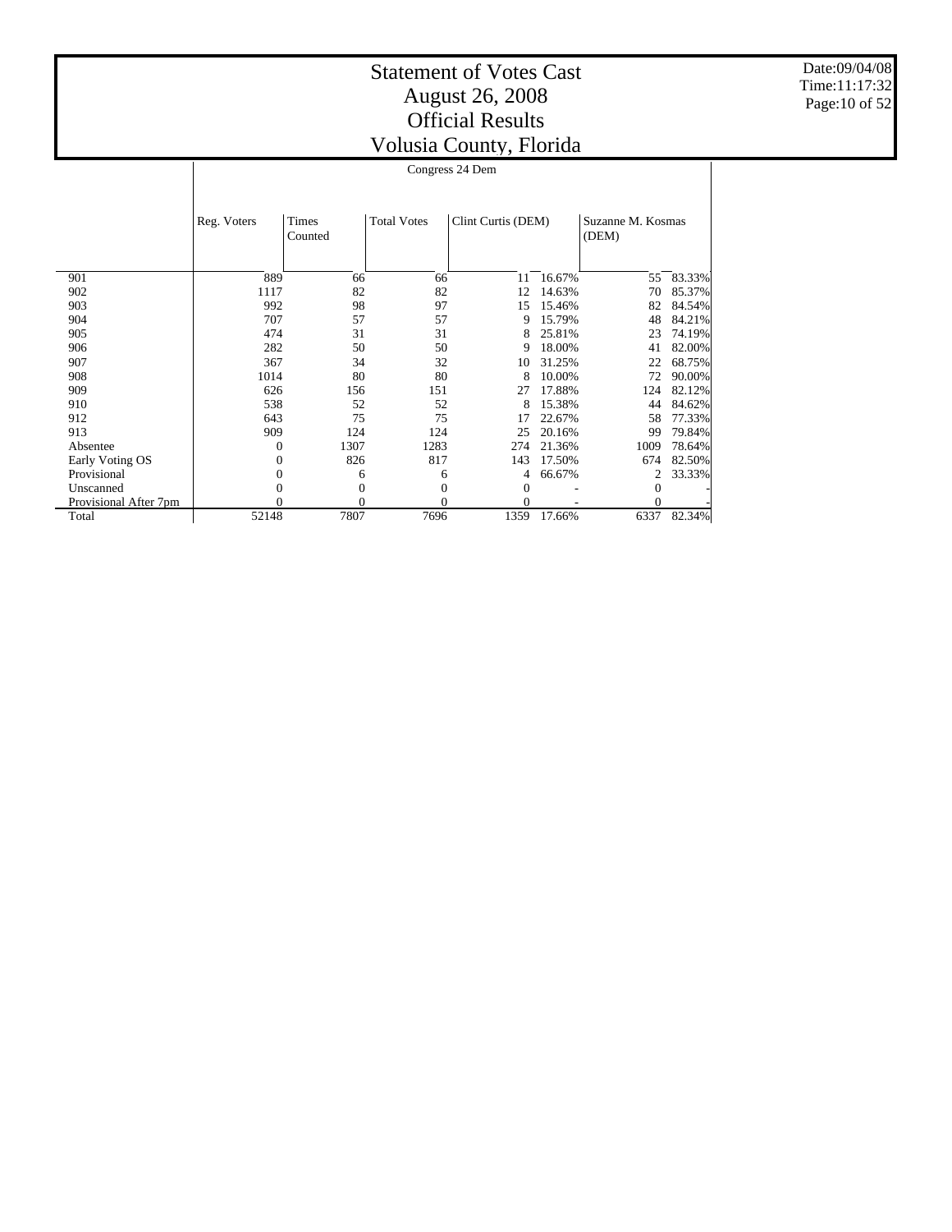# Statement of Votes Cast
# August 26, 2008
# Official Results
# Volusia County, Florida

Date:09/04/08
Time:11:17:32

| | Congress 24 Dem | | | | | | |
|---|---|---|---|---|---|---|---|
| | Reg. Voters | Times Counted | Total Votes | Clint Curtis (DEM) | | Suzanne M. Kosmas (DEM) | |
| 901 | 889 | 66 | 66 | 11 | 16.67% | 55 | 83.33% |
| 902 | 1117 | 82 | 82 | 12 | 14.63% | 70 | 85.37% |
| 903 | 992 | 98 | 97 | 15 | 15.46% | 82 | 84.54% |
| 904 | 707 | 57 | 57 | 9 | 15.79% | 48 | 84.21% |
| 905 | 474 | 31 | 31 | 8 | 25.81% | 23 | 74.19% |
| 906 | 282 | 50 | 50 | 9 | 18.00% | 41 | 82.00% |
| 907 | 367 | 34 | 32 | 10 | 31.25% | 22 | 68.75% |
| 908 | 1014 | 80 | 80 | 8 | 10.00% | 72 | 90.00% |
| 909 | 626 | 156 | 151 | 27 | 17.88% | 124 | 82.12% |
| 910 | 538 | 52 | 52 | 8 | 15.38% | 44 | 84.62% |
| 912 | 643 | 75 | 75 | 17 | 22.67% | 58 | 77.33% |
| 913 | 909 | 124 | 124 | 25 | 20.16% | 99 | 79.84% |
| Absentee | 0 | 1307 | 1283 | 274 | 21.36% | 1009 | 78.64% |
| Early Voting OS | 0 | 826 | 817 | 143 | 17.50% | 674 | 82.50% |
| Provisional | 0 | 6 | 6 | 4 | 66.67% | 2 | 33.33% |
| Unscanned | 0 | 0 | 0 | 0 | - | 0 | - |
| Provisional After 7pm | 0 | 0 | 0 | 0 | - | 0 | - |
| Total | 52148 | 7807 | 7696 | 1359 | 17.66% | 6337 | 82.34% |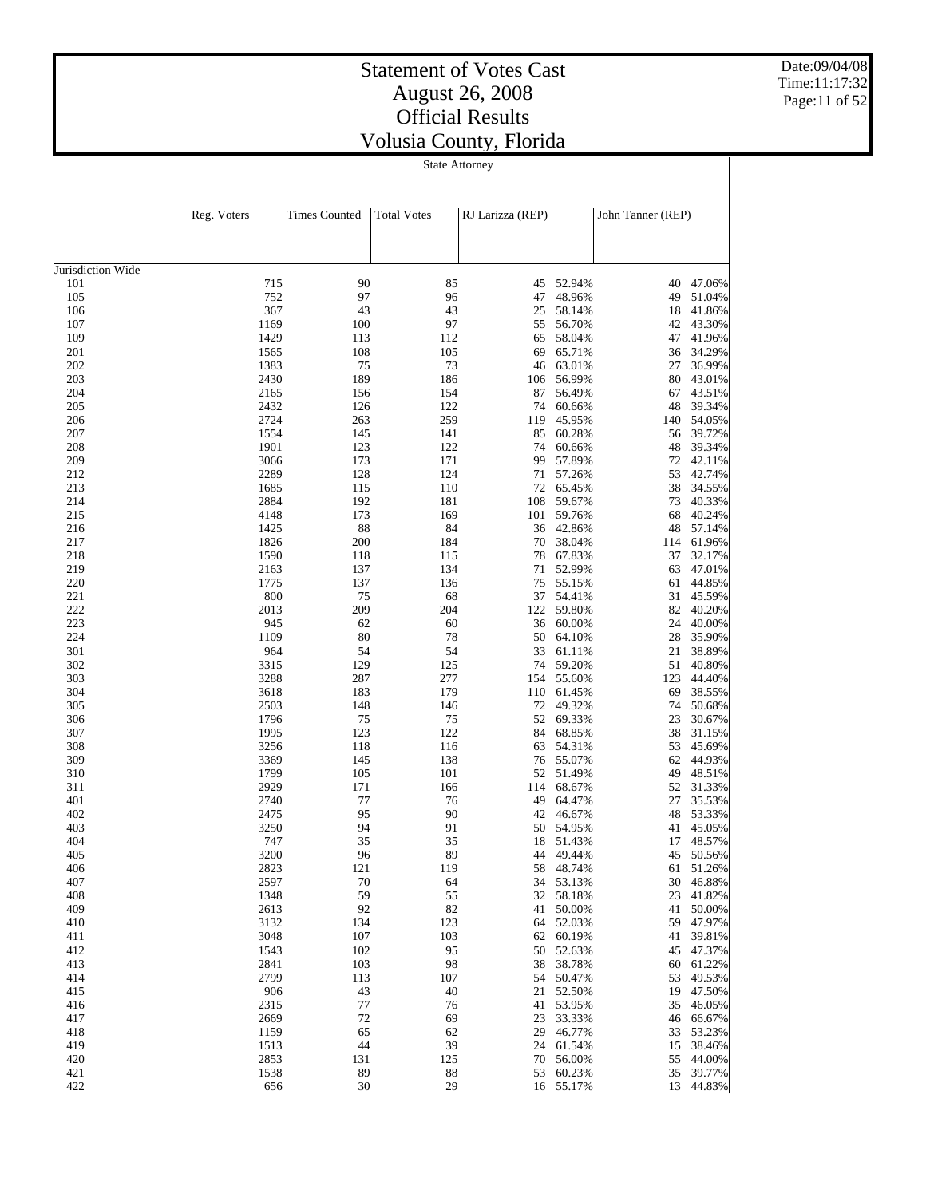# Statement of Votes Cast
# August 26, 2008
# Official Results
# Volusia County, Florida

Date:09/04/08
Time:11:17:32

State Attorney

| | Reg. Voters | Times Counted | Total Votes | RJ Larizza (REP) | | John Tanner (REP) | |
|---|---|---|---|---|---|---|---|
| Jurisdiction Wide | | | | | | | |
| 101 | 715 | 90 | 85 | 45 | 52.94% | 40 | 47.06% |
| 105 | 752 | 97 | 96 | 47 | 48.96% | 49 | 51.04% |
| 106 | 367 | 43 | 43 | 25 | 58.14% | 18 | 41.86% |
| 107 | 1169 | 100 | 97 | 55 | 56.70% | 42 | 43.30% |
| 109 | 1429 | 113 | 112 | 65 | 58.04% | 47 | 41.96% |
| 201 | 1565 | 108 | 105 | 69 | 65.71% | 36 | 34.29% |
| 202 | 1383 | 75 | 73 | 46 | 63.01% | 27 | 36.99% |
| 203 | 2430 | 189 | 186 | 106 | 56.99% | 80 | 43.01% |
| 204 | 2165 | 156 | 154 | 87 | 56.49% | 67 | 43.51% |
| 205 | 2432 | 126 | 122 | 74 | 60.66% | 48 | 39.34% |
| 206 | 2724 | 263 | 259 | 119 | 45.95% | 140 | 54.05% |
| 207 | 1554 | 145 | 141 | 85 | 60.28% | 56 | 39.72% |
| 208 | 1901 | 123 | 122 | 74 | 60.66% | 48 | 39.34% |
| 209 | 3066 | 173 | 171 | 99 | 57.89% | 72 | 42.11% |
| 212 | 2289 | 128 | 124 | 71 | 57.26% | 53 | 42.74% |
| 213 | 1685 | 115 | 110 | 72 | 65.45% | 38 | 34.55% |
| 214 | 2884 | 192 | 181 | 108 | 59.67% | 73 | 40.33% |
| 215 | 4148 | 173 | 169 | 101 | 59.76% | 68 | 40.24% |
| 216 | 1425 | 88 | 84 | 36 | 42.86% | 48 | 57.14% |
| 217 | 1826 | 200 | 184 | 70 | 38.04% | 114 | 61.96% |
| 218 | 1590 | 118 | 115 | 78 | 67.83% | 37 | 32.17% |
| 219 | 2163 | 137 | 134 | 71 | 52.99% | 63 | 47.01% |
| 220 | 1775 | 137 | 136 | 75 | 55.15% | 61 | 44.85% |
| 221 | 800 | 75 | 68 | 37 | 54.41% | 31 | 45.59% |
| 222 | 2013 | 209 | 204 | 122 | 59.80% | 82 | 40.20% |
| 223 | 945 | 62 | 60 | 36 | 60.00% | 24 | 40.00% |
| 224 | 1109 | 80 | 78 | 50 | 64.10% | 28 | 35.90% |
| 301 | 964 | 54 | 54 | 33 | 61.11% | 21 | 38.89% |
| 302 | 3315 | 129 | 125 | 74 | 59.20% | 51 | 40.80% |
| 303 | 3288 | 287 | 277 | 154 | 55.60% | 123 | 44.40% |
| 304 | 3618 | 183 | 179 | 110 | 61.45% | 69 | 38.55% |
| 305 | 2503 | 148 | 146 | 72 | 49.32% | 74 | 50.68% |
| 306 | 1796 | 75 | 75 | 52 | 69.33% | 23 | 30.67% |
| 307 | 1995 | 123 | 122 | 84 | 68.85% | 38 | 31.15% |
| 308 | 3256 | 118 | 116 | 63 | 54.31% | 53 | 45.69% |
| 309 | 3369 | 145 | 138 | 76 | 55.07% | 62 | 44.93% |
| 310 | 1799 | 105 | 101 | 52 | 51.49% | 49 | 48.51% |
| 311 | 2929 | 171 | 166 | 114 | 68.67% | 52 | 31.33% |
| 401 | 2740 | 77 | 76 | 49 | 64.47% | 27 | 35.53% |
| 402 | 2475 | 95 | 90 | 42 | 46.67% | 48 | 53.33% |
| 403 | 3250 | 94 | 91 | 50 | 54.95% | 41 | 45.05% |
| 404 | 747 | 35 | 35 | 18 | 51.43% | 17 | 48.57% |
| 405 | 3200 | 96 | 89 | 44 | 49.44% | 45 | 50.56% |
| 406 | 2823 | 121 | 119 | 58 | 48.74% | 61 | 51.26% |
| 407 | 2597 | 70 | 64 | 34 | 53.13% | 30 | 46.88% |
| 408 | 1348 | 59 | 55 | 32 | 58.18% | 23 | 41.82% |
| 409 | 2613 | 92 | 82 | 41 | 50.00% | 41 | 50.00% |
| 410 | 3132 | 134 | 123 | 64 | 52.03% | 59 | 47.97% |
| 411 | 3048 | 107 | 103 | 62 | 60.19% | 41 | 39.81% |
| 412 | 1543 | 102 | 95 | 50 | 52.63% | 45 | 47.37% |
| 413 | 2841 | 103 | 98 | 38 | 38.78% | 60 | 61.22% |
| 414 | 2799 | 113 | 107 | 54 | 50.47% | 53 | 49.53% |
| 415 | 906 | 43 | 40 | 21 | 52.50% | 19 | 47.50% |
| 416 | 2315 | 77 | 76 | 41 | 53.95% | 35 | 46.05% |
| 417 | 2669 | 72 | 69 | 23 | 33.33% | 46 | 66.67% |
| 418 | 1159 | 65 | 62 | 29 | 46.77% | 33 | 53.23% |
| 419 | 1513 | 44 | 39 | 24 | 61.54% | 15 | 38.46% |
| 420 | 2853 | 131 | 125 | 70 | 56.00% | 55 | 44.00% |
| 421 | 1538 | 89 | 88 | 53 | 60.23% | 35 | 39.77% |
| 422 | 656 | 30 | 29 | 16 | 55.17% | 13 | 44.83% |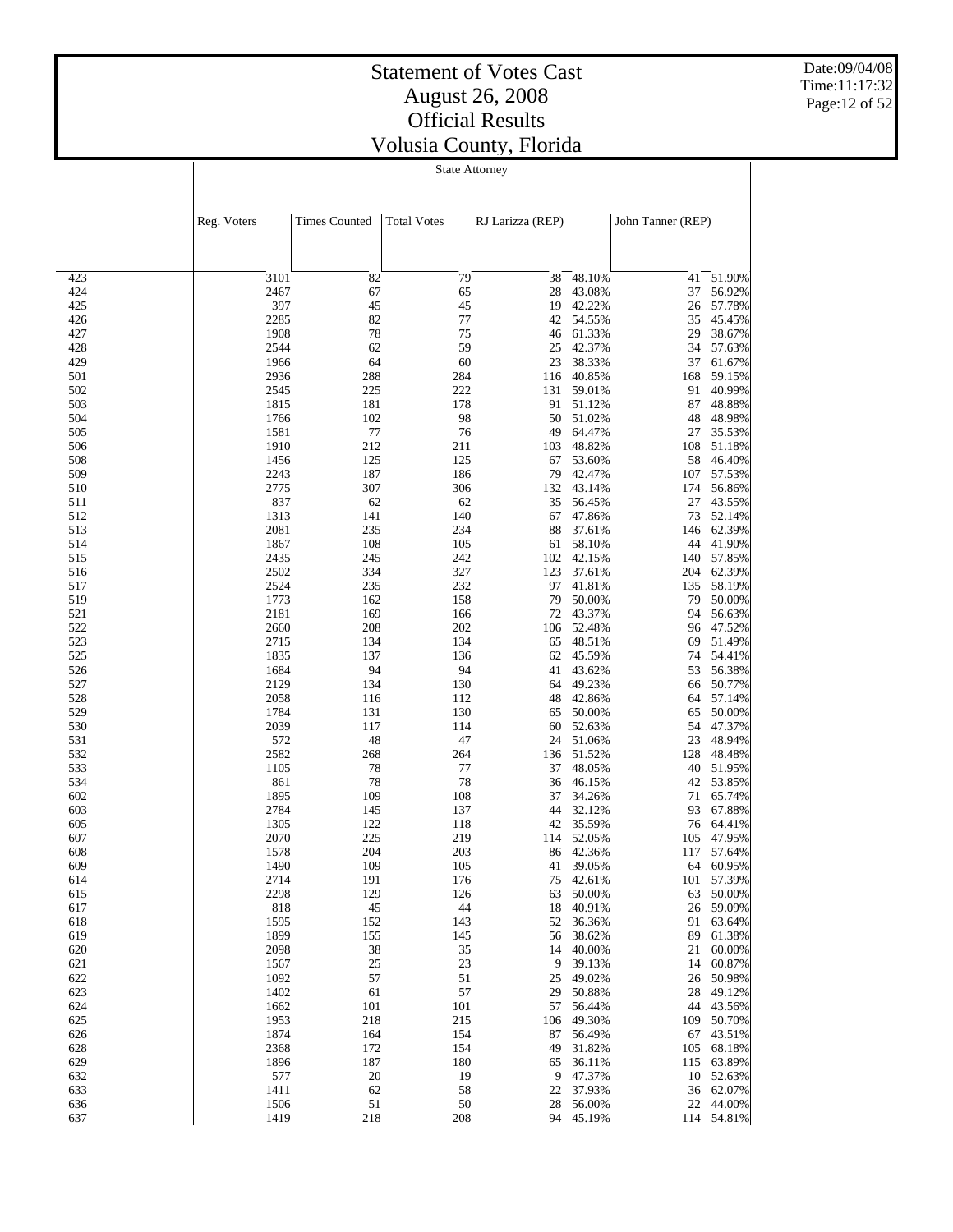# Statement of Votes Cast
# August 26, 2008
# Official Results
# Volusia County, Florida

Date:09/04/08
Time:11:17:32

## State Attorney

| | Reg. Voters | Times Counted | Total Votes | RJ Larizza (REP) | | John Tanner (REP) | |
|---|---|---|---|---|---|---|---|
| 423 | 3101 | 82 | 79 | 38 | 48.10% | 41 | 51.90% |
| 424 | 2467 | 67 | 65 | 28 | 43.08% | 37 | 56.92% |
| 425 | 397 | 45 | 45 | 19 | 42.22% | 26 | 57.78% |
| 426 | 2285 | 82 | 77 | 42 | 54.55% | 35 | 45.45% |
| 427 | 1908 | 78 | 75 | 46 | 61.33% | 29 | 38.67% |
| 428 | 2544 | 62 | 59 | 25 | 42.37% | 34 | 57.63% |
| 429 | 1966 | 64 | 60 | 23 | 38.33% | 37 | 61.67% |
| 501 | 2936 | 288 | 284 | 116 | 40.85% | 168 | 59.15% |
| 502 | 2545 | 225 | 222 | 131 | 59.01% | 91 | 40.99% |
| 503 | 1815 | 181 | 178 | 91 | 51.12% | 87 | 48.88% |
| 504 | 1766 | 102 | 98 | 50 | 51.02% | 48 | 48.98% |
| 505 | 1581 | 77 | 76 | 49 | 64.47% | 27 | 35.53% |
| 506 | 1910 | 212 | 211 | 103 | 48.82% | 108 | 51.18% |
| 508 | 1456 | 125 | 125 | 67 | 53.60% | 58 | 46.40% |
| 509 | 2243 | 187 | 186 | 79 | 42.47% | 107 | 57.53% |
| 510 | 2775 | 307 | 306 | 132 | 43.14% | 174 | 56.86% |
| 511 | 837 | 62 | 62 | 35 | 56.45% | 27 | 43.55% |
| 512 | 1313 | 141 | 140 | 67 | 47.86% | 73 | 52.14% |
| 513 | 2081 | 235 | 234 | 88 | 37.61% | 146 | 62.39% |
| 514 | 1867 | 108 | 105 | 61 | 58.10% | 44 | 41.90% |
| 515 | 2435 | 245 | 242 | 102 | 42.15% | 140 | 57.85% |
| 516 | 2502 | 334 | 327 | 123 | 37.61% | 204 | 62.39% |
| 517 | 2524 | 235 | 232 | 97 | 41.81% | 135 | 58.19% |
| 519 | 1773 | 162 | 158 | 79 | 50.00% | 79 | 50.00% |
| 521 | 2181 | 169 | 166 | 72 | 43.37% | 94 | 56.63% |
| 522 | 2660 | 208 | 202 | 106 | 52.48% | 96 | 47.52% |
| 523 | 2715 | 134 | 134 | 65 | 48.51% | 69 | 51.49% |
| 525 | 1835 | 137 | 136 | 62 | 45.59% | 74 | 54.41% |
| 526 | 1684 | 94 | 94 | 41 | 43.62% | 53 | 56.38% |
| 527 | 2129 | 134 | 130 | 64 | 49.23% | 66 | 50.77% |
| 528 | 2058 | 116 | 112 | 48 | 42.86% | 64 | 57.14% |
| 529 | 1784 | 131 | 130 | 65 | 50.00% | 65 | 50.00% |
| 530 | 2039 | 117 | 114 | 60 | 52.63% | 54 | 47.37% |
| 531 | 572 | 48 | 47 | 24 | 51.06% | 23 | 48.94% |
| 532 | 2582 | 268 | 264 | 136 | 51.52% | 128 | 48.48% |
| 533 | 1105 | 78 | 77 | 37 | 48.05% | 40 | 51.95% |
| 534 | 861 | 78 | 78 | 36 | 46.15% | 42 | 53.85% |
| 602 | 1895 | 109 | 108 | 37 | 34.26% | 71 | 65.74% |
| 603 | 2784 | 145 | 137 | 44 | 32.12% | 93 | 67.88% |
| 605 | 1305 | 122 | 118 | 42 | 35.59% | 76 | 64.41% |
| 607 | 2070 | 225 | 219 | 114 | 52.05% | 105 | 47.95% |
| 608 | 1578 | 204 | 203 | 86 | 42.36% | 117 | 57.64% |
| 609 | 1490 | 109 | 105 | 41 | 39.05% | 64 | 60.95% |
| 614 | 2714 | 191 | 176 | 75 | 42.61% | 101 | 57.39% |
| 615 | 2298 | 129 | 126 | 63 | 50.00% | 63 | 50.00% |
| 617 | 818 | 45 | 44 | 18 | 40.91% | 26 | 59.09% |
| 618 | 1595 | 152 | 143 | 52 | 36.36% | 91 | 63.64% |
| 619 | 1899 | 155 | 145 | 56 | 38.62% | 89 | 61.38% |
| 620 | 2098 | 38 | 35 | 14 | 40.00% | 21 | 60.00% |
| 621 | 1567 | 25 | 23 | 9 | 39.13% | 14 | 60.87% |
| 622 | 1092 | 57 | 51 | 25 | 49.02% | 26 | 50.98% |
| 623 | 1402 | 61 | 57 | 29 | 50.88% | 28 | 49.12% |
| 624 | 1662 | 101 | 101 | 57 | 56.44% | 44 | 43.56% |
| 625 | 1953 | 218 | 215 | 106 | 49.30% | 109 | 50.70% |
| 626 | 1874 | 164 | 154 | 87 | 56.49% | 67 | 43.51% |
| 628 | 2368 | 172 | 154 | 49 | 31.82% | 105 | 68.18% |
| 629 | 1896 | 187 | 180 | 65 | 36.11% | 115 | 63.89% |
| 632 | 577 | 20 | 19 | 9 | 47.37% | 10 | 52.63% |
| 633 | 1411 | 62 | 58 | 22 | 37.93% | 36 | 62.07% |
| 636 | 1506 | 51 | 50 | 28 | 56.00% | 22 | 44.00% |
| 637 | 1419 | 218 | 208 | 94 | 45.19% | 114 | 54.81% |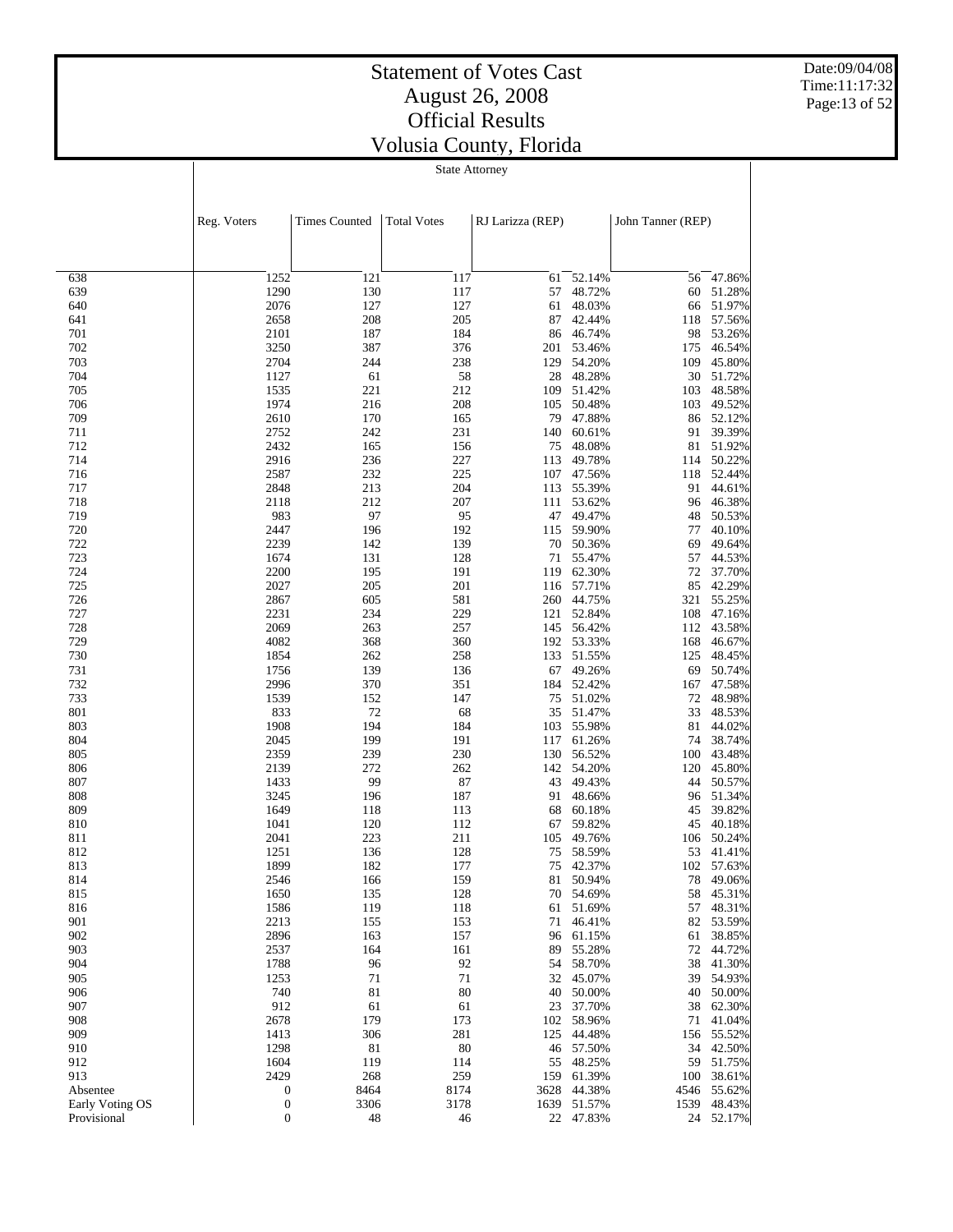# Statement of Votes Cast
# August 26, 2008
# Official Results
# Volusia County, Florida

Date:09/04/08
Time:11:17:32

State Attorney

| | Reg. Voters | Times Counted | Total Votes | RJ Larizza (REP) | | John Tanner (REP) | |
|---|---|---|---|---|---|---|---|
| 638 | 1252 | 121 | 117 | 61 | 52.14% | 56 | 47.86% |
| 639 | 1290 | 130 | 117 | 57 | 48.72% | 60 | 51.28% |
| 640 | 2076 | 127 | 127 | 61 | 48.03% | 66 | 51.97% |
| 641 | 2658 | 208 | 205 | 87 | 42.44% | 118 | 57.56% |
| 701 | 2101 | 187 | 184 | 86 | 46.74% | 98 | 53.26% |
| 702 | 3250 | 387 | 376 | 201 | 53.46% | 175 | 46.54% |
| 703 | 2704 | 244 | 238 | 129 | 54.20% | 109 | 45.80% |
| 704 | 1127 | 61 | 58 | 28 | 48.28% | 30 | 51.72% |
| 705 | 1535 | 221 | 212 | 109 | 51.42% | 103 | 48.58% |
| 706 | 1974 | 216 | 208 | 105 | 50.48% | 103 | 49.52% |
| 709 | 2610 | 170 | 165 | 79 | 47.88% | 86 | 52.12% |
| 711 | 2752 | 242 | 231 | 140 | 60.61% | 91 | 39.39% |
| 712 | 2432 | 165 | 156 | 75 | 48.08% | 81 | 51.92% |
| 714 | 2916 | 236 | 227 | 113 | 49.78% | 114 | 50.22% |
| 716 | 2587 | 232 | 225 | 107 | 47.56% | 118 | 52.44% |
| 717 | 2848 | 213 | 204 | 113 | 55.39% | 91 | 44.61% |
| 718 | 2118 | 212 | 207 | 111 | 53.62% | 96 | 46.38% |
| 719 | 983 | 97 | 95 | 47 | 49.47% | 48 | 50.53% |
| 720 | 2447 | 196 | 192 | 115 | 59.90% | 77 | 40.10% |
| 722 | 2239 | 142 | 139 | 70 | 50.36% | 69 | 49.64% |
| 723 | 1674 | 131 | 128 | 71 | 55.47% | 57 | 44.53% |
| 724 | 2200 | 195 | 191 | 119 | 62.30% | 72 | 37.70% |
| 725 | 2027 | 205 | 201 | 116 | 57.71% | 85 | 42.29% |
| 726 | 2867 | 605 | 581 | 260 | 44.75% | 321 | 55.25% |
| 727 | 2231 | 234 | 229 | 121 | 52.84% | 108 | 47.16% |
| 728 | 2069 | 263 | 257 | 145 | 56.42% | 112 | 43.58% |
| 729 | 4082 | 368 | 360 | 192 | 53.33% | 168 | 46.67% |
| 730 | 1854 | 262 | 258 | 133 | 51.55% | 125 | 48.45% |
| 731 | 1756 | 139 | 136 | 67 | 49.26% | 69 | 50.74% |
| 732 | 2996 | 370 | 351 | 184 | 52.42% | 167 | 47.58% |
| 733 | 1539 | 152 | 147 | 75 | 51.02% | 72 | 48.98% |
| 801 | 833 | 72 | 68 | 35 | 51.47% | 33 | 48.53% |
| 803 | 1908 | 194 | 184 | 103 | 55.98% | 81 | 44.02% |
| 804 | 2045 | 199 | 191 | 117 | 61.26% | 74 | 38.74% |
| 805 | 2359 | 239 | 230 | 130 | 56.52% | 100 | 43.48% |
| 806 | 2139 | 272 | 262 | 142 | 54.20% | 120 | 45.80% |
| 807 | 1433 | 99 | 87 | 43 | 49.43% | 44 | 50.57% |
| 808 | 3245 | 196 | 187 | 91 | 48.66% | 96 | 51.34% |
| 809 | 1649 | 118 | 113 | 68 | 60.18% | 45 | 39.82% |
| 810 | 1041 | 120 | 112 | 67 | 59.82% | 45 | 40.18% |
| 811 | 2041 | 223 | 211 | 105 | 49.76% | 106 | 50.24% |
| 812 | 1251 | 136 | 128 | 75 | 58.59% | 53 | 41.41% |
| 813 | 1899 | 182 | 177 | 75 | 42.37% | 102 | 57.63% |
| 814 | 2546 | 166 | 159 | 81 | 50.94% | 78 | 49.06% |
| 815 | 1650 | 135 | 128 | 70 | 54.69% | 58 | 45.31% |
| 816 | 1586 | 119 | 118 | 61 | 51.69% | 57 | 48.31% |
| 901 | 2213 | 155 | 153 | 71 | 46.41% | 82 | 53.59% |
| 902 | 2896 | 163 | 157 | 96 | 61.15% | 61 | 38.85% |
| 903 | 2537 | 164 | 161 | 89 | 55.28% | 72 | 44.72% |
| 904 | 1788 | 96 | 92 | 54 | 58.70% | 38 | 41.30% |
| 905 | 1253 | 71 | 71 | 32 | 45.07% | 39 | 54.93% |
| 906 | 740 | 81 | 80 | 40 | 50.00% | 40 | 50.00% |
| 907 | 912 | 61 | 61 | 23 | 37.70% | 38 | 62.30% |
| 908 | 2678 | 179 | 173 | 102 | 58.96% | 71 | 41.04% |
| 909 | 1413 | 306 | 281 | 125 | 44.48% | 156 | 55.52% |
| 910 | 1298 | 81 | 80 | 46 | 57.50% | 34 | 42.50% |
| 912 | 1604 | 119 | 114 | 55 | 48.25% | 59 | 51.75% |
| 913 | 2429 | 268 | 259 | 159 | 61.39% | 100 | 38.61% |
| Absentee | 0 | 8464 | 8174 | 3628 | 44.38% | 4546 | 55.62% |
| Early Voting OS | 0 | 3306 | 3178 | 1639 | 51.57% | 1539 | 48.43% |
| Provisional | 0 | 48 | 46 | 22 | 47.83% | 24 | 52.17% |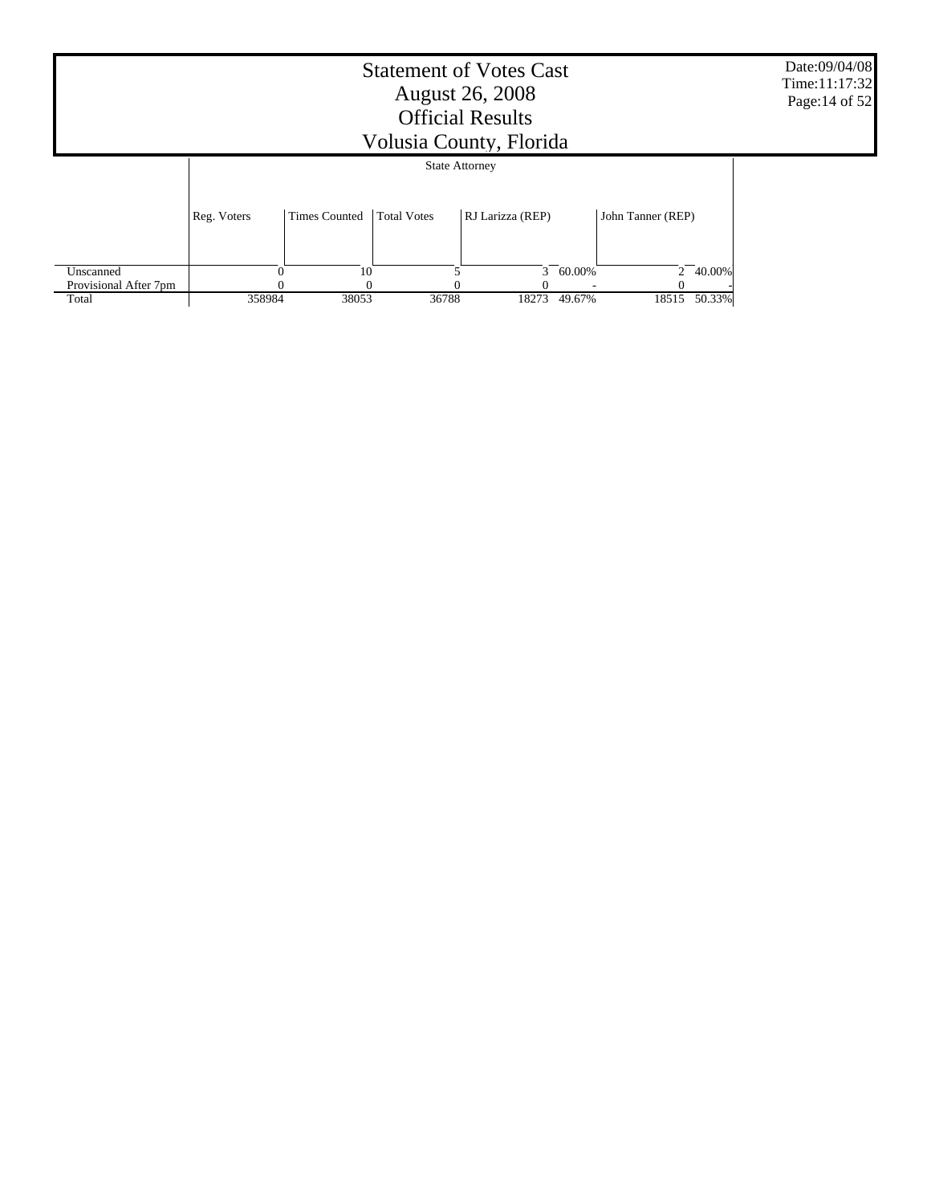# Statement of Votes Cast
## August 26, 2008
## Official Results
## Volusia County, Florida

Date:09/04/08
Time:11:17:32

| | State Attorney | | | | | | |
|---|---|---|---|---|---|---|---|
| | Reg. Voters | Times Counted | Total Votes | RJ Larizza (REP) | | John Tanner (REP) | |
| Unscanned | 0 | 10 | 5 | 3 | 60.00% | 2 | 40.00% |
| Provisional After 7pm | 0 | 0 | 0 | 0 | - | 0 | - |
| Total | 358984 | 38053 | 36788 | 18273 | 49.67% | 18515 | 50.33% |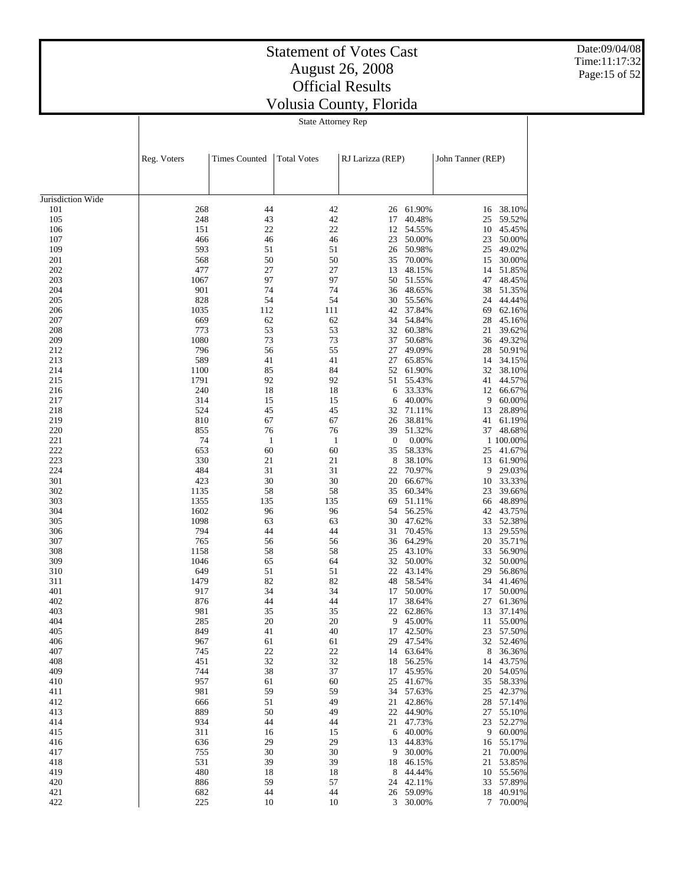# Statement of Votes Cast
# August 26, 2008
# Official Results
# Volusia County, Florida

State Attorney Rep

| | Reg. Voters | Times Counted | Total Votes | RJ Larizza (REP) | | John Tanner (REP) | |
|---|---|---|---|---|---|---|---|
| Jurisdiction Wide | | | | | | | |
| 101 | 268 | 44 | 42 | 26 | 61.90% | 16 | 38.10% |
| 105 | 248 | 43 | 42 | 17 | 40.48% | 25 | 59.52% |
| 106 | 151 | 22 | 22 | 12 | 54.55% | 10 | 45.45% |
| 107 | 466 | 46 | 46 | 23 | 50.00% | 23 | 50.00% |
| 109 | 593 | 51 | 51 | 26 | 50.98% | 25 | 49.02% |
| 201 | 568 | 50 | 50 | 35 | 70.00% | 15 | 30.00% |
| 202 | 477 | 27 | 27 | 13 | 48.15% | 14 | 51.85% |
| 203 | 1067 | 97 | 97 | 50 | 51.55% | 47 | 48.45% |
| 204 | 901 | 74 | 74 | 36 | 48.65% | 38 | 51.35% |
| 205 | 828 | 54 | 54 | 30 | 55.56% | 24 | 44.44% |
| 206 | 1035 | 112 | 111 | 42 | 37.84% | 69 | 62.16% |
| 207 | 669 | 62 | 62 | 34 | 54.84% | 28 | 45.16% |
| 208 | 773 | 53 | 53 | 32 | 60.38% | 21 | 39.62% |
| 209 | 1080 | 73 | 73 | 37 | 50.68% | 36 | 49.32% |
| 212 | 796 | 56 | 55 | 27 | 49.09% | 28 | 50.91% |
| 213 | 589 | 41 | 41 | 27 | 65.85% | 14 | 34.15% |
| 214 | 1100 | 85 | 84 | 52 | 61.90% | 32 | 38.10% |
| 215 | 1791 | 92 | 92 | 51 | 55.43% | 41 | 44.57% |
| 216 | 240 | 18 | 18 | 6 | 33.33% | 12 | 66.67% |
| 217 | 314 | 15 | 15 | 6 | 40.00% | 9 | 60.00% |
| 218 | 524 | 45 | 45 | 32 | 71.11% | 13 | 28.89% |
| 219 | 810 | 67 | 67 | 26 | 38.81% | 41 | 61.19% |
| 220 | 855 | 76 | 76 | 39 | 51.32% | 37 | 48.68% |
| 221 | 74 | 1 | 1 | 0 | 0.00% | 1 | 100.00% |
| 222 | 653 | 60 | 60 | 35 | 58.33% | 25 | 41.67% |
| 223 | 330 | 21 | 21 | 8 | 38.10% | 13 | 61.90% |
| 224 | 484 | 31 | 31 | 22 | 70.97% | 9 | 29.03% |
| 301 | 423 | 30 | 30 | 20 | 66.67% | 10 | 33.33% |
| 302 | 1135 | 58 | 58 | 35 | 60.34% | 23 | 39.66% |
| 303 | 1355 | 135 | 135 | 69 | 51.11% | 66 | 48.89% |
| 304 | 1602 | 96 | 96 | 54 | 56.25% | 42 | 43.75% |
| 305 | 1098 | 63 | 63 | 30 | 47.62% | 33 | 52.38% |
| 306 | 794 | 44 | 44 | 31 | 70.45% | 13 | 29.55% |
| 307 | 765 | 56 | 56 | 36 | 64.29% | 20 | 35.71% |
| 308 | 1158 | 58 | 58 | 25 | 43.10% | 33 | 56.90% |
| 309 | 1046 | 65 | 64 | 32 | 50.00% | 32 | 50.00% |
| 310 | 649 | 51 | 51 | 22 | 43.14% | 29 | 56.86% |
| 311 | 1479 | 82 | 82 | 48 | 58.54% | 34 | 41.46% |
| 401 | 917 | 34 | 34 | 17 | 50.00% | 17 | 50.00% |
| 402 | 876 | 44 | 44 | 17 | 38.64% | 27 | 61.36% |
| 403 | 981 | 35 | 35 | 22 | 62.86% | 13 | 37.14% |
| 404 | 285 | 20 | 20 | 9 | 45.00% | 11 | 55.00% |
| 405 | 849 | 41 | 40 | 17 | 42.50% | 23 | 57.50% |
| 406 | 967 | 61 | 61 | 29 | 47.54% | 32 | 52.46% |
| 407 | 745 | 22 | 22 | 14 | 63.64% | 8 | 36.36% |
| 408 | 451 | 32 | 32 | 18 | 56.25% | 14 | 43.75% |
| 409 | 744 | 38 | 37 | 17 | 45.95% | 20 | 54.05% |
| 410 | 957 | 61 | 60 | 25 | 41.67% | 35 | 58.33% |
| 411 | 981 | 59 | 59 | 34 | 57.63% | 25 | 42.37% |
| 412 | 666 | 51 | 49 | 21 | 42.86% | 28 | 57.14% |
| 413 | 889 | 50 | 49 | 22 | 44.90% | 27 | 55.10% |
| 414 | 934 | 44 | 44 | 21 | 47.73% | 23 | 52.27% |
| 415 | 311 | 16 | 15 | 6 | 40.00% | 9 | 60.00% |
| 416 | 636 | 29 | 29 | 13 | 44.83% | 16 | 55.17% |
| 417 | 755 | 30 | 30 | 9 | 30.00% | 21 | 70.00% |
| 418 | 531 | 39 | 39 | 18 | 46.15% | 21 | 53.85% |
| 419 | 480 | 18 | 18 | 8 | 44.44% | 10 | 55.56% |
| 420 | 886 | 59 | 57 | 24 | 42.11% | 33 | 57.89% |
| 421 | 682 | 44 | 44 | 26 | 59.09% | 18 | 40.91% |
| 422 | 225 | 10 | 10 | 3 | 30.00% | 7 | 70.00% |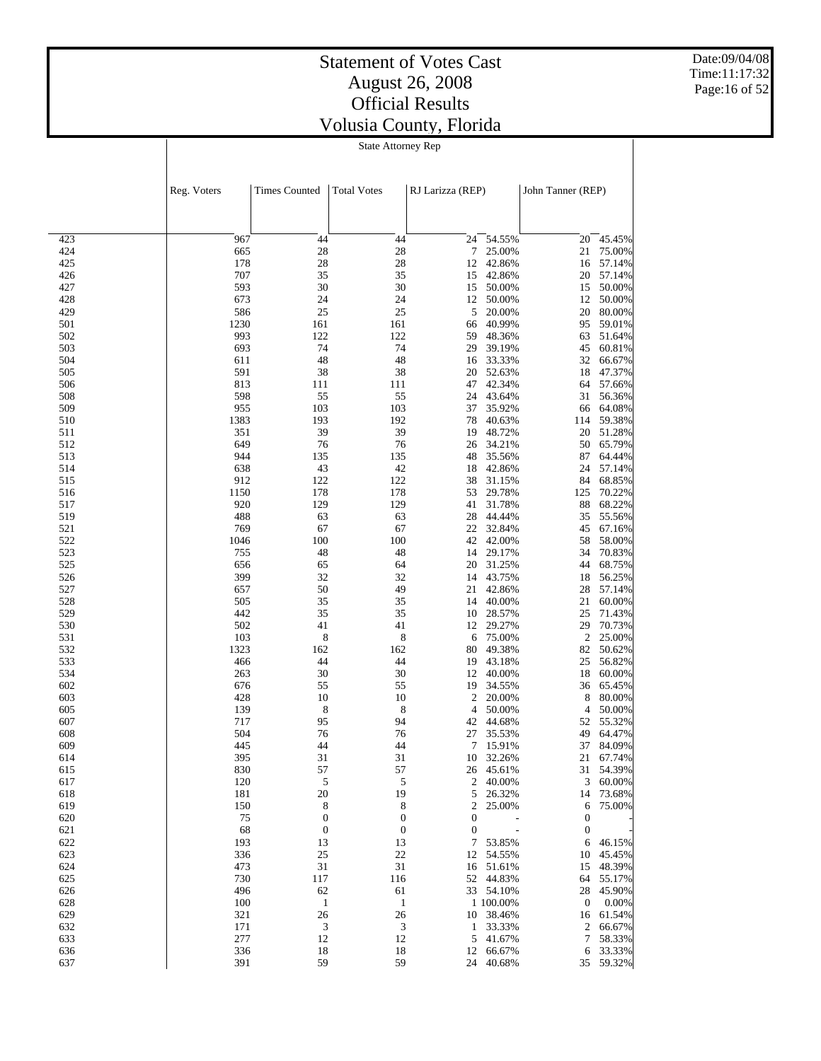# Statement of Votes Cast
# August 26, 2008
# Official Results
# Volusia County, Florida

State Attorney Rep

| | Reg. Voters | Times Counted | Total Votes | RJ Larizza (REP) | | John Tanner (REP) | |
|---|---|---|---|---|---|---|---|
| 423 | 967 | 44 | 44 | 24 | 54.55% | 20 | 45.45% |
| 424 | 665 | 28 | 28 | 7 | 25.00% | 21 | 75.00% |
| 425 | 178 | 28 | 28 | 12 | 42.86% | 16 | 57.14% |
| 426 | 707 | 35 | 35 | 15 | 42.86% | 20 | 57.14% |
| 427 | 593 | 30 | 30 | 15 | 50.00% | 15 | 50.00% |
| 428 | 673 | 24 | 24 | 12 | 50.00% | 12 | 50.00% |
| 429 | 586 | 25 | 25 | 5 | 20.00% | 20 | 80.00% |
| 501 | 1230 | 161 | 161 | 66 | 40.99% | 95 | 59.01% |
| 502 | 993 | 122 | 122 | 59 | 48.36% | 63 | 51.64% |
| 503 | 693 | 74 | 74 | 29 | 39.19% | 45 | 60.81% |
| 504 | 611 | 48 | 48 | 16 | 33.33% | 32 | 66.67% |
| 505 | 591 | 38 | 38 | 20 | 52.63% | 18 | 47.37% |
| 506 | 813 | 111 | 111 | 47 | 42.34% | 64 | 57.66% |
| 508 | 598 | 55 | 55 | 24 | 43.64% | 31 | 56.36% |
| 509 | 955 | 103 | 103 | 37 | 35.92% | 66 | 64.08% |
| 510 | 1383 | 193 | 192 | 78 | 40.63% | 114 | 59.38% |
| 511 | 351 | 39 | 39 | 19 | 48.72% | 20 | 51.28% |
| 512 | 649 | 76 | 76 | 26 | 34.21% | 50 | 65.79% |
| 513 | 944 | 135 | 135 | 48 | 35.56% | 87 | 64.44% |
| 514 | 638 | 43 | 42 | 18 | 42.86% | 24 | 57.14% |
| 515 | 912 | 122 | 122 | 38 | 31.15% | 84 | 68.85% |
| 516 | 1150 | 178 | 178 | 53 | 29.78% | 125 | 70.22% |
| 517 | 920 | 129 | 129 | 41 | 31.78% | 88 | 68.22% |
| 519 | 488 | 63 | 63 | 28 | 44.44% | 35 | 55.56% |
| 521 | 769 | 67 | 67 | 22 | 32.84% | 45 | 67.16% |
| 522 | 1046 | 100 | 100 | 42 | 42.00% | 58 | 58.00% |
| 523 | 755 | 48 | 48 | 14 | 29.17% | 34 | 70.83% |
| 525 | 656 | 65 | 64 | 20 | 31.25% | 44 | 68.75% |
| 526 | 399 | 32 | 32 | 14 | 43.75% | 18 | 56.25% |
| 527 | 657 | 50 | 49 | 21 | 42.86% | 28 | 57.14% |
| 528 | 505 | 35 | 35 | 14 | 40.00% | 21 | 60.00% |
| 529 | 442 | 35 | 35 | 10 | 28.57% | 25 | 71.43% |
| 530 | 502 | 41 | 41 | 12 | 29.27% | 29 | 70.73% |
| 531 | 103 | 8 | 8 | 6 | 75.00% | 2 | 25.00% |
| 532 | 1323 | 162 | 162 | 80 | 49.38% | 82 | 50.62% |
| 533 | 466 | 44 | 44 | 19 | 43.18% | 25 | 56.82% |
| 534 | 263 | 30 | 30 | 12 | 40.00% | 18 | 60.00% |
| 602 | 676 | 55 | 55 | 19 | 34.55% | 36 | 65.45% |
| 603 | 428 | 10 | 10 | 2 | 20.00% | 8 | 80.00% |
| 605 | 139 | 8 | 8 | 4 | 50.00% | 4 | 50.00% |
| 607 | 717 | 95 | 94 | 42 | 44.68% | 52 | 55.32% |
| 608 | 504 | 76 | 76 | 27 | 35.53% | 49 | 64.47% |
| 609 | 445 | 44 | 44 | 7 | 15.91% | 37 | 84.09% |
| 614 | 395 | 31 | 31 | 10 | 32.26% | 21 | 67.74% |
| 615 | 830 | 57 | 57 | 26 | 45.61% | 31 | 54.39% |
| 617 | 120 | 5 | 5 | 2 | 40.00% | 3 | 60.00% |
| 618 | 181 | 20 | 19 | 5 | 26.32% | 14 | 73.68% |
| 619 | 150 | 8 | 8 | 2 | 25.00% | 6 | 75.00% |
| 620 | 75 | 0 | 0 | 0 | - | 0 | - |
| 621 | 68 | 0 | 0 | 0 | - | 0 | - |
| 622 | 193 | 13 | 13 | 7 | 53.85% | 6 | 46.15% |
| 623 | 336 | 25 | 22 | 12 | 54.55% | 10 | 45.45% |
| 624 | 473 | 31 | 31 | 16 | 51.61% | 15 | 48.39% |
| 625 | 730 | 117 | 116 | 52 | 44.83% | 64 | 55.17% |
| 626 | 496 | 62 | 61 | 33 | 54.10% | 28 | 45.90% |
| 628 | 100 | 1 | 1 | 1 | 100.00% | 0 | 0.00% |
| 629 | 321 | 26 | 26 | 10 | 38.46% | 16 | 61.54% |
| 632 | 171 | 3 | 3 | 1 | 33.33% | 2 | 66.67% |
| 633 | 277 | 12 | 12 | 5 | 41.67% | 7 | 58.33% |
| 636 | 336 | 18 | 18 | 12 | 66.67% | 6 | 33.33% |
| 637 | 391 | 59 | 59 | 24 | 40.68% | 35 | 59.32% |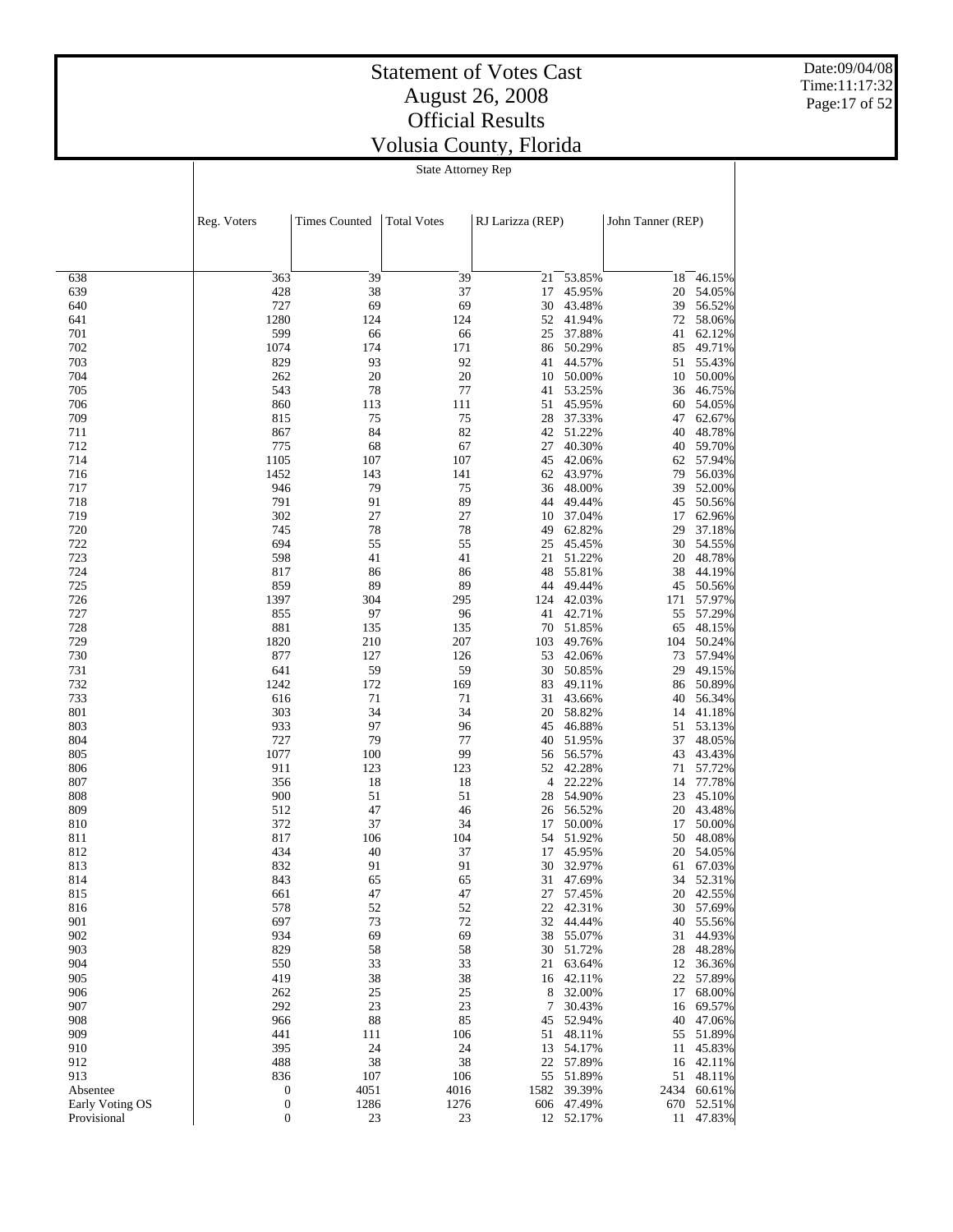# Statement of Votes Cast
# August 26, 2008
# Official Results
# Volusia County, Florida

Date:09/04/08
Time:11:17:32

State Attorney Rep

| | Reg. Voters | Times Counted | Total Votes | RJ Larizza (REP) | | John Tanner (REP) | |
|---|---|---|---|---|---|---|---|
| 638 | 363 | 39 | 39 | 21 | 53.85% | 18 | 46.15% |
| 639 | 428 | 38 | 37 | 17 | 45.95% | 20 | 54.05% |
| 640 | 727 | 69 | 69 | 30 | 43.48% | 39 | 56.52% |
| 641 | 1280 | 124 | 124 | 52 | 41.94% | 72 | 58.06% |
| 701 | 599 | 66 | 66 | 25 | 37.88% | 41 | 62.12% |
| 702 | 1074 | 174 | 171 | 86 | 50.29% | 85 | 49.71% |
| 703 | 829 | 93 | 92 | 41 | 44.57% | 51 | 55.43% |
| 704 | 262 | 20 | 20 | 10 | 50.00% | 10 | 50.00% |
| 705 | 543 | 78 | 77 | 41 | 53.25% | 36 | 46.75% |
| 706 | 860 | 113 | 111 | 51 | 45.95% | 60 | 54.05% |
| 709 | 815 | 75 | 75 | 28 | 37.33% | 47 | 62.67% |
| 711 | 867 | 84 | 82 | 42 | 51.22% | 40 | 48.78% |
| 712 | 775 | 68 | 67 | 27 | 40.30% | 40 | 59.70% |
| 714 | 1105 | 107 | 107 | 45 | 42.06% | 62 | 57.94% |
| 716 | 1452 | 143 | 141 | 62 | 43.97% | 79 | 56.03% |
| 717 | 946 | 79 | 75 | 36 | 48.00% | 39 | 52.00% |
| 718 | 791 | 91 | 89 | 44 | 49.44% | 45 | 50.56% |
| 719 | 302 | 27 | 27 | 10 | 37.04% | 17 | 62.96% |
| 720 | 745 | 78 | 78 | 49 | 62.82% | 29 | 37.18% |
| 722 | 694 | 55 | 55 | 25 | 45.45% | 30 | 54.55% |
| 723 | 598 | 41 | 41 | 21 | 51.22% | 20 | 48.78% |
| 724 | 817 | 86 | 86 | 48 | 55.81% | 38 | 44.19% |
| 725 | 859 | 89 | 89 | 44 | 49.44% | 45 | 50.56% |
| 726 | 1397 | 304 | 295 | 124 | 42.03% | 171 | 57.97% |
| 727 | 855 | 97 | 96 | 41 | 42.71% | 55 | 57.29% |
| 728 | 881 | 135 | 135 | 70 | 51.85% | 65 | 48.15% |
| 729 | 1820 | 210 | 207 | 103 | 49.76% | 104 | 50.24% |
| 730 | 877 | 127 | 126 | 53 | 42.06% | 73 | 57.94% |
| 731 | 641 | 59 | 59 | 30 | 50.85% | 29 | 49.15% |
| 732 | 1242 | 172 | 169 | 83 | 49.11% | 86 | 50.89% |
| 733 | 616 | 71 | 71 | 31 | 43.66% | 40 | 56.34% |
| 801 | 303 | 34 | 34 | 20 | 58.82% | 14 | 41.18% |
| 803 | 933 | 97 | 96 | 45 | 46.88% | 51 | 53.13% |
| 804 | 727 | 79 | 77 | 40 | 51.95% | 37 | 48.05% |
| 805 | 1077 | 100 | 99 | 56 | 56.57% | 43 | 43.43% |
| 806 | 911 | 123 | 123 | 52 | 42.28% | 71 | 57.72% |
| 807 | 356 | 18 | 18 | 4 | 22.22% | 14 | 77.78% |
| 808 | 900 | 51 | 51 | 28 | 54.90% | 23 | 45.10% |
| 809 | 512 | 47 | 46 | 26 | 56.52% | 20 | 43.48% |
| 810 | 372 | 37 | 34 | 17 | 50.00% | 17 | 50.00% |
| 811 | 817 | 106 | 104 | 54 | 51.92% | 50 | 48.08% |
| 812 | 434 | 40 | 37 | 17 | 45.95% | 20 | 54.05% |
| 813 | 832 | 91 | 91 | 30 | 32.97% | 61 | 67.03% |
| 814 | 843 | 65 | 65 | 31 | 47.69% | 34 | 52.31% |
| 815 | 661 | 47 | 47 | 27 | 57.45% | 20 | 42.55% |
| 816 | 578 | 52 | 52 | 22 | 42.31% | 30 | 57.69% |
| 901 | 697 | 73 | 72 | 32 | 44.44% | 40 | 55.56% |
| 902 | 934 | 69 | 69 | 38 | 55.07% | 31 | 44.93% |
| 903 | 829 | 58 | 58 | 30 | 51.72% | 28 | 48.28% |
| 904 | 550 | 33 | 33 | 21 | 63.64% | 12 | 36.36% |
| 905 | 419 | 38 | 38 | 16 | 42.11% | 22 | 57.89% |
| 906 | 262 | 25 | 25 | 8 | 32.00% | 17 | 68.00% |
| 907 | 292 | 23 | 23 | 7 | 30.43% | 16 | 69.57% |
| 908 | 966 | 88 | 85 | 45 | 52.94% | 40 | 47.06% |
| 909 | 441 | 111 | 106 | 51 | 48.11% | 55 | 51.89% |
| 910 | 395 | 24 | 24 | 13 | 54.17% | 11 | 45.83% |
| 912 | 488 | 38 | 38 | 22 | 57.89% | 16 | 42.11% |
| 913 | 836 | 107 | 106 | 55 | 51.89% | 51 | 48.11% |
| Absentee | 0 | 4051 | 4016 | 1582 | 39.39% | 2434 | 60.61% |
| Early Voting OS | 0 | 1286 | 1276 | 606 | 47.49% | 670 | 52.51% |
| Provisional | 0 | 23 | 23 | 12 | 52.17% | 11 | 47.83% |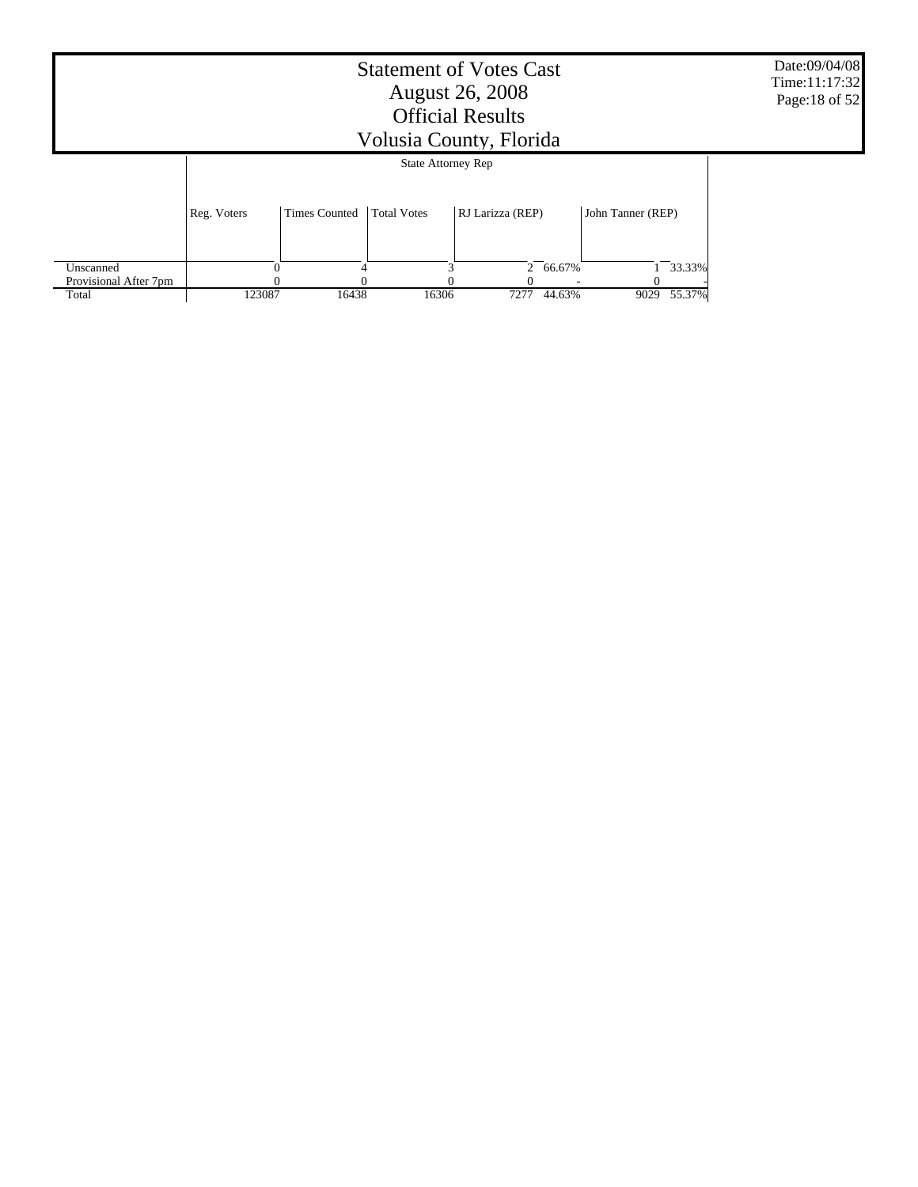# Statement of Votes Cast
## August 26, 2008
## Official Results
## Volusia County, Florida

Date:09/04/08
Time:11:17:32

State Attorney Rep

| | Reg. Voters | Times Counted | Total Votes | RJ Larizza (REP) | | John Tanner (REP) | |
|---|---|---|---|---|---|---|---|
| Unscanned | 0 | 4 | 3 | 2 | 66.67% | 1 | 33.33% |
| Provisional After 7pm | 0 | 0 | 0 | 0 | - | 0 | - |
| Total | 123087 | 16438 | 16306 | 7277 | 44.63% | 9029 | 55.37% |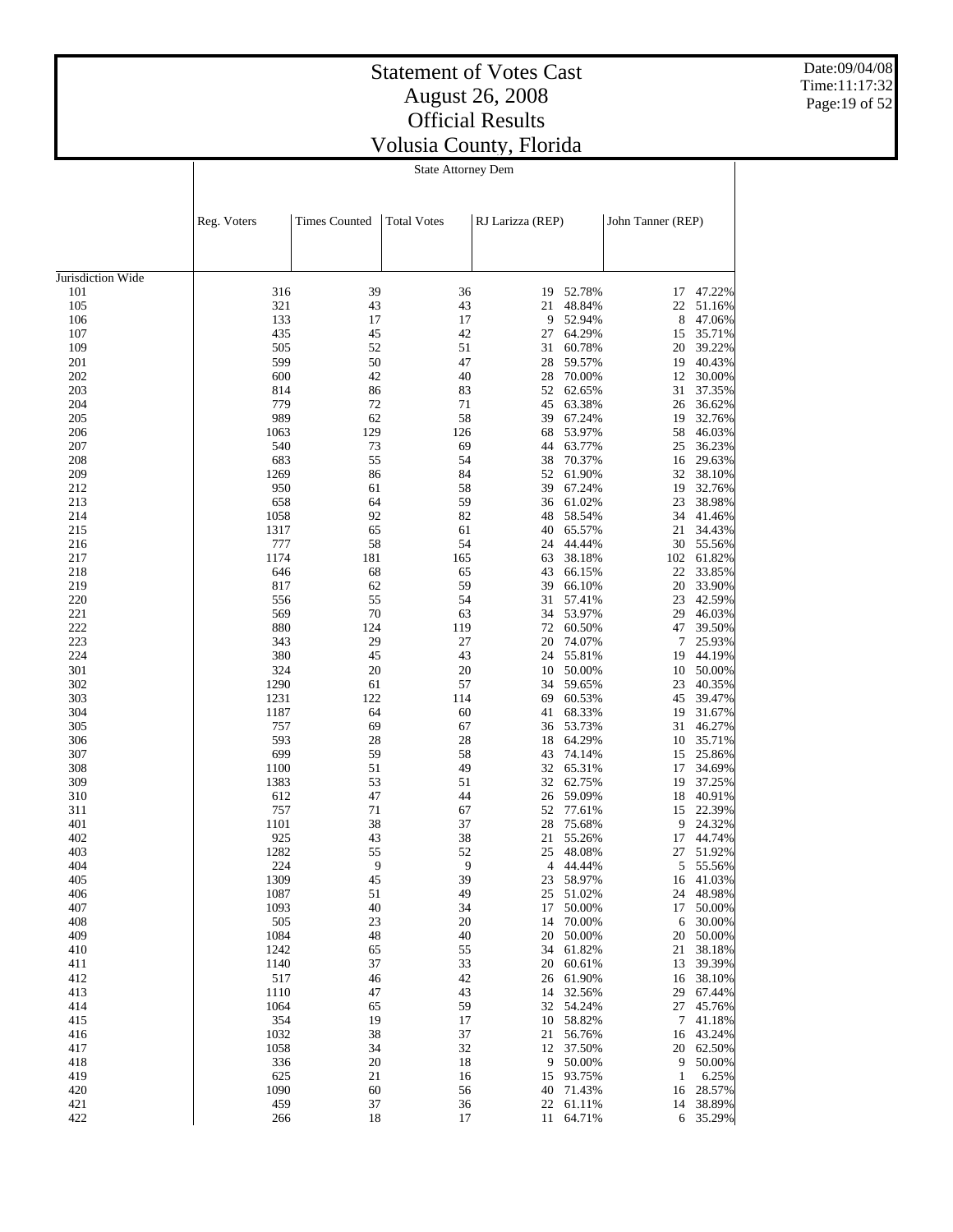# Statement of Votes Cast
# August 26, 2008
# Official Results
# Volusia County, Florida

Date:09/04/08
Time:11:17:32

State Attorney Dem

| | Reg. Voters | Times Counted | Total Votes | RJ Larizza (REP) | | John Tanner (REP) | |
|---|---|---|---|---|---|---|---|
| Jurisdiction Wide | | | | | | | |
| 101 | 316 | 39 | 36 | 19 | 52.78% | 17 | 47.22% |
| 105 | 321 | 43 | 43 | 21 | 48.84% | 22 | 51.16% |
| 106 | 133 | 17 | 17 | 9 | 52.94% | 8 | 47.06% |
| 107 | 435 | 45 | 42 | 27 | 64.29% | 15 | 35.71% |
| 109 | 505 | 52 | 51 | 31 | 60.78% | 20 | 39.22% |
| 201 | 599 | 50 | 47 | 28 | 59.57% | 19 | 40.43% |
| 202 | 600 | 42 | 40 | 28 | 70.00% | 12 | 30.00% |
| 203 | 814 | 86 | 83 | 52 | 62.65% | 31 | 37.35% |
| 204 | 779 | 72 | 71 | 45 | 63.38% | 26 | 36.62% |
| 205 | 989 | 62 | 58 | 39 | 67.24% | 19 | 32.76% |
| 206 | 1063 | 129 | 126 | 68 | 53.97% | 58 | 46.03% |
| 207 | 540 | 73 | 69 | 44 | 63.77% | 25 | 36.23% |
| 208 | 683 | 55 | 54 | 38 | 70.37% | 16 | 29.63% |
| 209 | 1269 | 86 | 84 | 52 | 61.90% | 32 | 38.10% |
| 212 | 950 | 61 | 58 | 39 | 67.24% | 19 | 32.76% |
| 213 | 658 | 64 | 59 | 36 | 61.02% | 23 | 38.98% |
| 214 | 1058 | 92 | 82 | 48 | 58.54% | 34 | 41.46% |
| 215 | 1317 | 65 | 61 | 40 | 65.57% | 21 | 34.43% |
| 216 | 777 | 58 | 54 | 24 | 44.44% | 30 | 55.56% |
| 217 | 1174 | 181 | 165 | 63 | 38.18% | 102 | 61.82% |
| 218 | 646 | 68 | 65 | 43 | 66.15% | 22 | 33.85% |
| 219 | 817 | 62 | 59 | 39 | 66.10% | 20 | 33.90% |
| 220 | 556 | 55 | 54 | 31 | 57.41% | 23 | 42.59% |
| 221 | 569 | 70 | 63 | 34 | 53.97% | 29 | 46.03% |
| 222 | 880 | 124 | 119 | 72 | 60.50% | 47 | 39.50% |
| 223 | 343 | 29 | 27 | 20 | 74.07% | 7 | 25.93% |
| 224 | 380 | 45 | 43 | 24 | 55.81% | 19 | 44.19% |
| 301 | 324 | 20 | 20 | 10 | 50.00% | 10 | 50.00% |
| 302 | 1290 | 61 | 57 | 34 | 59.65% | 23 | 40.35% |
| 303 | 1231 | 122 | 114 | 69 | 60.53% | 45 | 39.47% |
| 304 | 1187 | 64 | 60 | 41 | 68.33% | 19 | 31.67% |
| 305 | 757 | 69 | 67 | 36 | 53.73% | 31 | 46.27% |
| 306 | 593 | 28 | 28 | 18 | 64.29% | 10 | 35.71% |
| 307 | 699 | 59 | 58 | 43 | 74.14% | 15 | 25.86% |
| 308 | 1100 | 51 | 49 | 32 | 65.31% | 17 | 34.69% |
| 309 | 1383 | 53 | 51 | 32 | 62.75% | 19 | 37.25% |
| 310 | 612 | 47 | 44 | 26 | 59.09% | 18 | 40.91% |
| 311 | 757 | 71 | 67 | 52 | 77.61% | 15 | 22.39% |
| 401 | 1101 | 38 | 37 | 28 | 75.68% | 9 | 24.32% |
| 402 | 925 | 43 | 38 | 21 | 55.26% | 17 | 44.74% |
| 403 | 1282 | 55 | 52 | 25 | 48.08% | 27 | 51.92% |
| 404 | 224 | 9 | 9 | 4 | 44.44% | 5 | 55.56% |
| 405 | 1309 | 45 | 39 | 23 | 58.97% | 16 | 41.03% |
| 406 | 1087 | 51 | 49 | 25 | 51.02% | 24 | 48.98% |
| 407 | 1093 | 40 | 34 | 17 | 50.00% | 17 | 50.00% |
| 408 | 505 | 23 | 20 | 14 | 70.00% | 6 | 30.00% |
| 409 | 1084 | 48 | 40 | 20 | 50.00% | 20 | 50.00% |
| 410 | 1242 | 65 | 55 | 34 | 61.82% | 21 | 38.18% |
| 411 | 1140 | 37 | 33 | 20 | 60.61% | 13 | 39.39% |
| 412 | 517 | 46 | 42 | 26 | 61.90% | 16 | 38.10% |
| 413 | 1110 | 47 | 43 | 14 | 32.56% | 29 | 67.44% |
| 414 | 1064 | 65 | 59 | 32 | 54.24% | 27 | 45.76% |
| 415 | 354 | 19 | 17 | 10 | 58.82% | 7 | 41.18% |
| 416 | 1032 | 38 | 37 | 21 | 56.76% | 16 | 43.24% |
| 417 | 1058 | 34 | 32 | 12 | 37.50% | 20 | 62.50% |
| 418 | 336 | 20 | 18 | 9 | 50.00% | 9 | 50.00% |
| 419 | 625 | 21 | 16 | 15 | 93.75% | 1 | 6.25% |
| 420 | 1090 | 60 | 56 | 40 | 71.43% | 16 | 28.57% |
| 421 | 459 | 37 | 36 | 22 | 61.11% | 14 | 38.89% |
| 422 | 266 | 18 | 17 | 11 | 64.71% | 6 | 35.29% |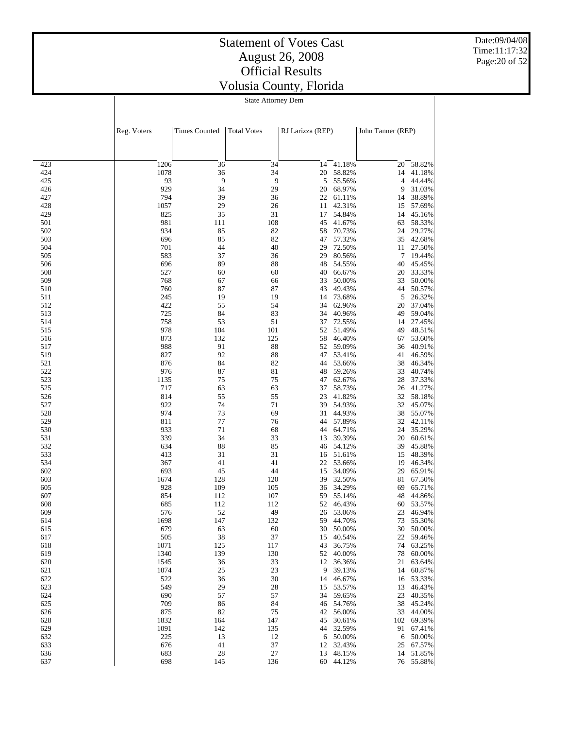# Statement of Votes Cast
# August 26, 2008
# Official Results
# Volusia County, Florida

State Attorney Dem

| | Reg. Voters | Times Counted | Total Votes | RJ Larizza (REP) | | John Tanner (REP) | |
|---|---|---|---|---|---|---|---|
| 423 | 1206 | 36 | 34 | 14 | 41.18% | 20 | 58.82% |
| 424 | 1078 | 36 | 34 | 20 | 58.82% | 14 | 41.18% |
| 425 | 93 | 9 | 9 | 5 | 55.56% | 4 | 44.44% |
| 426 | 929 | 34 | 29 | 20 | 68.97% | 9 | 31.03% |
| 427 | 794 | 39 | 36 | 22 | 61.11% | 14 | 38.89% |
| 428 | 1057 | 29 | 26 | 11 | 42.31% | 15 | 57.69% |
| 429 | 825 | 35 | 31 | 17 | 54.84% | 14 | 45.16% |
| 501 | 981 | 111 | 108 | 45 | 41.67% | 63 | 58.33% |
| 502 | 934 | 85 | 82 | 58 | 70.73% | 24 | 29.27% |
| 503 | 696 | 85 | 82 | 47 | 57.32% | 35 | 42.68% |
| 504 | 701 | 44 | 40 | 29 | 72.50% | 11 | 27.50% |
| 505 | 583 | 37 | 36 | 29 | 80.56% | 7 | 19.44% |
| 506 | 696 | 89 | 88 | 48 | 54.55% | 40 | 45.45% |
| 508 | 527 | 60 | 60 | 40 | 66.67% | 20 | 33.33% |
| 509 | 768 | 67 | 66 | 33 | 50.00% | 33 | 50.00% |
| 510 | 760 | 87 | 87 | 43 | 49.43% | 44 | 50.57% |
| 511 | 245 | 19 | 19 | 14 | 73.68% | 5 | 26.32% |
| 512 | 422 | 55 | 54 | 34 | 62.96% | 20 | 37.04% |
| 513 | 725 | 84 | 83 | 34 | 40.96% | 49 | 59.04% |
| 514 | 758 | 53 | 51 | 37 | 72.55% | 14 | 27.45% |
| 515 | 978 | 104 | 101 | 52 | 51.49% | 49 | 48.51% |
| 516 | 873 | 132 | 125 | 58 | 46.40% | 67 | 53.60% |
| 517 | 988 | 91 | 88 | 52 | 59.09% | 36 | 40.91% |
| 519 | 827 | 92 | 88 | 47 | 53.41% | 41 | 46.59% |
| 521 | 876 | 84 | 82 | 44 | 53.66% | 38 | 46.34% |
| 522 | 976 | 87 | 81 | 48 | 59.26% | 33 | 40.74% |
| 523 | 1135 | 75 | 75 | 47 | 62.67% | 28 | 37.33% |
| 525 | 717 | 63 | 63 | 37 | 58.73% | 26 | 41.27% |
| 526 | 814 | 55 | 55 | 23 | 41.82% | 32 | 58.18% |
| 527 | 922 | 74 | 71 | 39 | 54.93% | 32 | 45.07% |
| 528 | 974 | 73 | 69 | 31 | 44.93% | 38 | 55.07% |
| 529 | 811 | 77 | 76 | 44 | 57.89% | 32 | 42.11% |
| 530 | 933 | 71 | 68 | 44 | 64.71% | 24 | 35.29% |
| 531 | 339 | 34 | 33 | 13 | 39.39% | 20 | 60.61% |
| 532 | 634 | 88 | 85 | 46 | 54.12% | 39 | 45.88% |
| 533 | 413 | 31 | 31 | 16 | 51.61% | 15 | 48.39% |
| 534 | 367 | 41 | 41 | 22 | 53.66% | 19 | 46.34% |
| 602 | 693 | 45 | 44 | 15 | 34.09% | 29 | 65.91% |
| 603 | 1674 | 128 | 120 | 39 | 32.50% | 81 | 67.50% |
| 605 | 928 | 109 | 105 | 36 | 34.29% | 69 | 65.71% |
| 607 | 854 | 112 | 107 | 59 | 55.14% | 48 | 44.86% |
| 608 | 685 | 112 | 112 | 52 | 46.43% | 60 | 53.57% |
| 609 | 576 | 52 | 49 | 26 | 53.06% | 23 | 46.94% |
| 614 | 1698 | 147 | 132 | 59 | 44.70% | 73 | 55.30% |
| 615 | 679 | 63 | 60 | 30 | 50.00% | 30 | 50.00% |
| 617 | 505 | 38 | 37 | 15 | 40.54% | 22 | 59.46% |
| 618 | 1071 | 125 | 117 | 43 | 36.75% | 74 | 63.25% |
| 619 | 1340 | 139 | 130 | 52 | 40.00% | 78 | 60.00% |
| 620 | 1545 | 36 | 33 | 12 | 36.36% | 21 | 63.64% |
| 621 | 1074 | 25 | 23 | 9 | 39.13% | 14 | 60.87% |
| 622 | 522 | 36 | 30 | 14 | 46.67% | 16 | 53.33% |
| 623 | 549 | 29 | 28 | 15 | 53.57% | 13 | 46.43% |
| 624 | 690 | 57 | 57 | 34 | 59.65% | 23 | 40.35% |
| 625 | 709 | 86 | 84 | 46 | 54.76% | 38 | 45.24% |
| 626 | 875 | 82 | 75 | 42 | 56.00% | 33 | 44.00% |
| 628 | 1832 | 164 | 147 | 45 | 30.61% | 102 | 69.39% |
| 629 | 1091 | 142 | 135 | 44 | 32.59% | 91 | 67.41% |
| 632 | 225 | 13 | 12 | 6 | 50.00% | 6 | 50.00% |
| 633 | 676 | 41 | 37 | 12 | 32.43% | 25 | 67.57% |
| 636 | 683 | 28 | 27 | 13 | 48.15% | 14 | 51.85% |
| 637 | 698 | 145 | 136 | 60 | 44.12% | 76 | 55.88% |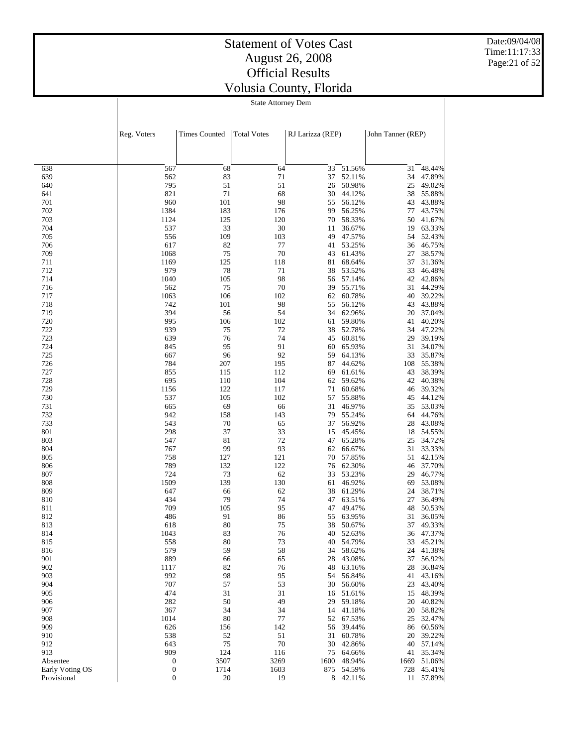# Statement of Votes Cast
# August 26, 2008
# Official Results
# Volusia County, Florida

Date:09/04/08
Time:11:17:33

**State Attorney Dem**

| | Reg. Voters | Times Counted | Total Votes | RJ Larizza (REP) | | John Tanner (REP) | |
|---|---|---|---|---|---|---|---|
| 638 | 567 | 68 | 64 | 33 | 51.56% | 31 | 48.44% |
| 639 | 562 | 83 | 71 | 37 | 52.11% | 34 | 47.89% |
| 640 | 795 | 51 | 51 | 26 | 50.98% | 25 | 49.02% |
| 641 | 821 | 71 | 68 | 30 | 44.12% | 38 | 55.88% |
| 701 | 960 | 101 | 98 | 55 | 56.12% | 43 | 43.88% |
| 702 | 1384 | 183 | 176 | 99 | 56.25% | 77 | 43.75% |
| 703 | 1124 | 125 | 120 | 70 | 58.33% | 50 | 41.67% |
| 704 | 537 | 33 | 30 | 11 | 36.67% | 19 | 63.33% |
| 705 | 556 | 109 | 103 | 49 | 47.57% | 54 | 52.43% |
| 706 | 617 | 82 | 77 | 41 | 53.25% | 36 | 46.75% |
| 709 | 1068 | 75 | 70 | 43 | 61.43% | 27 | 38.57% |
| 711 | 1169 | 125 | 118 | 81 | 68.64% | 37 | 31.36% |
| 712 | 979 | 78 | 71 | 38 | 53.52% | 33 | 46.48% |
| 714 | 1040 | 105 | 98 | 56 | 57.14% | 42 | 42.86% |
| 716 | 562 | 75 | 70 | 39 | 55.71% | 31 | 44.29% |
| 717 | 1063 | 106 | 102 | 62 | 60.78% | 40 | 39.22% |
| 718 | 742 | 101 | 98 | 55 | 56.12% | 43 | 43.88% |
| 719 | 394 | 56 | 54 | 34 | 62.96% | 20 | 37.04% |
| 720 | 995 | 106 | 102 | 61 | 59.80% | 41 | 40.20% |
| 722 | 939 | 75 | 72 | 38 | 52.78% | 34 | 47.22% |
| 723 | 639 | 76 | 74 | 45 | 60.81% | 29 | 39.19% |
| 724 | 845 | 95 | 91 | 60 | 65.93% | 31 | 34.07% |
| 725 | 667 | 96 | 92 | 59 | 64.13% | 33 | 35.87% |
| 726 | 784 | 207 | 195 | 87 | 44.62% | 108 | 55.38% |
| 727 | 855 | 115 | 112 | 69 | 61.61% | 43 | 38.39% |
| 728 | 695 | 110 | 104 | 62 | 59.62% | 42 | 40.38% |
| 729 | 1156 | 122 | 117 | 71 | 60.68% | 46 | 39.32% |
| 730 | 537 | 105 | 102 | 57 | 55.88% | 45 | 44.12% |
| 731 | 665 | 69 | 66 | 31 | 46.97% | 35 | 53.03% |
| 732 | 942 | 158 | 143 | 79 | 55.24% | 64 | 44.76% |
| 733 | 543 | 70 | 65 | 37 | 56.92% | 28 | 43.08% |
| 801 | 298 | 37 | 33 | 15 | 45.45% | 18 | 54.55% |
| 803 | 547 | 81 | 72 | 47 | 65.28% | 25 | 34.72% |
| 804 | 767 | 99 | 93 | 62 | 66.67% | 31 | 33.33% |
| 805 | 758 | 127 | 121 | 70 | 57.85% | 51 | 42.15% |
| 806 | 789 | 132 | 122 | 76 | 62.30% | 46 | 37.70% |
| 807 | 724 | 73 | 62 | 33 | 53.23% | 29 | 46.77% |
| 808 | 1509 | 139 | 130 | 61 | 46.92% | 69 | 53.08% |
| 809 | 647 | 66 | 62 | 38 | 61.29% | 24 | 38.71% |
| 810 | 434 | 79 | 74 | 47 | 63.51% | 27 | 36.49% |
| 811 | 709 | 105 | 95 | 47 | 49.47% | 48 | 50.53% |
| 812 | 486 | 91 | 86 | 55 | 63.95% | 31 | 36.05% |
| 813 | 618 | 80 | 75 | 38 | 50.67% | 37 | 49.33% |
| 814 | 1043 | 83 | 76 | 40 | 52.63% | 36 | 47.37% |
| 815 | 558 | 80 | 73 | 40 | 54.79% | 33 | 45.21% |
| 816 | 579 | 59 | 58 | 34 | 58.62% | 24 | 41.38% |
| 901 | 889 | 66 | 65 | 28 | 43.08% | 37 | 56.92% |
| 902 | 1117 | 82 | 76 | 48 | 63.16% | 28 | 36.84% |
| 903 | 992 | 98 | 95 | 54 | 56.84% | 41 | 43.16% |
| 904 | 707 | 57 | 53 | 30 | 56.60% | 23 | 43.40% |
| 905 | 474 | 31 | 31 | 16 | 51.61% | 15 | 48.39% |
| 906 | 282 | 50 | 49 | 29 | 59.18% | 20 | 40.82% |
| 907 | 367 | 34 | 34 | 14 | 41.18% | 20 | 58.82% |
| 908 | 1014 | 80 | 77 | 52 | 67.53% | 25 | 32.47% |
| 909 | 626 | 156 | 142 | 56 | 39.44% | 86 | 60.56% |
| 910 | 538 | 52 | 51 | 31 | 60.78% | 20 | 39.22% |
| 912 | 643 | 75 | 70 | 30 | 42.86% | 40 | 57.14% |
| 913 | 909 | 124 | 116 | 75 | 64.66% | 41 | 35.34% |
| Absentee | 0 | 3507 | 3269 | 1600 | 48.94% | 1669 | 51.06% |
| Early Voting OS | 0 | 1714 | 1603 | 875 | 54.59% | 728 | 45.41% |
| Provisional | 0 | 20 | 19 | 8 | 42.11% | 11 | 57.89% |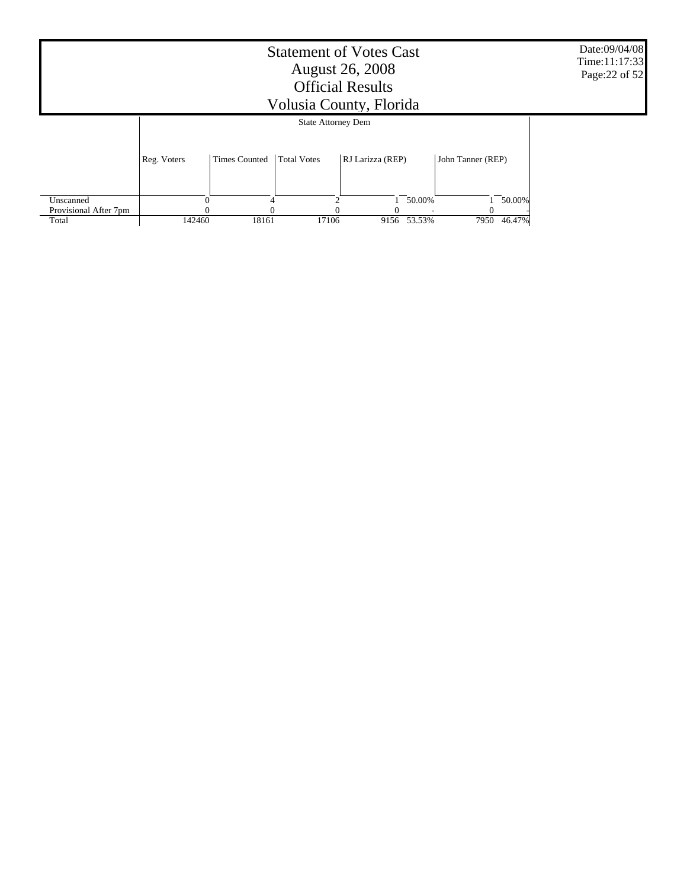# Statement of Votes Cast
# August 26, 2008
# Official Results
# Volusia County, Florida

Date:09/04/08
Time:11:17:33

State Attorney Dem

| | Reg. Voters | Times Counted | Total Votes | RJ Larizza (REP) | | John Tanner (REP) | |
|---|---|---|---|---|---|---|---|
| Unscanned | 0 | 4 | 2 | 1 | 50.00% | 1 | 50.00% |
| Provisional After 7pm | 0 | 0 | 0 | 0 | - | 0 | - |
| Total | 142460 | 18161 | 17106 | 9156 | 53.53% | 7950 | 46.47% |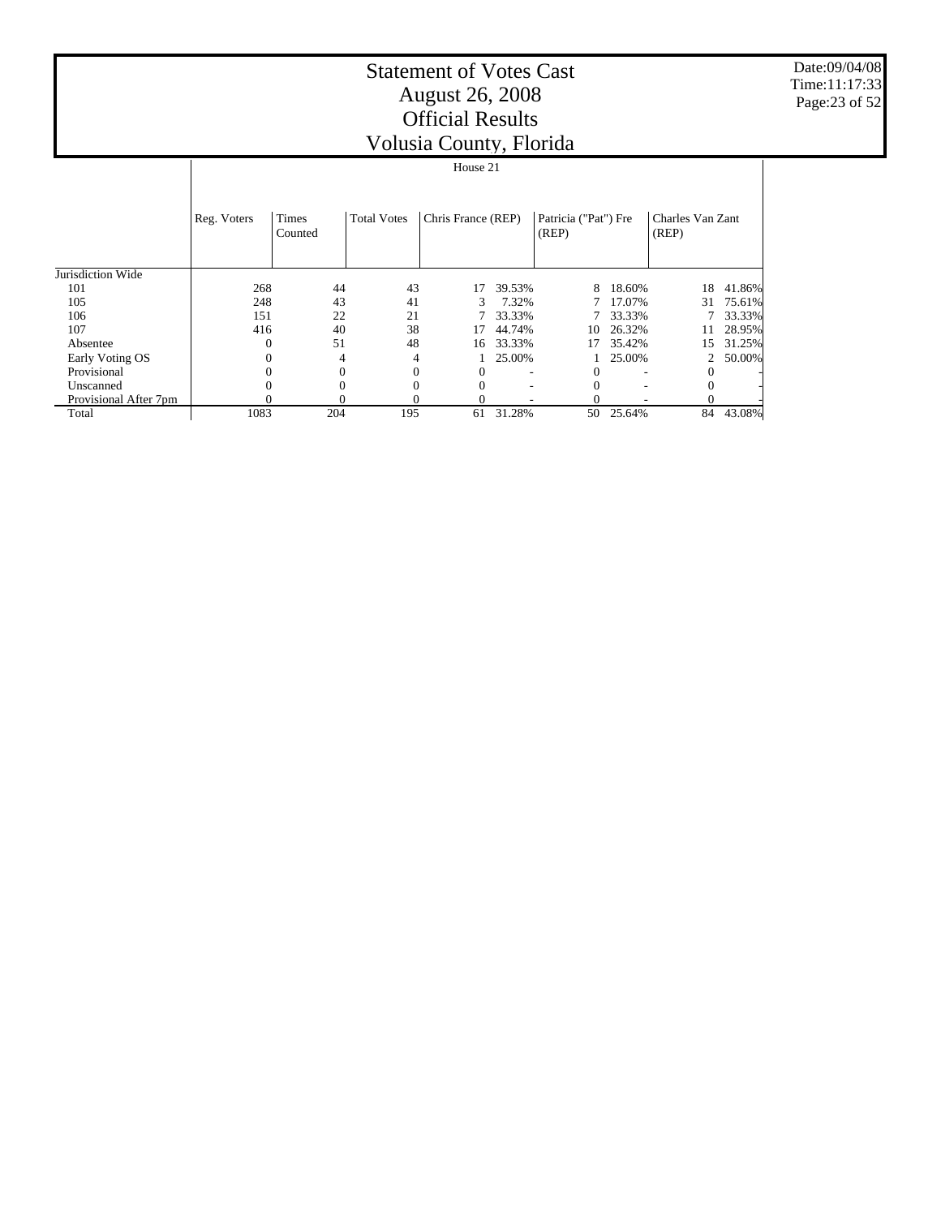# Statement of Votes Cast
## August 26, 2008
## Official Results
## Volusia County, Florida

Date:09/04/08
Time:11:17:33

| | House 21 | | | | | | | | |
|---|---|---|---|---|---|---|---|---|---|
| | Reg. Voters | Times Counted | Total Votes | Chris France (REP) | | Patricia ("Pat") Fre (REP) | | Charles Van Zant (REP) | |
| Jurisdiction Wide | | | | | | | | | |
| 101 | 268 | 44 | 43 | 17 | 39.53% | 8 | 18.60% | 18 | 41.86% |
| 105 | 248 | 43 | 41 | 3 | 7.32% | 7 | 17.07% | 31 | 75.61% |
| 106 | 151 | 22 | 21 | 7 | 33.33% | 7 | 33.33% | 7 | 33.33% |
| 107 | 416 | 40 | 38 | 17 | 44.74% | 10 | 26.32% | 11 | 28.95% |
| Absentee | 0 | 51 | 48 | 16 | 33.33% | 17 | 35.42% | 15 | 31.25% |
| Early Voting OS | 0 | 4 | 4 | 1 | 25.00% | 1 | 25.00% | 2 | 50.00% |
| Provisional | 0 | 0 | 0 | 0 | - | 0 | - | 0 | - |
| Unscanned | 0 | 0 | 0 | 0 | - | 0 | - | 0 | - |
| Provisional After 7pm | 0 | 0 | 0 | 0 | - | 0 | - | 0 | - |
| Total | 1083 | 204 | 195 | 61 | 31.28% | 50 | 25.64% | 84 | 43.08% |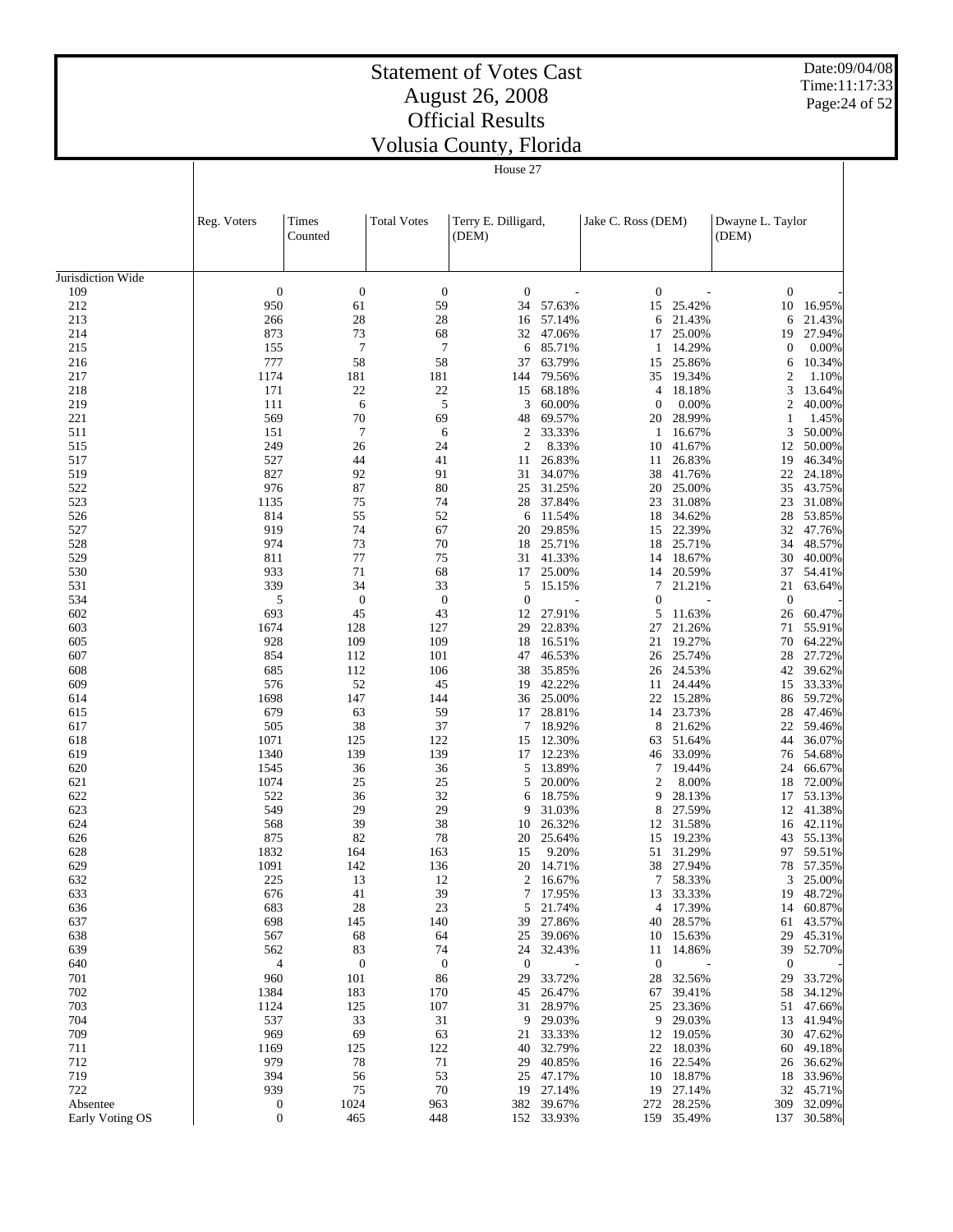# Statement of Votes Cast
# August 26, 2008
# Official Results
# Volusia County, Florida

Date:09/04/08
Time:11:17:33

House 27

| | Reg. Voters | Times Counted | Total Votes | Terry E. Dilligard, (DEM) | | Jake C. Ross (DEM) | | Dwayne L. Taylor (DEM) | |
|---|---|---|---|---|---|---|---|---|---|
| Jurisdiction Wide | | | | | | | | | |
| 109 | 0 | 0 | 0 | 0 | - | 0 | - | 0 | - |
| 212 | 950 | 61 | 59 | 34 | 57.63% | 15 | 25.42% | 10 | 16.95% |
| 213 | 266 | 28 | 28 | 16 | 57.14% | 6 | 21.43% | 6 | 21.43% |
| 214 | 873 | 73 | 68 | 32 | 47.06% | 17 | 25.00% | 19 | 27.94% |
| 215 | 155 | 7 | 7 | 6 | 85.71% | 1 | 14.29% | 0 | 0.00% |
| 216 | 777 | 58 | 58 | 37 | 63.79% | 15 | 25.86% | 6 | 10.34% |
| 217 | 1174 | 181 | 181 | 144 | 79.56% | 35 | 19.34% | 2 | 1.10% |
| 218 | 171 | 22 | 22 | 15 | 68.18% | 4 | 18.18% | 3 | 13.64% |
| 219 | 111 | 6 | 5 | 3 | 60.00% | 0 | 0.00% | 2 | 40.00% |
| 221 | 569 | 70 | 69 | 48 | 69.57% | 20 | 28.99% | 1 | 1.45% |
| 511 | 151 | 7 | 6 | 2 | 33.33% | 1 | 16.67% | 3 | 50.00% |
| 515 | 249 | 26 | 24 | 2 | 8.33% | 10 | 41.67% | 12 | 50.00% |
| 517 | 527 | 44 | 41 | 11 | 26.83% | 11 | 26.83% | 19 | 46.34% |
| 519 | 827 | 92 | 91 | 31 | 34.07% | 38 | 41.76% | 22 | 24.18% |
| 522 | 976 | 87 | 80 | 25 | 31.25% | 20 | 25.00% | 35 | 43.75% |
| 523 | 1135 | 75 | 74 | 28 | 37.84% | 23 | 31.08% | 23 | 31.08% |
| 526 | 814 | 55 | 52 | 6 | 11.54% | 18 | 34.62% | 28 | 53.85% |
| 527 | 919 | 74 | 67 | 20 | 29.85% | 15 | 22.39% | 32 | 47.76% |
| 528 | 974 | 73 | 70 | 18 | 25.71% | 18 | 25.71% | 34 | 48.57% |
| 529 | 811 | 77 | 75 | 31 | 41.33% | 14 | 18.67% | 30 | 40.00% |
| 530 | 933 | 71 | 68 | 17 | 25.00% | 14 | 20.59% | 37 | 54.41% |
| 531 | 339 | 34 | 33 | 5 | 15.15% | 7 | 21.21% | 21 | 63.64% |
| 534 | 5 | 0 | 0 | 0 | - | 0 | - | 0 | - |
| 602 | 693 | 45 | 43 | 12 | 27.91% | 5 | 11.63% | 26 | 60.47% |
| 603 | 1674 | 128 | 127 | 29 | 22.83% | 27 | 21.26% | 71 | 55.91% |
| 605 | 928 | 109 | 109 | 18 | 16.51% | 21 | 19.27% | 70 | 64.22% |
| 607 | 854 | 112 | 101 | 47 | 46.53% | 26 | 25.74% | 28 | 27.72% |
| 608 | 685 | 112 | 106 | 38 | 35.85% | 26 | 24.53% | 42 | 39.62% |
| 609 | 576 | 52 | 45 | 19 | 42.22% | 11 | 24.44% | 15 | 33.33% |
| 614 | 1698 | 147 | 144 | 36 | 25.00% | 22 | 15.28% | 86 | 59.72% |
| 615 | 679 | 63 | 59 | 17 | 28.81% | 14 | 23.73% | 28 | 47.46% |
| 617 | 505 | 38 | 37 | 7 | 18.92% | 8 | 21.62% | 22 | 59.46% |
| 618 | 1071 | 125 | 122 | 15 | 12.30% | 63 | 51.64% | 44 | 36.07% |
| 619 | 1340 | 139 | 139 | 17 | 12.23% | 46 | 33.09% | 76 | 54.68% |
| 620 | 1545 | 36 | 36 | 5 | 13.89% | 7 | 19.44% | 24 | 66.67% |
| 621 | 1074 | 25 | 25 | 5 | 20.00% | 2 | 8.00% | 18 | 72.00% |
| 622 | 522 | 36 | 32 | 6 | 18.75% | 9 | 28.13% | 17 | 53.13% |
| 623 | 549 | 29 | 29 | 9 | 31.03% | 8 | 27.59% | 12 | 41.38% |
| 624 | 568 | 39 | 38 | 10 | 26.32% | 12 | 31.58% | 16 | 42.11% |
| 626 | 875 | 82 | 78 | 20 | 25.64% | 15 | 19.23% | 43 | 55.13% |
| 628 | 1832 | 164 | 163 | 15 | 9.20% | 51 | 31.29% | 97 | 59.51% |
| 629 | 1091 | 142 | 136 | 20 | 14.71% | 38 | 27.94% | 78 | 57.35% |
| 632 | 225 | 13 | 12 | 2 | 16.67% | 7 | 58.33% | 3 | 25.00% |
| 633 | 676 | 41 | 39 | 7 | 17.95% | 13 | 33.33% | 19 | 48.72% |
| 636 | 683 | 28 | 23 | 5 | 21.74% | 4 | 17.39% | 14 | 60.87% |
| 637 | 698 | 145 | 140 | 39 | 27.86% | 40 | 28.57% | 61 | 43.57% |
| 638 | 567 | 68 | 64 | 25 | 39.06% | 10 | 15.63% | 29 | 45.31% |
| 639 | 562 | 83 | 74 | 24 | 32.43% | 11 | 14.86% | 39 | 52.70% |
| 640 | 4 | 0 | 0 | 0 | - | 0 | - | 0 | - |
| 701 | 960 | 101 | 86 | 29 | 33.72% | 28 | 32.56% | 29 | 33.72% |
| 702 | 1384 | 183 | 170 | 45 | 26.47% | 67 | 39.41% | 58 | 34.12% |
| 703 | 1124 | 125 | 107 | 31 | 28.97% | 25 | 23.36% | 51 | 47.66% |
| 704 | 537 | 33 | 31 | 9 | 29.03% | 9 | 29.03% | 13 | 41.94% |
| 709 | 969 | 69 | 63 | 21 | 33.33% | 12 | 19.05% | 30 | 47.62% |
| 711 | 1169 | 125 | 122 | 40 | 32.79% | 22 | 18.03% | 60 | 49.18% |
| 712 | 979 | 78 | 71 | 29 | 40.85% | 16 | 22.54% | 26 | 36.62% |
| 719 | 394 | 56 | 53 | 25 | 47.17% | 10 | 18.87% | 18 | 33.96% |
| 722 | 939 | 75 | 70 | 19 | 27.14% | 19 | 27.14% | 32 | 45.71% |
| Absentee | 0 | 1024 | 963 | 382 | 39.67% | 272 | 28.25% | 309 | 32.09% |
| Early Voting OS | 0 | 465 | 448 | 152 | 33.93% | 159 | 35.49% | 137 | 30.58% |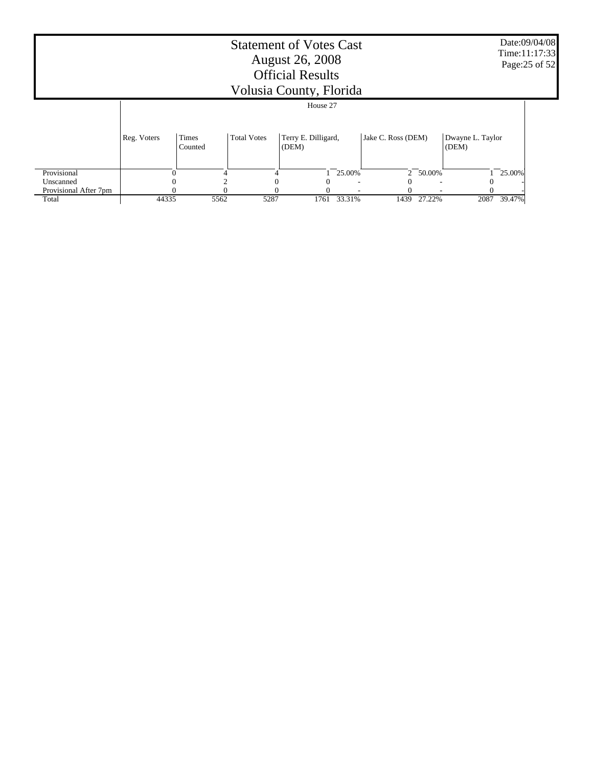# Statement of Votes Cast
## August 26, 2008
## Official Results
## Volusia County, Florida

Date:09/04/08
Time:11:17:33

| | House 27 | | | | | | | | |
|---|---|---|---|---|---|---|---|---|---|
| | Reg. Voters | Times Counted | Total Votes | Terry E. Dilligard, (DEM) | | Jake C. Ross (DEM) | | Dwayne L. Taylor (DEM) | |
| Provisional | 0 | 4 | 4 | 1 | 25.00% | 2 | 50.00% | 1 | 25.00% |
| Unscanned | 0 | 2 | 0 | 0 | - | 0 | - | 0 | - |
| Provisional After 7pm | 0 | 0 | 0 | 0 | - | 0 | - | 0 | - |
| Total | 44335 | 5562 | 5287 | 1761 | 33.31% | 1439 | 27.22% | 2087 | 39.47% |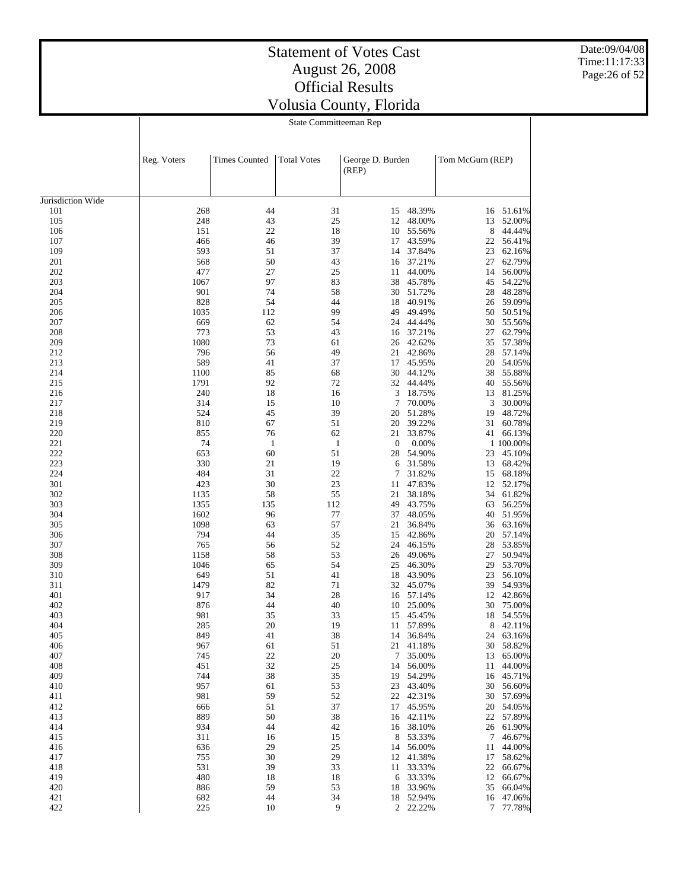# Statement of Votes Cast
# August 26, 2008
# Official Results
# Volusia County, Florida

State Committeeman Rep

| | Reg. Voters | Times Counted | Total Votes | George D. Burden (REP) | | Tom McGurn (REP) | |
|---|---|---|---|---|---|---|---|
| Jurisdiction Wide | | | | | | | |
| 101 | 268 | 44 | 31 | 15 | 48.39% | 16 | 51.61% |
| 105 | 248 | 43 | 25 | 12 | 48.00% | 13 | 52.00% |
| 106 | 151 | 22 | 18 | 10 | 55.56% | 8 | 44.44% |
| 107 | 466 | 46 | 39 | 17 | 43.59% | 22 | 56.41% |
| 109 | 593 | 51 | 37 | 14 | 37.84% | 23 | 62.16% |
| 201 | 568 | 50 | 43 | 16 | 37.21% | 27 | 62.79% |
| 202 | 477 | 27 | 25 | 11 | 44.00% | 14 | 56.00% |
| 203 | 1067 | 97 | 83 | 38 | 45.78% | 45 | 54.22% |
| 204 | 901 | 74 | 58 | 30 | 51.72% | 28 | 48.28% |
| 205 | 828 | 54 | 44 | 18 | 40.91% | 26 | 59.09% |
| 206 | 1035 | 112 | 99 | 49 | 49.49% | 50 | 50.51% |
| 207 | 669 | 62 | 54 | 24 | 44.44% | 30 | 55.56% |
| 208 | 773 | 53 | 43 | 16 | 37.21% | 27 | 62.79% |
| 209 | 1080 | 73 | 61 | 26 | 42.62% | 35 | 57.38% |
| 212 | 796 | 56 | 49 | 21 | 42.86% | 28 | 57.14% |
| 213 | 589 | 41 | 37 | 17 | 45.95% | 20 | 54.05% |
| 214 | 1100 | 85 | 68 | 30 | 44.12% | 38 | 55.88% |
| 215 | 1791 | 92 | 72 | 32 | 44.44% | 40 | 55.56% |
| 216 | 240 | 18 | 16 | 3 | 18.75% | 13 | 81.25% |
| 217 | 314 | 15 | 10 | 7 | 70.00% | 3 | 30.00% |
| 218 | 524 | 45 | 39 | 20 | 51.28% | 19 | 48.72% |
| 219 | 810 | 67 | 51 | 20 | 39.22% | 31 | 60.78% |
| 220 | 855 | 76 | 62 | 21 | 33.87% | 41 | 66.13% |
| 221 | 74 | 1 | 1 | 0 | 0.00% | 1 | 100.00% |
| 222 | 653 | 60 | 51 | 28 | 54.90% | 23 | 45.10% |
| 223 | 330 | 21 | 19 | 6 | 31.58% | 13 | 68.42% |
| 224 | 484 | 31 | 22 | 7 | 31.82% | 15 | 68.18% |
| 301 | 423 | 30 | 23 | 11 | 47.83% | 12 | 52.17% |
| 302 | 1135 | 58 | 55 | 21 | 38.18% | 34 | 61.82% |
| 303 | 1355 | 135 | 112 | 49 | 43.75% | 63 | 56.25% |
| 304 | 1602 | 96 | 77 | 37 | 48.05% | 40 | 51.95% |
| 305 | 1098 | 63 | 57 | 21 | 36.84% | 36 | 63.16% |
| 306 | 794 | 44 | 35 | 15 | 42.86% | 20 | 57.14% |
| 307 | 765 | 56 | 52 | 24 | 46.15% | 28 | 53.85% |
| 308 | 1158 | 58 | 53 | 26 | 49.06% | 27 | 50.94% |
| 309 | 1046 | 65 | 54 | 25 | 46.30% | 29 | 53.70% |
| 310 | 649 | 51 | 41 | 18 | 43.90% | 23 | 56.10% |
| 311 | 1479 | 82 | 71 | 32 | 45.07% | 39 | 54.93% |
| 401 | 917 | 34 | 28 | 16 | 57.14% | 12 | 42.86% |
| 402 | 876 | 44 | 40 | 10 | 25.00% | 30 | 75.00% |
| 403 | 981 | 35 | 33 | 15 | 45.45% | 18 | 54.55% |
| 404 | 285 | 20 | 19 | 11 | 57.89% | 8 | 42.11% |
| 405 | 849 | 41 | 38 | 14 | 36.84% | 24 | 63.16% |
| 406 | 967 | 61 | 51 | 21 | 41.18% | 30 | 58.82% |
| 407 | 745 | 22 | 20 | 7 | 35.00% | 13 | 65.00% |
| 408 | 451 | 32 | 25 | 14 | 56.00% | 11 | 44.00% |
| 409 | 744 | 38 | 35 | 19 | 54.29% | 16 | 45.71% |
| 410 | 957 | 61 | 53 | 23 | 43.40% | 30 | 56.60% |
| 411 | 981 | 59 | 52 | 22 | 42.31% | 30 | 57.69% |
| 412 | 666 | 51 | 37 | 17 | 45.95% | 20 | 54.05% |
| 413 | 889 | 50 | 38 | 16 | 42.11% | 22 | 57.89% |
| 414 | 934 | 44 | 42 | 16 | 38.10% | 26 | 61.90% |
| 415 | 311 | 16 | 15 | 8 | 53.33% | 7 | 46.67% |
| 416 | 636 | 29 | 25 | 14 | 56.00% | 11 | 44.00% |
| 417 | 755 | 30 | 29 | 12 | 41.38% | 17 | 58.62% |
| 418 | 531 | 39 | 33 | 11 | 33.33% | 22 | 66.67% |
| 419 | 480 | 18 | 18 | 6 | 33.33% | 12 | 66.67% |
| 420 | 886 | 59 | 53 | 18 | 33.96% | 35 | 66.04% |
| 421 | 682 | 44 | 34 | 18 | 52.94% | 16 | 47.06% |
| 422 | 225 | 10 | 9 | 2 | 22.22% | 7 | 77.78% |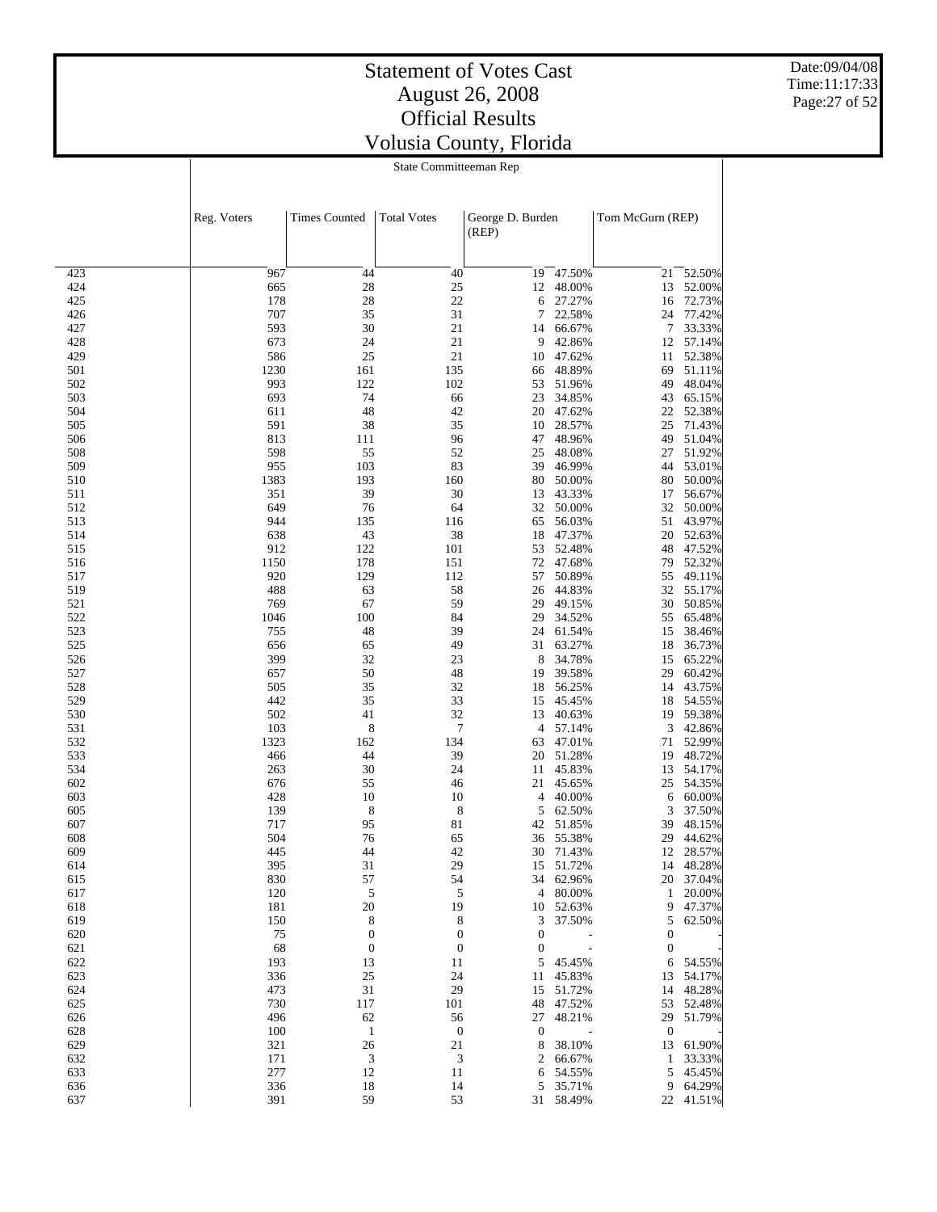# Statement of Votes Cast
## August 26, 2008
## Official Results
## Volusia County, Florida

State Committeeman Rep

| | Reg. Voters | Times Counted | Total Votes | George D. Burden (REP) | | Tom McGurn (REP) | |
|---|---|---|---|---|---|---|---|
| 423 | 967 | 44 | 40 | 19 | 47.50% | 21 | 52.50% |
| 424 | 665 | 28 | 25 | 12 | 48.00% | 13 | 52.00% |
| 425 | 178 | 28 | 22 | 6 | 27.27% | 16 | 72.73% |
| 426 | 707 | 35 | 31 | 7 | 22.58% | 24 | 77.42% |
| 427 | 593 | 30 | 21 | 14 | 66.67% | 7 | 33.33% |
| 428 | 673 | 24 | 21 | 9 | 42.86% | 12 | 57.14% |
| 429 | 586 | 25 | 21 | 10 | 47.62% | 11 | 52.38% |
| 501 | 1230 | 161 | 135 | 66 | 48.89% | 69 | 51.11% |
| 502 | 993 | 122 | 102 | 53 | 51.96% | 49 | 48.04% |
| 503 | 693 | 74 | 66 | 23 | 34.85% | 43 | 65.15% |
| 504 | 611 | 48 | 42 | 20 | 47.62% | 22 | 52.38% |
| 505 | 591 | 38 | 35 | 10 | 28.57% | 25 | 71.43% |
| 506 | 813 | 111 | 96 | 47 | 48.96% | 49 | 51.04% |
| 508 | 598 | 55 | 52 | 25 | 48.08% | 27 | 51.92% |
| 509 | 955 | 103 | 83 | 39 | 46.99% | 44 | 53.01% |
| 510 | 1383 | 193 | 160 | 80 | 50.00% | 80 | 50.00% |
| 511 | 351 | 39 | 30 | 13 | 43.33% | 17 | 56.67% |
| 512 | 649 | 76 | 64 | 32 | 50.00% | 32 | 50.00% |
| 513 | 944 | 135 | 116 | 65 | 56.03% | 51 | 43.97% |
| 514 | 638 | 43 | 38 | 18 | 47.37% | 20 | 52.63% |
| 515 | 912 | 122 | 101 | 53 | 52.48% | 48 | 47.52% |
| 516 | 1150 | 178 | 151 | 72 | 47.68% | 79 | 52.32% |
| 517 | 920 | 129 | 112 | 57 | 50.89% | 55 | 49.11% |
| 519 | 488 | 63 | 58 | 26 | 44.83% | 32 | 55.17% |
| 521 | 769 | 67 | 59 | 29 | 49.15% | 30 | 50.85% |
| 522 | 1046 | 100 | 84 | 29 | 34.52% | 55 | 65.48% |
| 523 | 755 | 48 | 39 | 24 | 61.54% | 15 | 38.46% |
| 525 | 656 | 65 | 49 | 31 | 63.27% | 18 | 36.73% |
| 526 | 399 | 32 | 23 | 8 | 34.78% | 15 | 65.22% |
| 527 | 657 | 50 | 48 | 19 | 39.58% | 29 | 60.42% |
| 528 | 505 | 35 | 32 | 18 | 56.25% | 14 | 43.75% |
| 529 | 442 | 35 | 33 | 15 | 45.45% | 18 | 54.55% |
| 530 | 502 | 41 | 32 | 13 | 40.63% | 19 | 59.38% |
| 531 | 103 | 8 | 7 | 4 | 57.14% | 3 | 42.86% |
| 532 | 1323 | 162 | 134 | 63 | 47.01% | 71 | 52.99% |
| 533 | 466 | 44 | 39 | 20 | 51.28% | 19 | 48.72% |
| 534 | 263 | 30 | 24 | 11 | 45.83% | 13 | 54.17% |
| 602 | 676 | 55 | 46 | 21 | 45.65% | 25 | 54.35% |
| 603 | 428 | 10 | 10 | 4 | 40.00% | 6 | 60.00% |
| 605 | 139 | 8 | 8 | 5 | 62.50% | 3 | 37.50% |
| 607 | 717 | 95 | 81 | 42 | 51.85% | 39 | 48.15% |
| 608 | 504 | 76 | 65 | 36 | 55.38% | 29 | 44.62% |
| 609 | 445 | 44 | 42 | 30 | 71.43% | 12 | 28.57% |
| 614 | 395 | 31 | 29 | 15 | 51.72% | 14 | 48.28% |
| 615 | 830 | 57 | 54 | 34 | 62.96% | 20 | 37.04% |
| 617 | 120 | 5 | 5 | 4 | 80.00% | 1 | 20.00% |
| 618 | 181 | 20 | 19 | 10 | 52.63% | 9 | 47.37% |
| 619 | 150 | 8 | 8 | 3 | 37.50% | 5 | 62.50% |
| 620 | 75 | 0 | 0 | 0 | - | 0 | - |
| 621 | 68 | 0 | 0 | 0 | - | 0 | - |
| 622 | 193 | 13 | 11 | 5 | 45.45% | 6 | 54.55% |
| 623 | 336 | 25 | 24 | 11 | 45.83% | 13 | 54.17% |
| 624 | 473 | 31 | 29 | 15 | 51.72% | 14 | 48.28% |
| 625 | 730 | 117 | 101 | 48 | 47.52% | 53 | 52.48% |
| 626 | 496 | 62 | 56 | 27 | 48.21% | 29 | 51.79% |
| 628 | 100 | 1 | 0 | 0 | - | 0 | - |
| 629 | 321 | 26 | 21 | 8 | 38.10% | 13 | 61.90% |
| 632 | 171 | 3 | 3 | 2 | 66.67% | 1 | 33.33% |
| 633 | 277 | 12 | 11 | 6 | 54.55% | 5 | 45.45% |
| 636 | 336 | 18 | 14 | 5 | 35.71% | 9 | 64.29% |
| 637 | 391 | 59 | 53 | 31 | 58.49% | 22 | 41.51% |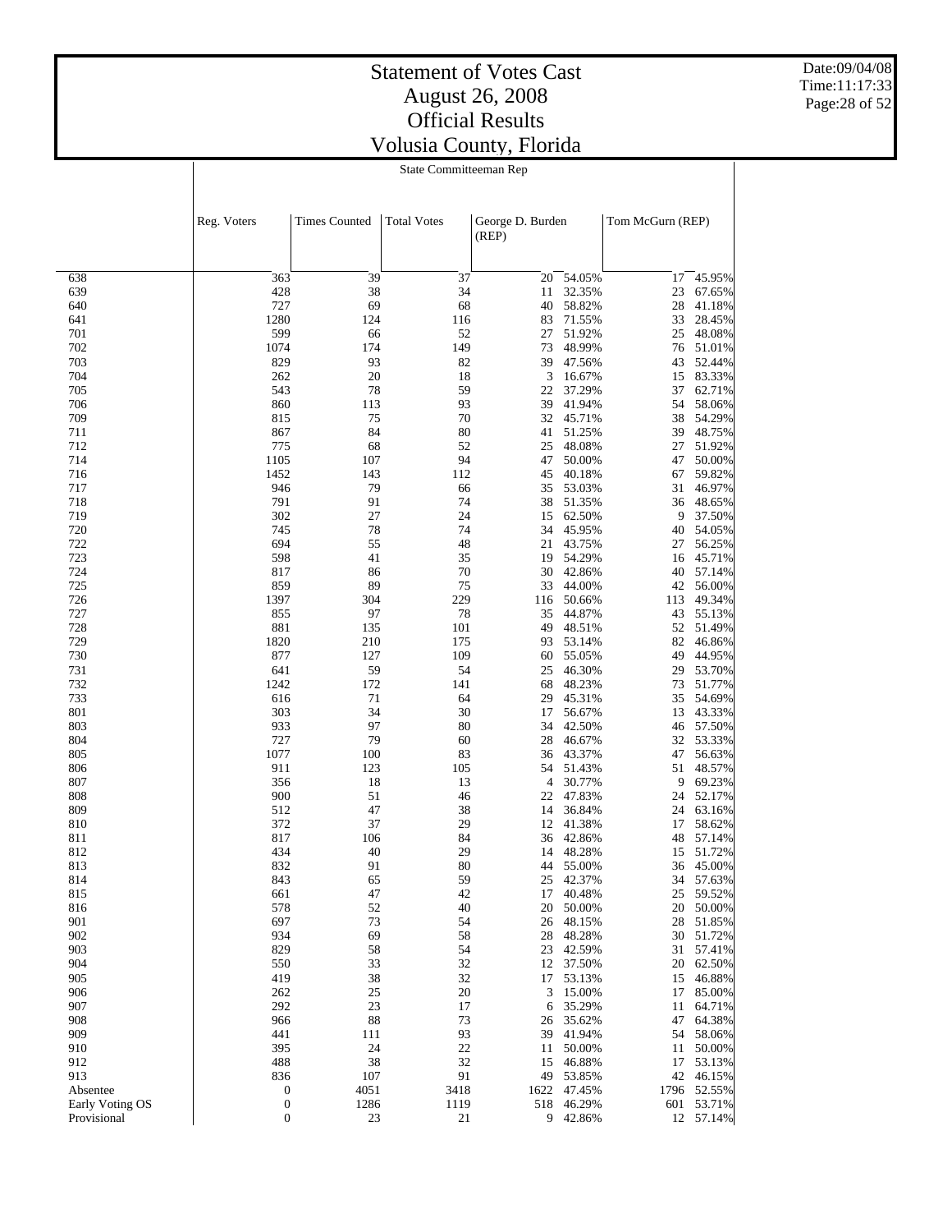# Statement of Votes Cast
# August 26, 2008
# Official Results
# Volusia County, Florida

State Committeeman Rep

| | Reg. Voters | Times Counted | Total Votes | George D. Burden (REP) | | Tom McGurn (REP) | |
|---|---|---|---|---|---|---|---|
| 638 | 363 | 39 | 37 | 20 | 54.05% | 17 | 45.95% |
| 639 | 428 | 38 | 34 | 11 | 32.35% | 23 | 67.65% |
| 640 | 727 | 69 | 68 | 40 | 58.82% | 28 | 41.18% |
| 641 | 1280 | 124 | 116 | 83 | 71.55% | 33 | 28.45% |
| 701 | 599 | 66 | 52 | 27 | 51.92% | 25 | 48.08% |
| 702 | 1074 | 174 | 149 | 73 | 48.99% | 76 | 51.01% |
| 703 | 829 | 93 | 82 | 39 | 47.56% | 43 | 52.44% |
| 704 | 262 | 20 | 18 | 3 | 16.67% | 15 | 83.33% |
| 705 | 543 | 78 | 59 | 22 | 37.29% | 37 | 62.71% |
| 706 | 860 | 113 | 93 | 39 | 41.94% | 54 | 58.06% |
| 709 | 815 | 75 | 70 | 32 | 45.71% | 38 | 54.29% |
| 711 | 867 | 84 | 80 | 41 | 51.25% | 39 | 48.75% |
| 712 | 775 | 68 | 52 | 25 | 48.08% | 27 | 51.92% |
| 714 | 1105 | 107 | 94 | 47 | 50.00% | 47 | 50.00% |
| 716 | 1452 | 143 | 112 | 45 | 40.18% | 67 | 59.82% |
| 717 | 946 | 79 | 66 | 35 | 53.03% | 31 | 46.97% |
| 718 | 791 | 91 | 74 | 38 | 51.35% | 36 | 48.65% |
| 719 | 302 | 27 | 24 | 15 | 62.50% | 9 | 37.50% |
| 720 | 745 | 78 | 74 | 34 | 45.95% | 40 | 54.05% |
| 722 | 694 | 55 | 48 | 21 | 43.75% | 27 | 56.25% |
| 723 | 598 | 41 | 35 | 19 | 54.29% | 16 | 45.71% |
| 724 | 817 | 86 | 70 | 30 | 42.86% | 40 | 57.14% |
| 725 | 859 | 89 | 75 | 33 | 44.00% | 42 | 56.00% |
| 726 | 1397 | 304 | 229 | 116 | 50.66% | 113 | 49.34% |
| 727 | 855 | 97 | 78 | 35 | 44.87% | 43 | 55.13% |
| 728 | 881 | 135 | 101 | 49 | 48.51% | 52 | 51.49% |
| 729 | 1820 | 210 | 175 | 93 | 53.14% | 82 | 46.86% |
| 730 | 877 | 127 | 109 | 60 | 55.05% | 49 | 44.95% |
| 731 | 641 | 59 | 54 | 25 | 46.30% | 29 | 53.70% |
| 732 | 1242 | 172 | 141 | 68 | 48.23% | 73 | 51.77% |
| 733 | 616 | 71 | 64 | 29 | 45.31% | 35 | 54.69% |
| 801 | 303 | 34 | 30 | 17 | 56.67% | 13 | 43.33% |
| 803 | 933 | 97 | 80 | 34 | 42.50% | 46 | 57.50% |
| 804 | 727 | 79 | 60 | 28 | 46.67% | 32 | 53.33% |
| 805 | 1077 | 100 | 83 | 36 | 43.37% | 47 | 56.63% |
| 806 | 911 | 123 | 105 | 54 | 51.43% | 51 | 48.57% |
| 807 | 356 | 18 | 13 | 4 | 30.77% | 9 | 69.23% |
| 808 | 900 | 51 | 46 | 22 | 47.83% | 24 | 52.17% |
| 809 | 512 | 47 | 38 | 14 | 36.84% | 24 | 63.16% |
| 810 | 372 | 37 | 29 | 12 | 41.38% | 17 | 58.62% |
| 811 | 817 | 106 | 84 | 36 | 42.86% | 48 | 57.14% |
| 812 | 434 | 40 | 29 | 14 | 48.28% | 15 | 51.72% |
| 813 | 832 | 91 | 80 | 44 | 55.00% | 36 | 45.00% |
| 814 | 843 | 65 | 59 | 25 | 42.37% | 34 | 57.63% |
| 815 | 661 | 47 | 42 | 17 | 40.48% | 25 | 59.52% |
| 816 | 578 | 52 | 40 | 20 | 50.00% | 20 | 50.00% |
| 901 | 697 | 73 | 54 | 26 | 48.15% | 28 | 51.85% |
| 902 | 934 | 69 | 58 | 28 | 48.28% | 30 | 51.72% |
| 903 | 829 | 58 | 54 | 23 | 42.59% | 31 | 57.41% |
| 904 | 550 | 33 | 32 | 12 | 37.50% | 20 | 62.50% |
| 905 | 419 | 38 | 32 | 17 | 53.13% | 15 | 46.88% |
| 906 | 262 | 25 | 20 | 3 | 15.00% | 17 | 85.00% |
| 907 | 292 | 23 | 17 | 6 | 35.29% | 11 | 64.71% |
| 908 | 966 | 88 | 73 | 26 | 35.62% | 47 | 64.38% |
| 909 | 441 | 111 | 93 | 39 | 41.94% | 54 | 58.06% |
| 910 | 395 | 24 | 22 | 11 | 50.00% | 11 | 50.00% |
| 912 | 488 | 38 | 32 | 15 | 46.88% | 17 | 53.13% |
| 913 | 836 | 107 | 91 | 49 | 53.85% | 42 | 46.15% |
| Absentee | 0 | 4051 | 3418 | 1622 | 47.45% | 1796 | 52.55% |
| Early Voting OS | 0 | 1286 | 1119 | 518 | 46.29% | 601 | 53.71% |
| Provisional | 0 | 23 | 21 | 9 | 42.86% | 12 | 57.14% |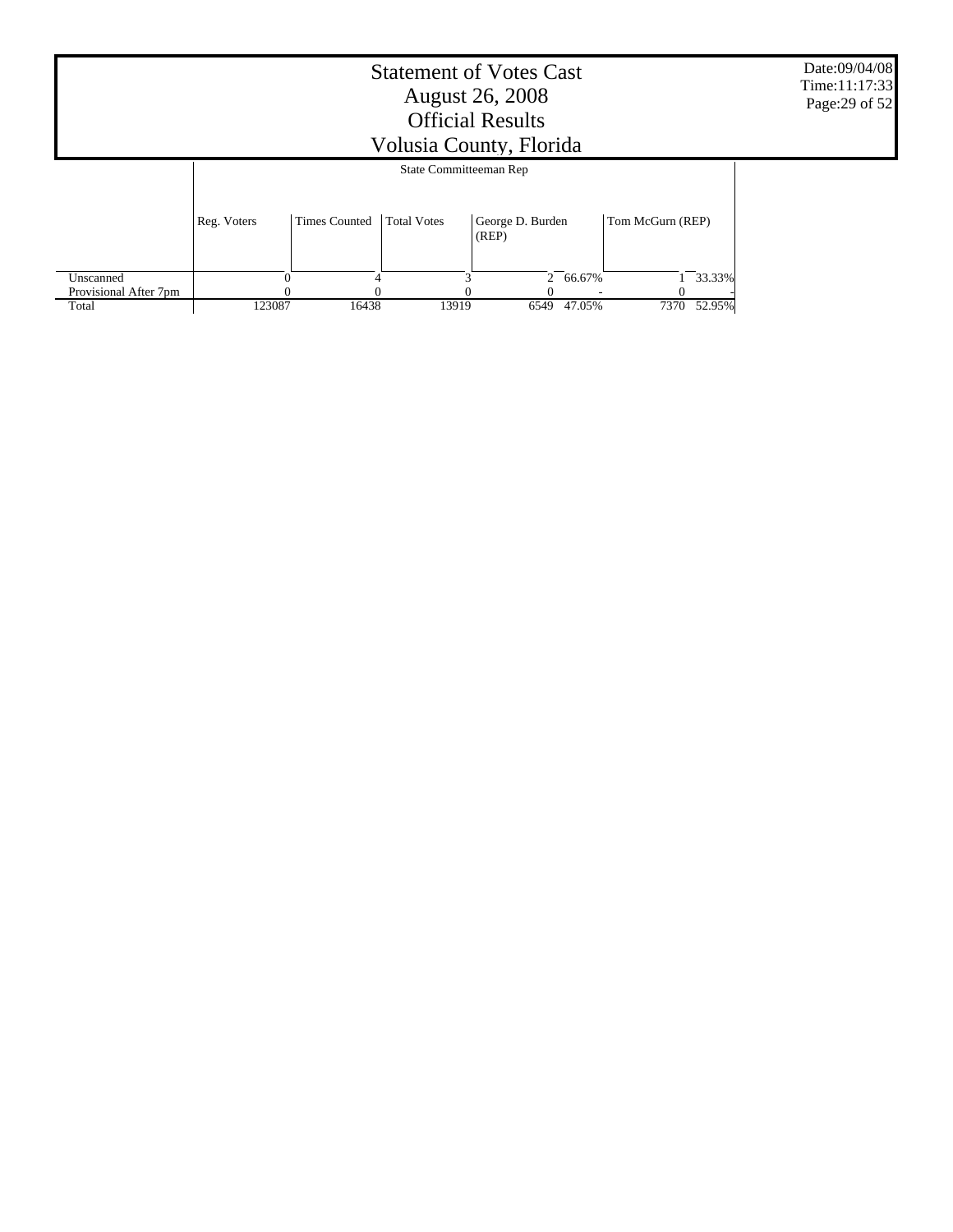# Statement of Votes Cast
## August 26, 2008
## Official Results
## Volusia County, Florida

Date:09/04/08
Time:11:17:33

| | State Committeeman Rep | | | | | | |
|---|---|---|---|---|---|---|---|
| | Reg. Voters | Times Counted | Total Votes | George D. Burden (REP) | | Tom McGurn (REP) | |
| Unscanned | 0 | 4 | 3 | 2 | 66.67% | 1 | 33.33% |
| Provisional After 7pm | 0 | 0 | 0 | 0 | - | 0 | - |
| Total | 123087 | 16438 | 13919 | 6549 | 47.05% | 7370 | 52.95% |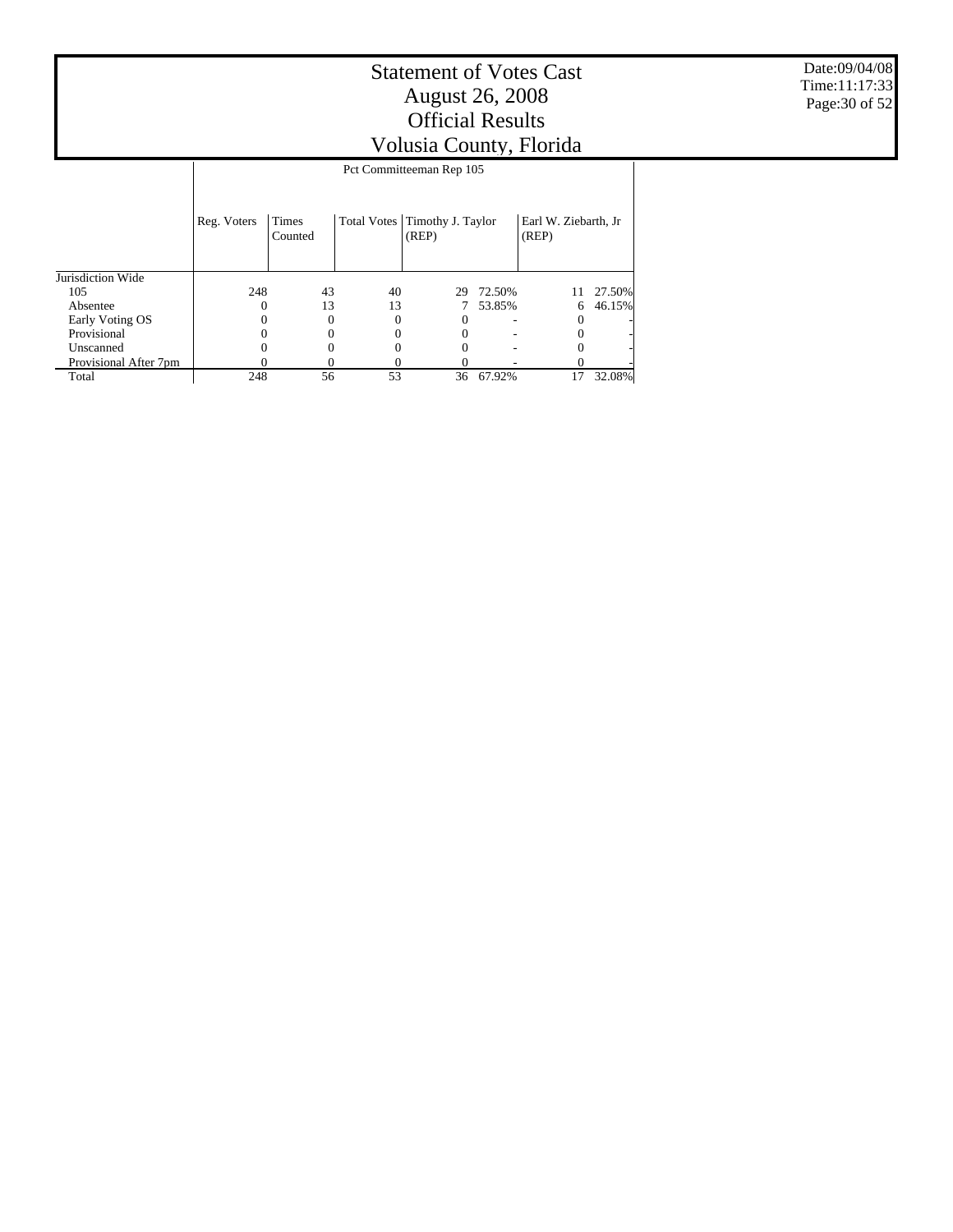# Statement of Votes Cast
## August 26, 2008
## Official Results
## Volusia County, Florida

Date:09/04/08
Time:11:17:33

| | Pct Committeeman Rep 105 | | | | | | |
|---|---|---|---|---|---|---|---|
| | Reg. Voters | Times Counted | Total Votes | Timothy J. Taylor (REP) | | Earl W. Ziebarth, Jr (REP) | |
| Jurisdiction Wide | | | | | | | |
| 105 | 248 | 43 | 40 | 29 | 72.50% | 11 | 27.50% |
| Absentee | 0 | 13 | 13 | 7 | 53.85% | 6 | 46.15% |
| Early Voting OS | 0 | 0 | 0 | 0 | - | 0 | - |
| Provisional | 0 | 0 | 0 | 0 | - | 0 | - |
| Unscanned | 0 | 0 | 0 | 0 | - | 0 | - |
| Provisional After 7pm | 0 | 0 | 0 | 0 | - | 0 | - |
| Total | 248 | 56 | 53 | 36 | 67.92% | 17 | 32.08% |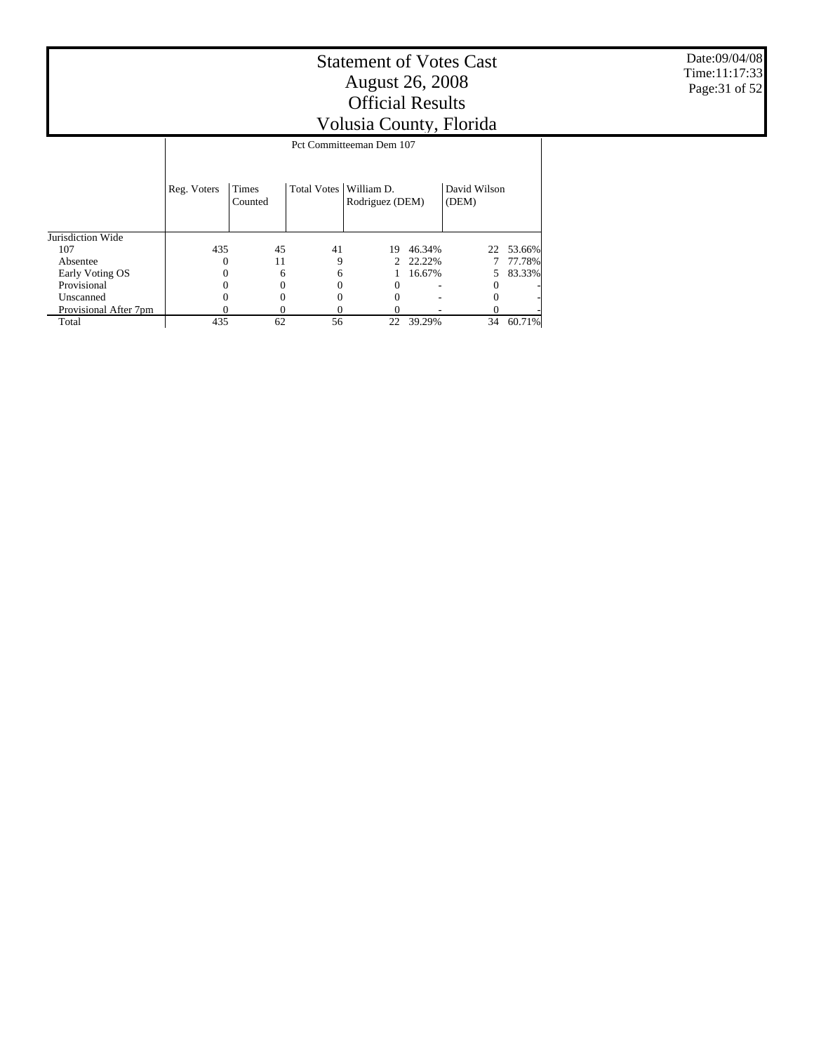# Statement of Votes Cast
# August 26, 2008
# Official Results
# Volusia County, Florida

Date:09/04/08
Time:11:17:33

Pct Committeeman Dem 107

| | Reg. Voters | Times Counted | Total Votes | William D. Rodriguez (DEM) | | David Wilson (DEM) | |
|---|---|---|---|---|---|---|---|
| Jurisdiction Wide | | | | | | | |
| 107 | 435 | 45 | 41 | 19 | 46.34% | 22 | 53.66% |
| Absentee | 0 | 11 | 9 | 2 | 22.22% | 7 | 77.78% |
| Early Voting OS | 0 | 6 | 6 | 1 | 16.67% | 5 | 83.33% |
| Provisional | 0 | 0 | 0 | 0 | - | 0 | - |
| Unscanned | 0 | 0 | 0 | 0 | - | 0 | - |
| Provisional After 7pm | 0 | 0 | 0 | 0 | - | 0 | - |
| Total | 435 | 62 | 56 | 22 | 39.29% | 34 | 60.71% |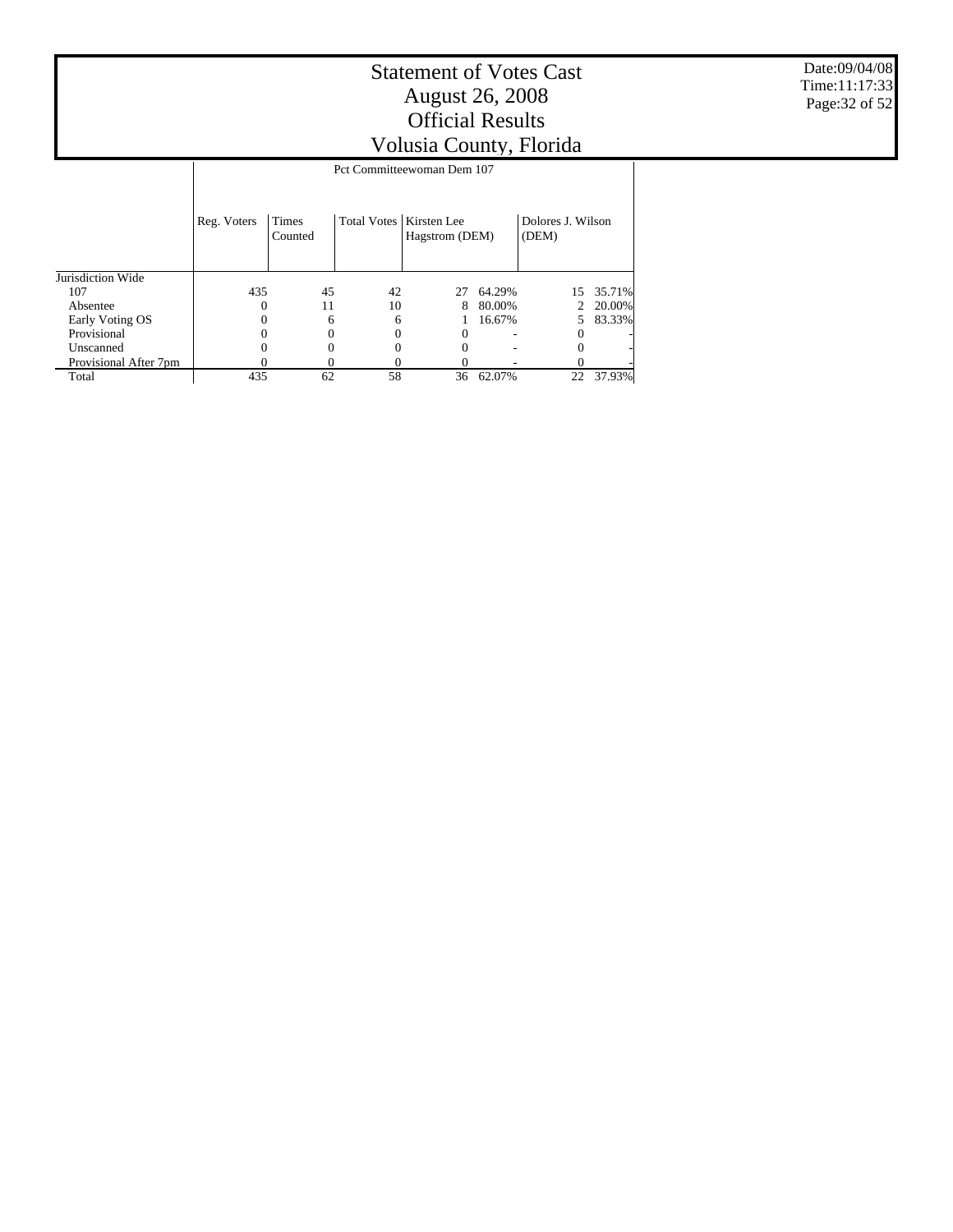# Statement of Votes Cast
## August 26, 2008
## Official Results
## Volusia County, Florida

Date:09/04/08
Time:11:17:33

| | Pct Committeewoman Dem 107 | | | | | | |
|---|---|---|---|---|---|---|---|
| | Reg. Voters | Times Counted | Total Votes | Kirsten Lee Hagstrom (DEM) | | Dolores J. Wilson (DEM) | |
| Jurisdiction Wide | | | | | | | |
| 107 | 435 | 45 | 42 | 27 | 64.29% | 15 | 35.71% |
| Absentee | 0 | 11 | 10 | 8 | 80.00% | 2 | 20.00% |
| Early Voting OS | 0 | 6 | 6 | 1 | 16.67% | 5 | 83.33% |
| Provisional | 0 | 0 | 0 | 0 | - | 0 | - |
| Unscanned | 0 | 0 | 0 | 0 | - | 0 | - |
| Provisional After 7pm | 0 | 0 | 0 | 0 | - | 0 | - |
| Total | 435 | 62 | 58 | 36 | 62.07% | 22 | 37.93% |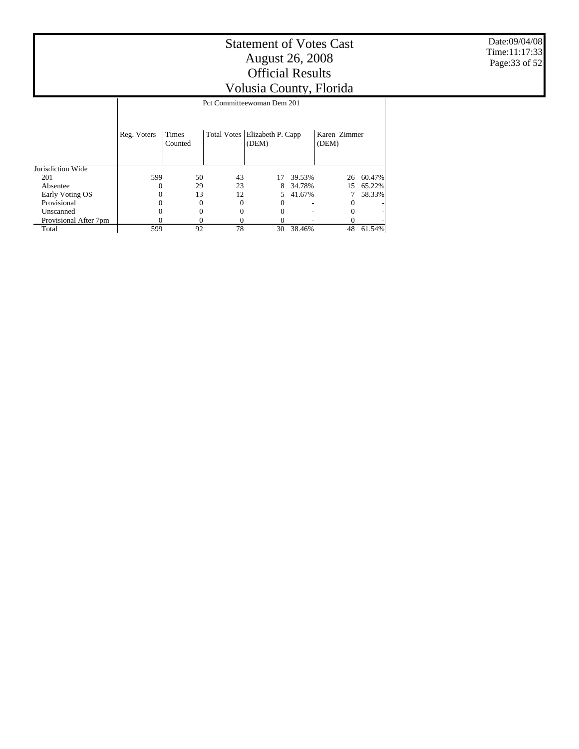# Statement of Votes Cast
# August 26, 2008
# Official Results
# Volusia County, Florida

Date:09/04/08
Time:11:17:33

| | Pct Committeewoman Dem 201 | | | | | | |
|---|---|---|---|---|---|---|---|
| | Reg. Voters | Times Counted | Total Votes | Elizabeth P. Capp (DEM) | | Karen Zimmer (DEM) | |
| Jurisdiction Wide | | | | | | | |
| 201 | 599 | 50 | 43 | 17 | 39.53% | 26 | 60.47% |
| Absentee | 0 | 29 | 23 | 8 | 34.78% | 15 | 65.22% |
| Early Voting OS | 0 | 13 | 12 | 5 | 41.67% | 7 | 58.33% |
| Provisional | 0 | 0 | 0 | 0 | - | 0 | - |
| Unscanned | 0 | 0 | 0 | 0 | - | 0 | - |
| Provisional After 7pm | 0 | 0 | 0 | 0 | - | 0 | - |
| Total | 599 | 92 | 78 | 30 | 38.46% | 48 | 61.54% |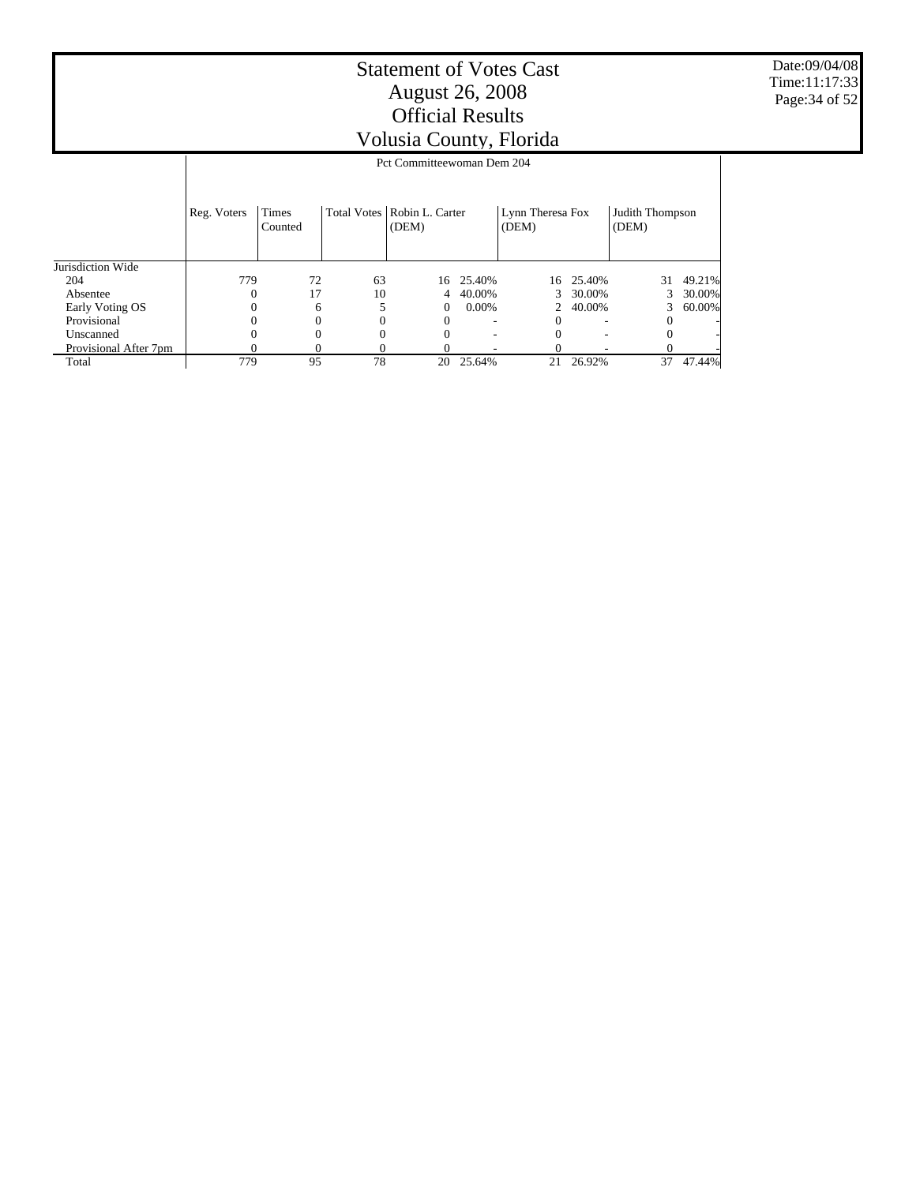# Statement of Votes Cast
# August 26, 2008
# Official Results
# Volusia County, Florida

Date:09/04/08
Time:11:17:33

| | Pct Committeewoman Dem 204 | | | | | | | | |
|---|---|---|---|---|---|---|---|---|---|
| | Reg. Voters | Times Counted | Total Votes | Robin L. Carter (DEM) | | Lynn Theresa Fox (DEM) | | Judith Thompson (DEM) | |
| Jurisdiction Wide | | | | | | | | | |
| 204 | 779 | 72 | 63 | 16 | 25.40% | 16 | 25.40% | 31 | 49.21% |
| Absentee | 0 | 17 | 10 | 4 | 40.00% | 3 | 30.00% | 3 | 30.00% |
| Early Voting OS | 0 | 6 | 5 | 0 | 0.00% | 2 | 40.00% | 3 | 60.00% |
| Provisional | 0 | 0 | 0 | 0 | - | 0 | - | 0 | - |
| Unscanned | 0 | 0 | 0 | 0 | - | 0 | - | 0 | - |
| Provisional After 7pm | 0 | 0 | 0 | 0 | - | 0 | - | 0 | - |
| Total | 779 | 95 | 78 | 20 | 25.64% | 21 | 26.92% | 37 | 47.44% |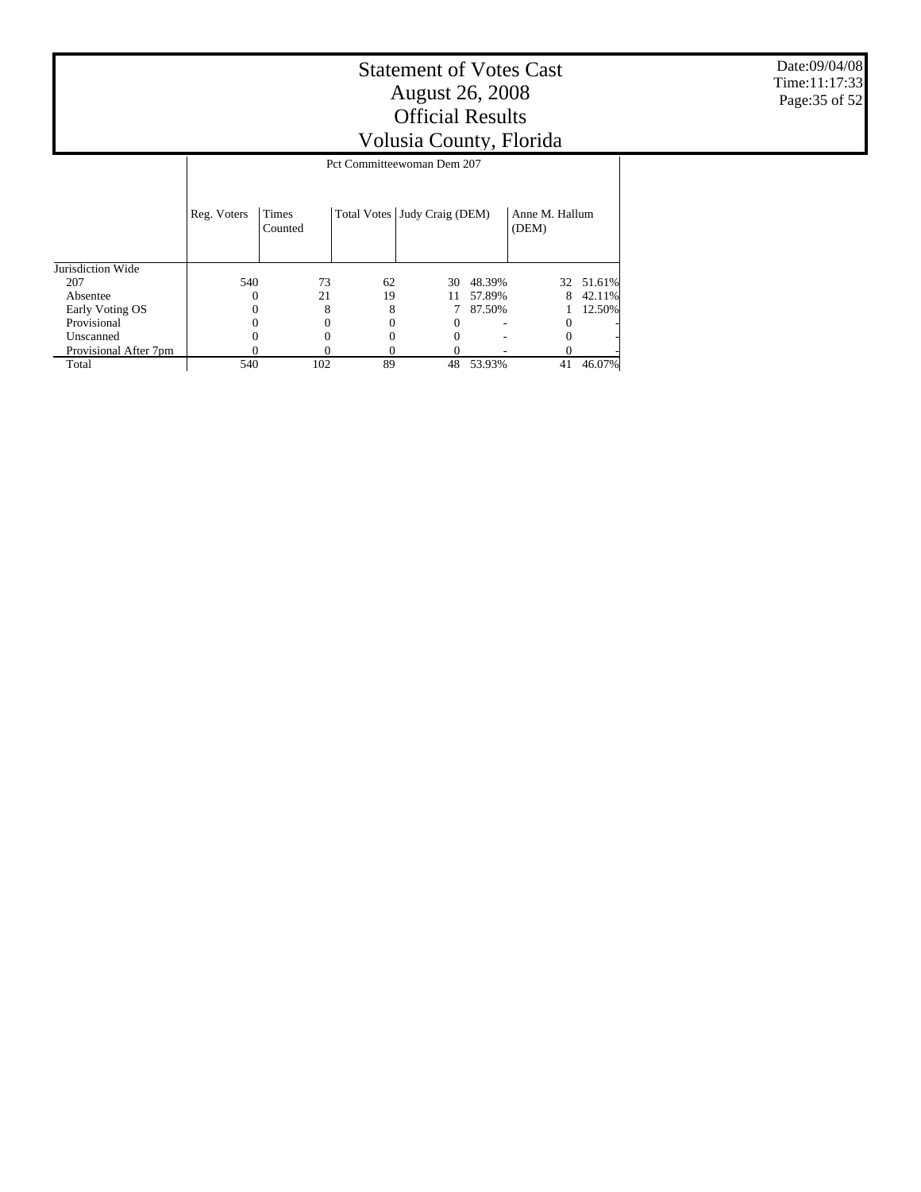# Statement of Votes Cast
# August 26, 2008
# Official Results
# Volusia County, Florida

Date:09/04/08
Time:11:17:33

| | Pct Committeewoman Dem 207 | | | | | | |
|---|---|---|---|---|---|---|---|
| | Reg. Voters | Times Counted | Total Votes | Judy Craig (DEM) | | Anne M. Hallum (DEM) | |
| Jurisdiction Wide | | | | | | | |
| 207 | 540 | 73 | 62 | 30 | 48.39% | 32 | 51.61% |
| Absentee | 0 | 21 | 19 | 11 | 57.89% | 8 | 42.11% |
| Early Voting OS | 0 | 8 | 8 | 7 | 87.50% | 1 | 12.50% |
| Provisional | 0 | 0 | 0 | 0 | - | 0 | - |
| Unscanned | 0 | 0 | 0 | 0 | - | 0 | - |
| Provisional After 7pm | 0 | 0 | 0 | 0 | - | 0 | - |
| Total | 540 | 102 | 89 | 48 | 53.93% | 41 | 46.07% |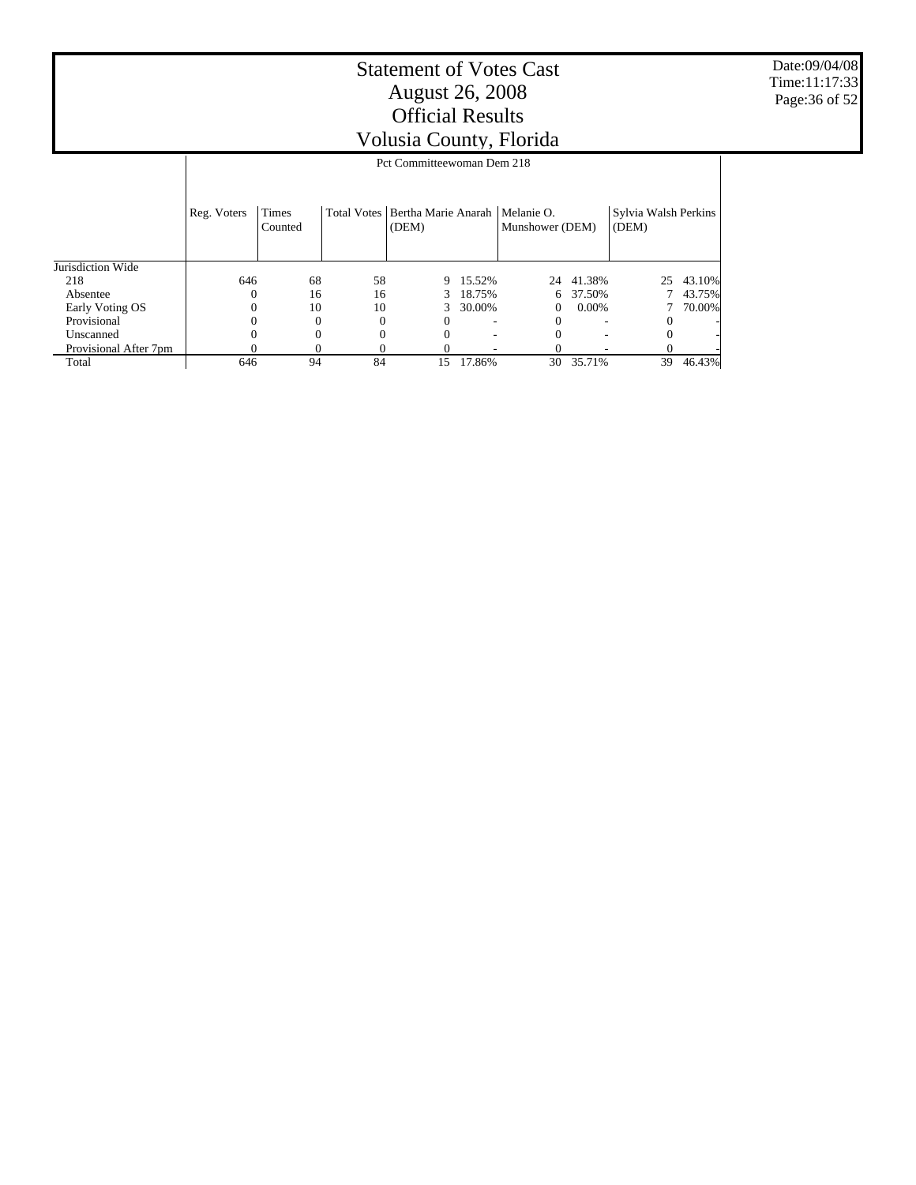# Statement of Votes Cast
# August 26, 2008
# Official Results
# Volusia County, Florida

Date:09/04/08
Time:11:17:33

| | Pct Committeewoman Dem 218 | | | | | | | | |
|---|---|---|---|---|---|---|---|---|---|
| | Reg. Voters | Times Counted | Total Votes | Bertha Marie Anarah (DEM) | | Melanie O. Munshower (DEM) | | Sylvia Walsh Perkins (DEM) | |
| Jurisdiction Wide | | | | | | | | | |
| 218 | 646 | 68 | 58 | 9 | 15.52% | 24 | 41.38% | 25 | 43.10% |
| Absentee | 0 | 16 | 16 | 3 | 18.75% | 6 | 37.50% | 7 | 43.75% |
| Early Voting OS | 0 | 10 | 10 | 3 | 30.00% | 0 | 0.00% | 7 | 70.00% |
| Provisional | 0 | 0 | 0 | 0 | - | 0 | - | 0 | - |
| Unscanned | 0 | 0 | 0 | 0 | - | 0 | - | 0 | - |
| Provisional After 7pm | 0 | 0 | 0 | 0 | - | 0 | - | 0 | - |
| Total | 646 | 94 | 84 | 15 | 17.86% | 30 | 35.71% | 39 | 46.43% |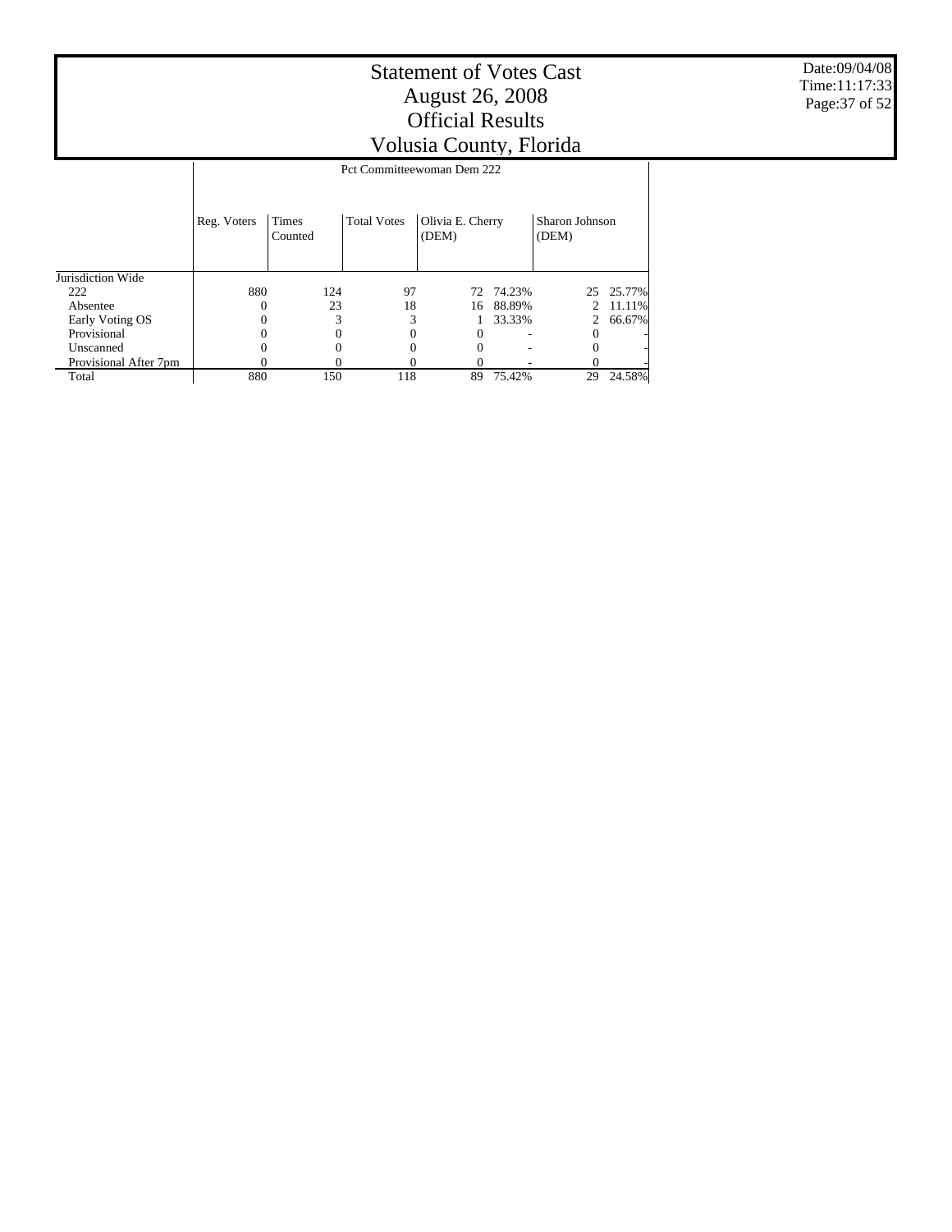# Statement of Votes Cast
# August 26, 2008
# Official Results
# Volusia County, Florida

Date:09/04/08
Time:11:17:33

| | Pct Committeewoman Dem 222 | | | | | | |
|---|---|---|---|---|---|---|---|
| | Reg. Voters | Times Counted | Total Votes | Olivia E. Cherry (DEM) | | Sharon Johnson (DEM) | |
| Jurisdiction Wide | | | | | | | |
| 222 | 880 | 124 | 97 | 72 | 74.23% | 25 | 25.77% |
| Absentee | 0 | 23 | 18 | 16 | 88.89% | 2 | 11.11% |
| Early Voting OS | 0 | 3 | 3 | 1 | 33.33% | 2 | 66.67% |
| Provisional | 0 | 0 | 0 | 0 | - | 0 | - |
| Unscanned | 0 | 0 | 0 | 0 | - | 0 | - |
| Provisional After 7pm | 0 | 0 | 0 | 0 | - | 0 | - |
| Total | 880 | 150 | 118 | 89 | 75.42% | 29 | 24.58% |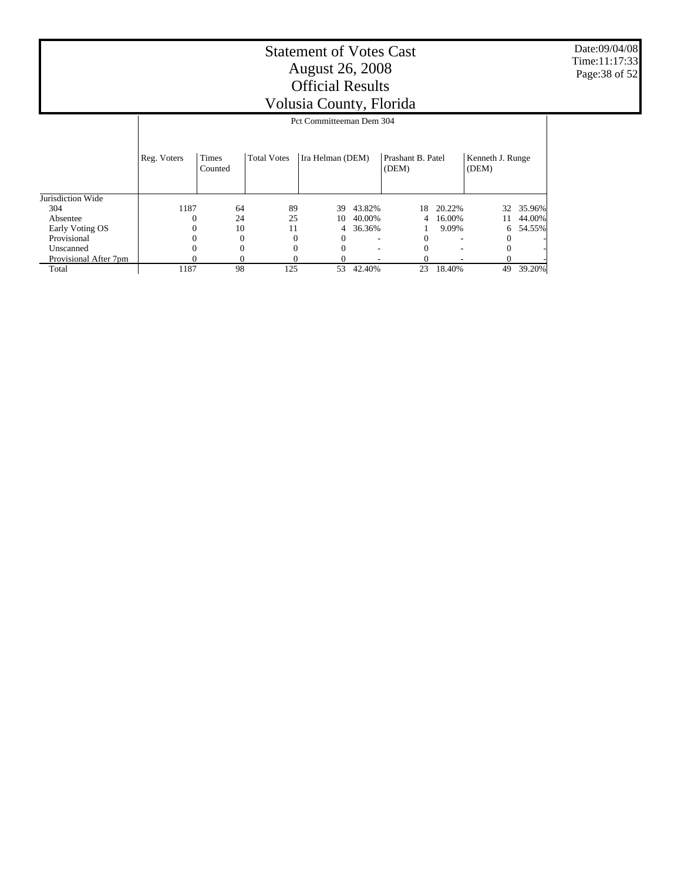# Statement of Votes Cast
## August 26, 2008
## Official Results
## Volusia County, Florida

Date:09/04/08
Time:11:17:33

Pct Committeeman Dem 304

| | Reg. Voters | Times Counted | Total Votes | Ira Helman (DEM) | | Prashant B. Patel (DEM) | | Kenneth J. Runge (DEM) | |
|---|---|---|---|---|---|---|---|---|---|
| Jurisdiction Wide | | | | | | | | | |
| 304 | 1187 | 64 | 89 | 39 | 43.82% | 18 | 20.22% | 32 | 35.96% |
| Absentee | 0 | 24 | 25 | 10 | 40.00% | 4 | 16.00% | 11 | 44.00% |
| Early Voting OS | 0 | 10 | 11 | 4 | 36.36% | 1 | 9.09% | 6 | 54.55% |
| Provisional | 0 | 0 | 0 | 0 | - | 0 | - | 0 | - |
| Unscanned | 0 | 0 | 0 | 0 | - | 0 | - | 0 | - |
| Provisional After 7pm | 0 | 0 | 0 | 0 | - | 0 | - | 0 | - |
| Total | 1187 | 98 | 125 | 53 | 42.40% | 23 | 18.40% | 49 | 39.20% |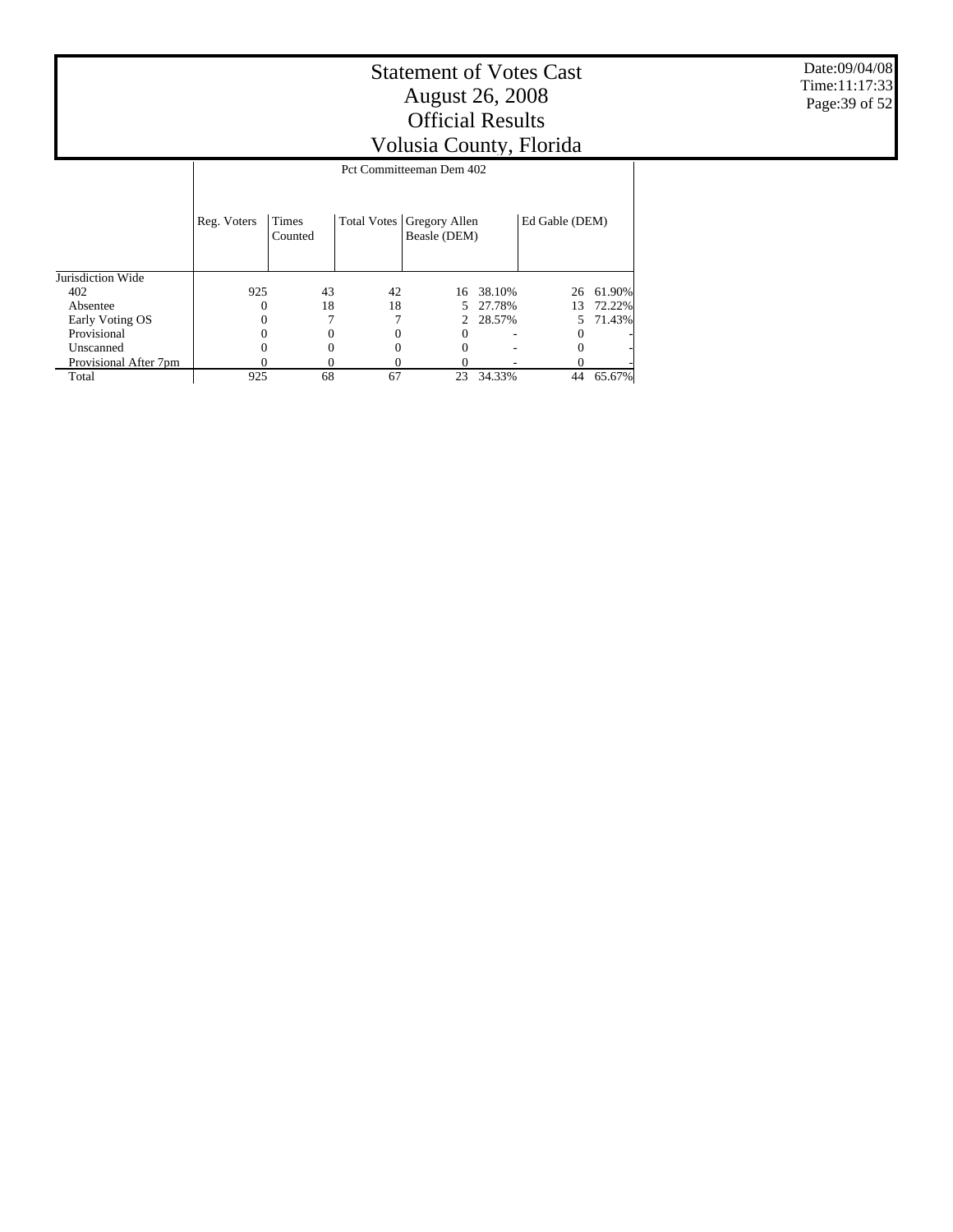# Statement of Votes Cast
# August 26, 2008
# Official Results
# Volusia County, Florida

Date:09/04/08
Time:11:17:33

| | Pct Committeeman Dem 402 | | | | | | |
|---|---|---|---|---|---|---|---|
| | Reg. Voters | Times Counted | Total Votes | Gregory Allen Beasle (DEM) | | Ed Gable (DEM) | |
| Jurisdiction Wide | | | | | | | |
| 402 | 925 | 43 | 42 | 16 | 38.10% | 26 | 61.90% |
| Absentee | 0 | 18 | 18 | 5 | 27.78% | 13 | 72.22% |
| Early Voting OS | 0 | 7 | 7 | 2 | 28.57% | 5 | 71.43% |
| Provisional | 0 | 0 | 0 | 0 | - | 0 | - |
| Unscanned | 0 | 0 | 0 | 0 | - | 0 | - |
| Provisional After 7pm | 0 | 0 | 0 | 0 | - | 0 | - |
| Total | 925 | 68 | 67 | 23 | 34.33% | 44 | 65.67% |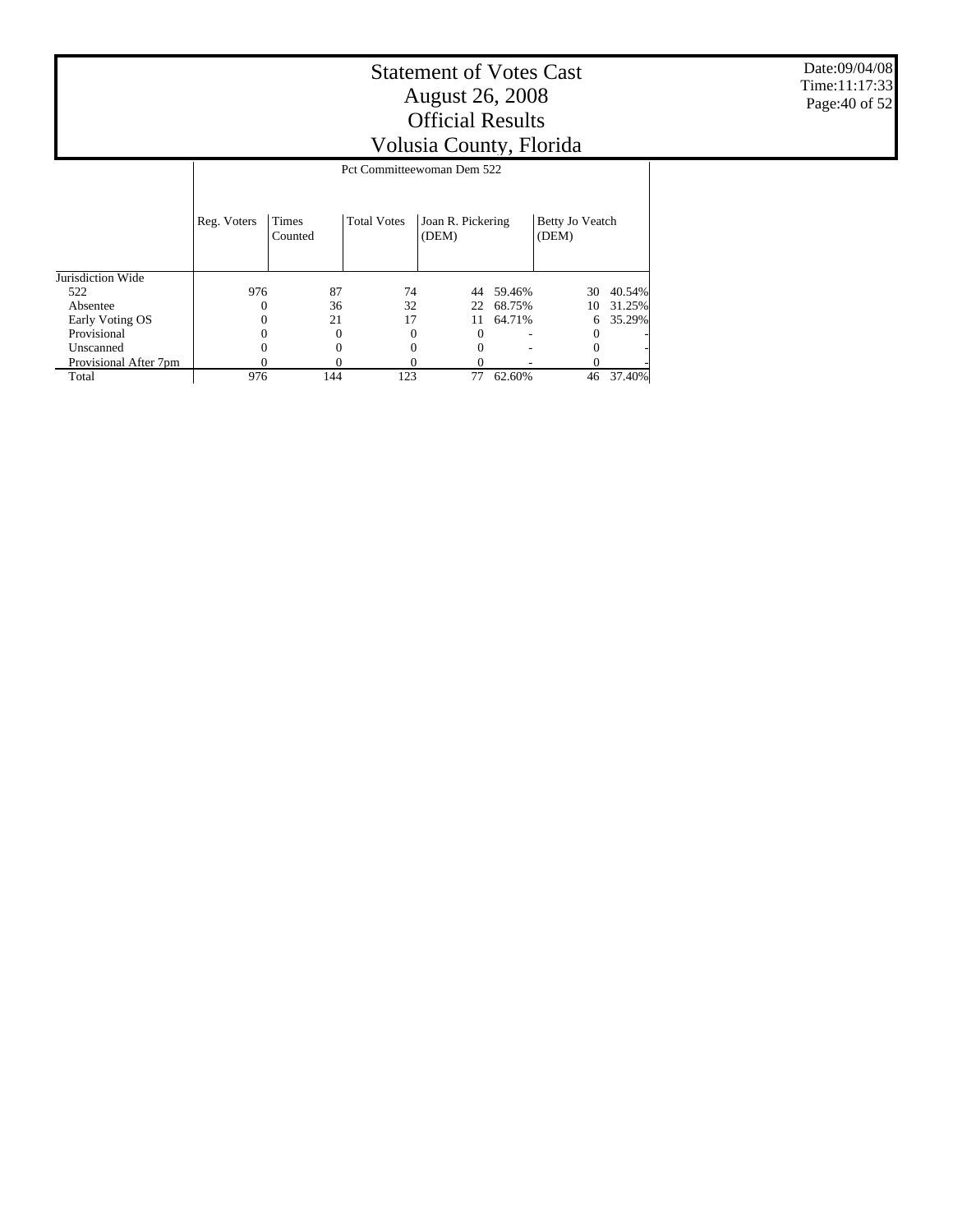# Statement of Votes Cast
# August 26, 2008
# Official Results
# Volusia County, Florida

Date:09/04/08
Time:11:17:33

| | Pct Committeewoman Dem 522 | | | | | | |
|---|---|---|---|---|---|---|---|
| | Reg. Voters | Times Counted | Total Votes | Joan R. Pickering (DEM) | | Betty Jo Veatch (DEM) | |
| Jurisdiction Wide | | | | | | | |
| 522 | 976 | 87 | 74 | 44 | 59.46% | 30 | 40.54% |
| Absentee | 0 | 36 | 32 | 22 | 68.75% | 10 | 31.25% |
| Early Voting OS | 0 | 21 | 17 | 11 | 64.71% | 6 | 35.29% |
| Provisional | 0 | 0 | 0 | 0 | - | 0 | - |
| Unscanned | 0 | 0 | 0 | 0 | - | 0 | - |
| Provisional After 7pm | 0 | 0 | 0 | 0 | - | 0 | - |
| Total | 976 | 144 | 123 | 77 | 62.60% | 46 | 37.40% |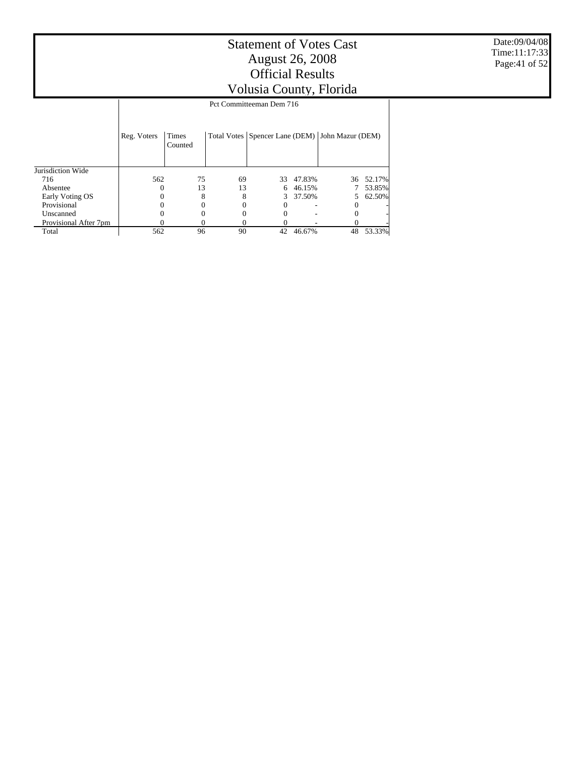# Statement of Votes Cast
# August 26, 2008
# Official Results
# Volusia County, Florida

Date:09/04/08
Time:11:17:33

| | Pct Committeeman Dem 716 | | | | | | |
|---|---|---|---|---|---|---|---|
| | Reg. Voters | Times Counted | Total Votes | Spencer Lane (DEM) | | John Mazur (DEM) | |
| Jurisdiction Wide | | | | | | | |
| 716 | 562 | 75 | 69 | 33 | 47.83% | 36 | 52.17% |
| Absentee | 0 | 13 | 13 | 6 | 46.15% | 7 | 53.85% |
| Early Voting OS | 0 | 8 | 8 | 3 | 37.50% | 5 | 62.50% |
| Provisional | 0 | 0 | 0 | 0 | - | 0 | - |
| Unscanned | 0 | 0 | 0 | 0 | - | 0 | - |
| Provisional After 7pm | 0 | 0 | 0 | 0 | - | 0 | - |
| Total | 562 | 96 | 90 | 42 | 46.67% | 48 | 53.33% |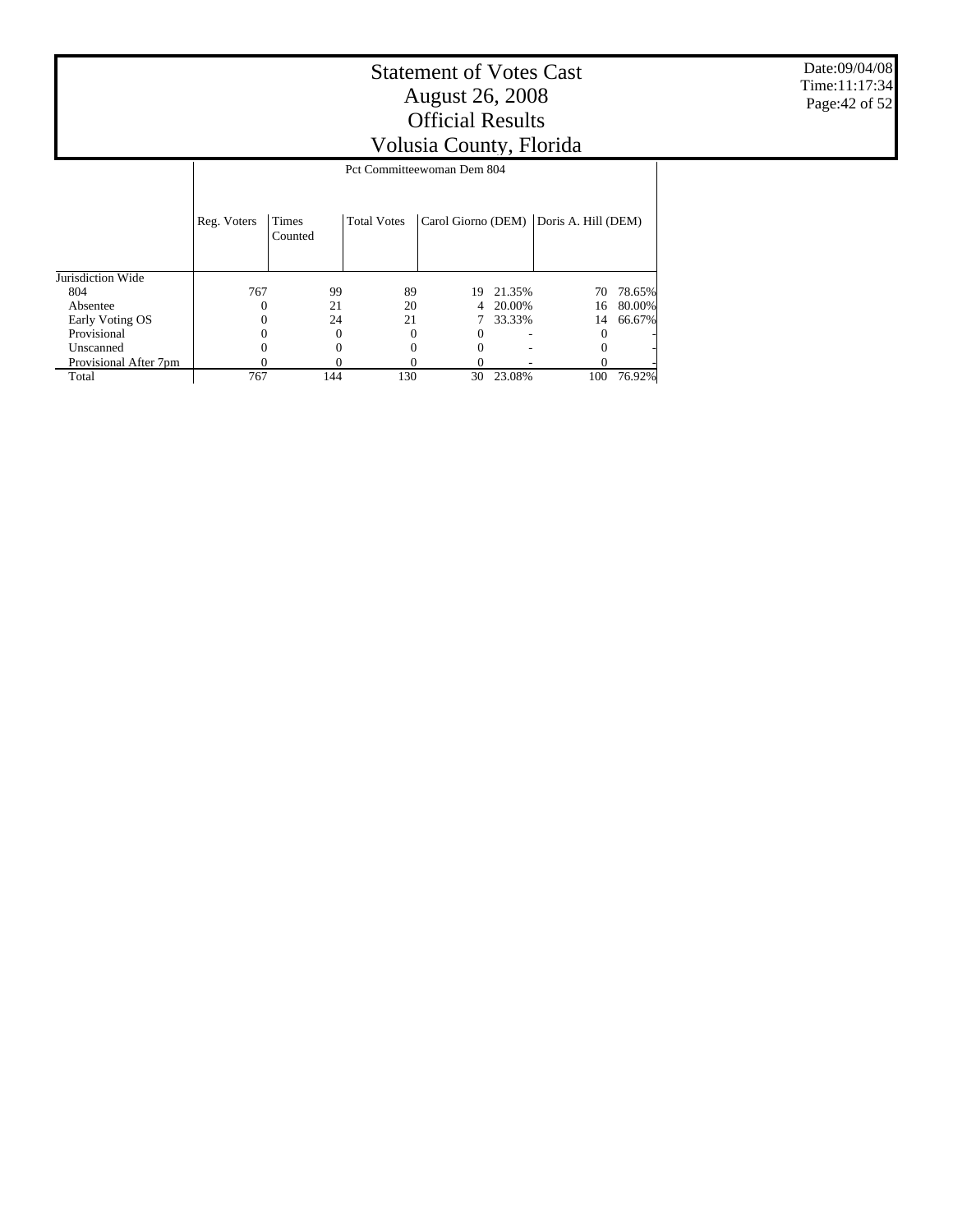# Statement of Votes Cast
# August 26, 2008
# Official Results
# Volusia County, Florida

Date:09/04/08
Time:11:17:34

| | Pct Committeewoman Dem 804 | | | | | | |
|---|---|---|---|---|---|---|---|
| | Reg. Voters | Times Counted | Total Votes | Carol Giorno (DEM) | | Doris A. Hill (DEM) | |
| Jurisdiction Wide | | | | | | | |
| 804 | 767 | 99 | 89 | 19 | 21.35% | 70 | 78.65% |
| Absentee | 0 | 21 | 20 | 4 | 20.00% | 16 | 80.00% |
| Early Voting OS | 0 | 24 | 21 | 7 | 33.33% | 14 | 66.67% |
| Provisional | 0 | 0 | 0 | 0 | - | 0 | - |
| Unscanned | 0 | 0 | 0 | 0 | - | 0 | - |
| Provisional After 7pm | 0 | 0 | 0 | 0 | - | 0 | - |
| Total | 767 | 144 | 130 | 30 | 23.08% | 100 | 76.92% |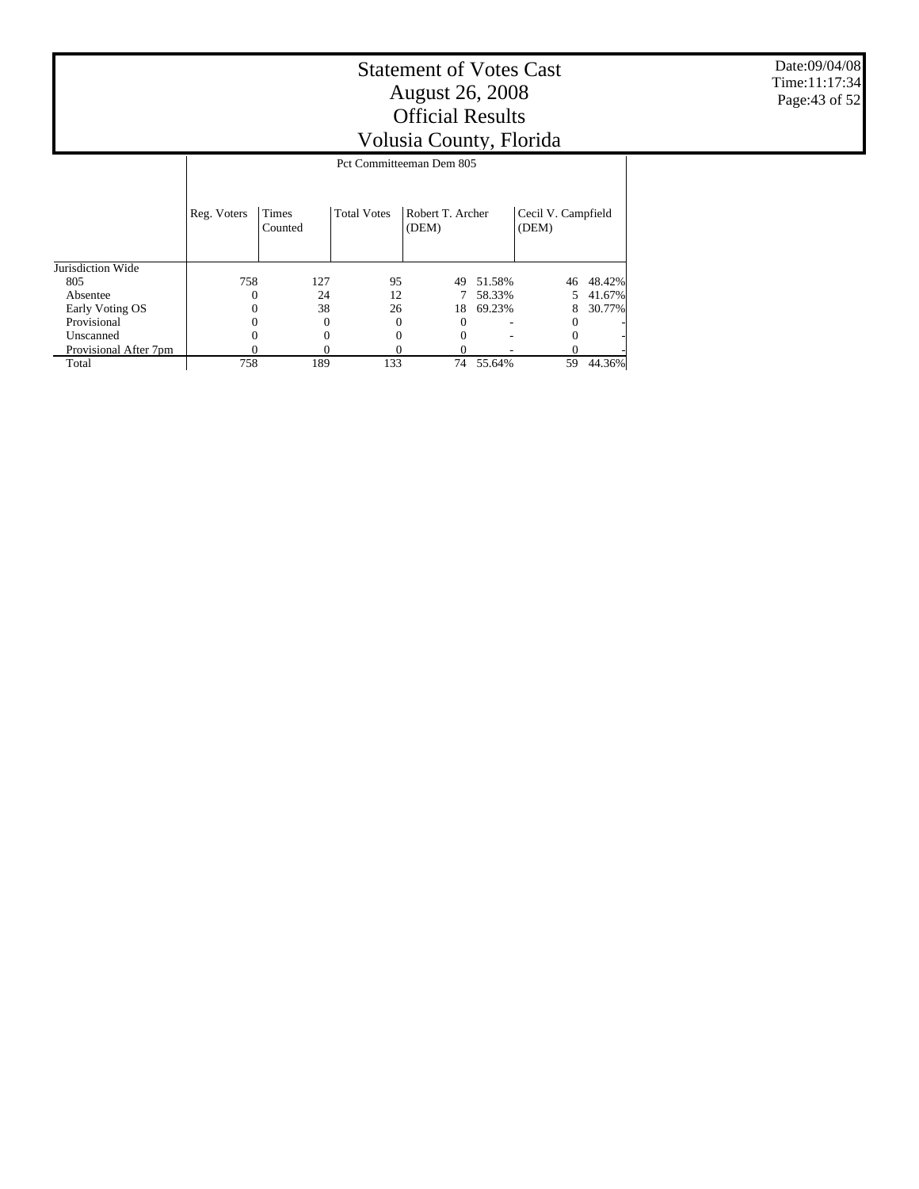# Statement of Votes Cast
# August 26, 2008
# Official Results
# Volusia County, Florida

Date:09/04/08
Time:11:17:34

| | Pct Committeeman Dem 805 | | | | | | |
|---|---|---|---|---|---|---|---|
| | Reg. Voters | Times Counted | Total Votes | Robert T. Archer (DEM) | | Cecil V. Campfield (DEM) | |
| Jurisdiction Wide | | | | | | | |
| 805 | 758 | 127 | 95 | 49 | 51.58% | 46 | 48.42% |
| Absentee | 0 | 24 | 12 | 7 | 58.33% | 5 | 41.67% |
| Early Voting OS | 0 | 38 | 26 | 18 | 69.23% | 8 | 30.77% |
| Provisional | 0 | 0 | 0 | 0 | - | 0 | - |
| Unscanned | 0 | 0 | 0 | 0 | - | 0 | - |
| Provisional After 7pm | 0 | 0 | 0 | 0 | - | 0 | - |
| Total | 758 | 189 | 133 | 74 | 55.64% | 59 | 44.36% |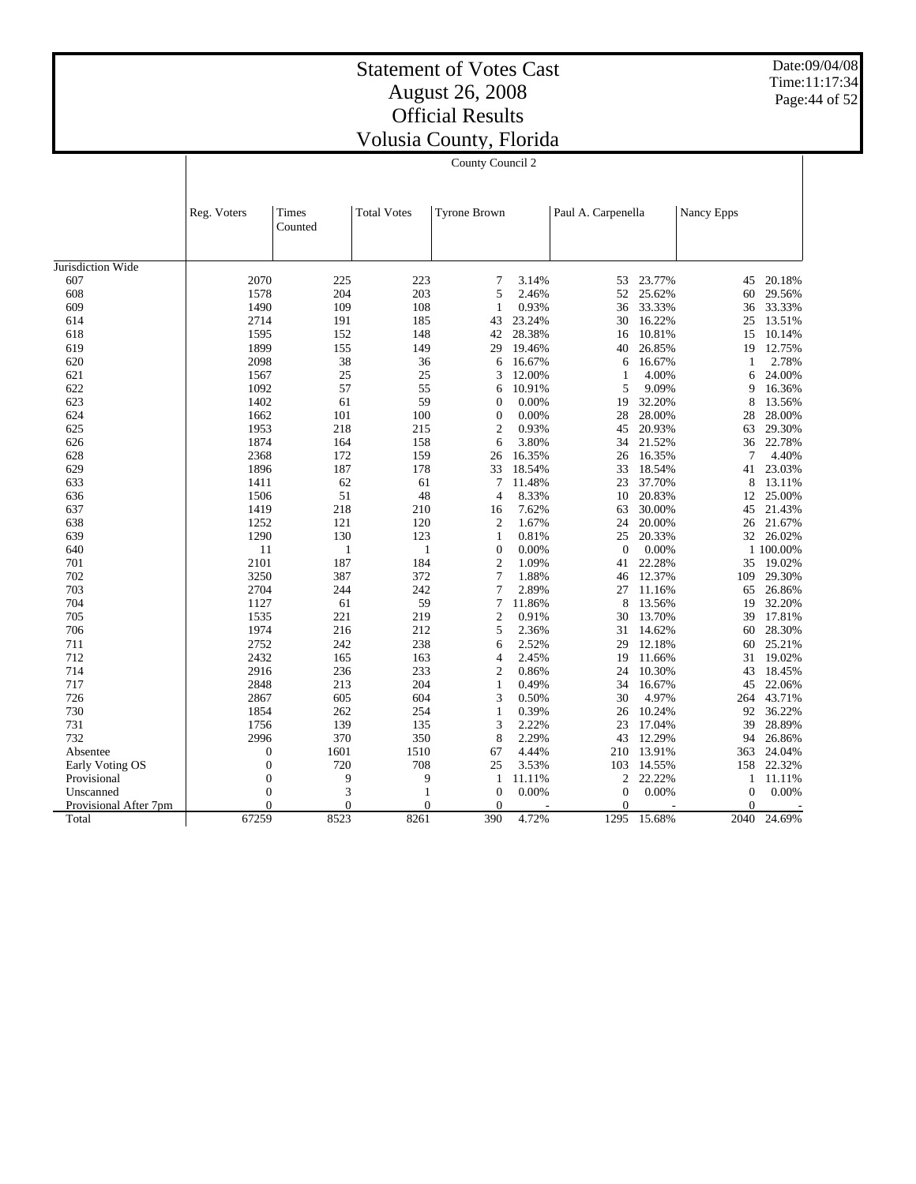# Statement of Votes Cast
# August 26, 2008
# Official Results
# Volusia County, Florida

Date:09/04/08
Time:11:17:34

| | County Council 2 | | | | | | | | |
|---|---|---|---|---|---|---|---|---|---|
| | Reg. Voters | Times Counted | Total Votes | Tyrone Brown | | Paul A. Carpenella | | Nancy Epps | |
| Jurisdiction Wide | | | | | | | | | |
| 607 | 2070 | 225 | 223 | 7 | 3.14% | 53 | 23.77% | 45 | 20.18% |
| 608 | 1578 | 204 | 203 | 5 | 2.46% | 52 | 25.62% | 60 | 29.56% |
| 609 | 1490 | 109 | 108 | 1 | 0.93% | 36 | 33.33% | 36 | 33.33% |
| 614 | 2714 | 191 | 185 | 43 | 23.24% | 30 | 16.22% | 25 | 13.51% |
| 618 | 1595 | 152 | 148 | 42 | 28.38% | 16 | 10.81% | 15 | 10.14% |
| 619 | 1899 | 155 | 149 | 29 | 19.46% | 40 | 26.85% | 19 | 12.75% |
| 620 | 2098 | 38 | 36 | 6 | 16.67% | 6 | 16.67% | 1 | 2.78% |
| 621 | 1567 | 25 | 25 | 3 | 12.00% | 1 | 4.00% | 6 | 24.00% |
| 622 | 1092 | 57 | 55 | 6 | 10.91% | 5 | 9.09% | 9 | 16.36% |
| 623 | 1402 | 61 | 59 | 0 | 0.00% | 19 | 32.20% | 8 | 13.56% |
| 624 | 1662 | 101 | 100 | 0 | 0.00% | 28 | 28.00% | 28 | 28.00% |
| 625 | 1953 | 218 | 215 | 2 | 0.93% | 45 | 20.93% | 63 | 29.30% |
| 626 | 1874 | 164 | 158 | 6 | 3.80% | 34 | 21.52% | 36 | 22.78% |
| 628 | 2368 | 172 | 159 | 26 | 16.35% | 26 | 16.35% | 7 | 4.40% |
| 629 | 1896 | 187 | 178 | 33 | 18.54% | 33 | 18.54% | 41 | 23.03% |
| 633 | 1411 | 62 | 61 | 7 | 11.48% | 23 | 37.70% | 8 | 13.11% |
| 636 | 1506 | 51 | 48 | 4 | 8.33% | 10 | 20.83% | 12 | 25.00% |
| 637 | 1419 | 218 | 210 | 16 | 7.62% | 63 | 30.00% | 45 | 21.43% |
| 638 | 1252 | 121 | 120 | 2 | 1.67% | 24 | 20.00% | 26 | 21.67% |
| 639 | 1290 | 130 | 123 | 1 | 0.81% | 25 | 20.33% | 32 | 26.02% |
| 640 | 11 | 1 | 1 | 0 | 0.00% | 0 | 0.00% | 1 | 100.00% |
| 701 | 2101 | 187 | 184 | 2 | 1.09% | 41 | 22.28% | 35 | 19.02% |
| 702 | 3250 | 387 | 372 | 7 | 1.88% | 46 | 12.37% | 109 | 29.30% |
| 703 | 2704 | 244 | 242 | 7 | 2.89% | 27 | 11.16% | 65 | 26.86% |
| 704 | 1127 | 61 | 59 | 7 | 11.86% | 8 | 13.56% | 19 | 32.20% |
| 705 | 1535 | 221 | 219 | 2 | 0.91% | 30 | 13.70% | 39 | 17.81% |
| 706 | 1974 | 216 | 212 | 5 | 2.36% | 31 | 14.62% | 60 | 28.30% |
| 711 | 2752 | 242 | 238 | 6 | 2.52% | 29 | 12.18% | 60 | 25.21% |
| 712 | 2432 | 165 | 163 | 4 | 2.45% | 19 | 11.66% | 31 | 19.02% |
| 714 | 2916 | 236 | 233 | 2 | 0.86% | 24 | 10.30% | 43 | 18.45% |
| 717 | 2848 | 213 | 204 | 1 | 0.49% | 34 | 16.67% | 45 | 22.06% |
| 726 | 2867 | 605 | 604 | 3 | 0.50% | 30 | 4.97% | 264 | 43.71% |
| 730 | 1854 | 262 | 254 | 1 | 0.39% | 26 | 10.24% | 92 | 36.22% |
| 731 | 1756 | 139 | 135 | 3 | 2.22% | 23 | 17.04% | 39 | 28.89% |
| 732 | 2996 | 370 | 350 | 8 | 2.29% | 43 | 12.29% | 94 | 26.86% |
| Absentee | 0 | 1601 | 1510 | 67 | 4.44% | 210 | 13.91% | 363 | 24.04% |
| Early Voting OS | 0 | 720 | 708 | 25 | 3.53% | 103 | 14.55% | 158 | 22.32% |
| Provisional | 0 | 9 | 9 | 1 | 11.11% | 2 | 22.22% | 1 | 11.11% |
| Unscanned | 0 | 3 | 1 | 0 | 0.00% | 0 | 0.00% | 0 | 0.00% |
| Provisional After 7pm | 0 | 0 | 0 | 0 | - | 0 | - | 0 | - |
| Total | 67259 | 8523 | 8261 | 390 | 4.72% | 1295 | 15.68% | 2040 | 24.69% |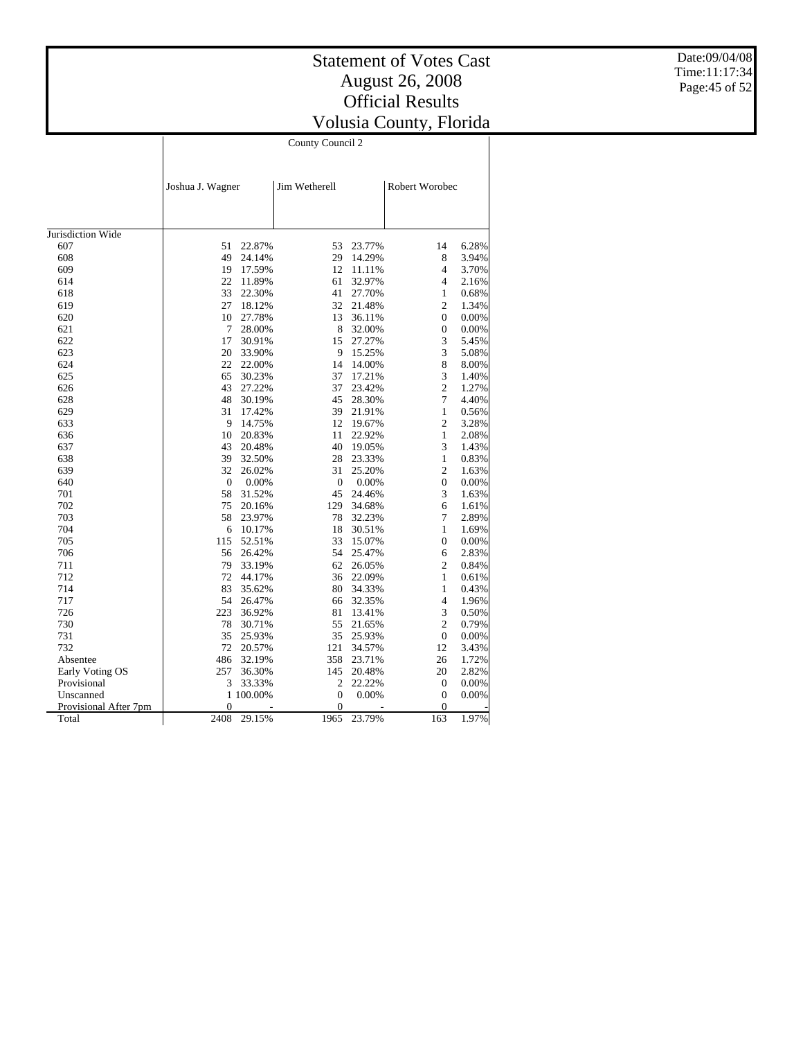# Statement of Votes Cast
## August 26, 2008
## Official Results
## Volusia County, Florida

Date:09/04/08
Time:11:17:34

| | County Council 2 | | | | | |
|---|---|---|---|---|---|---|
| | Joshua J. Wagner | | Jim Wetherell | | Robert Worobec | |
| Jurisdiction Wide | | | | | | |
| 607 | 51 | 22.87% | 53 | 23.77% | 14 | 6.28% |
| 608 | 49 | 24.14% | 29 | 14.29% | 8 | 3.94% |
| 609 | 19 | 17.59% | 12 | 11.11% | 4 | 3.70% |
| 614 | 22 | 11.89% | 61 | 32.97% | 4 | 2.16% |
| 618 | 33 | 22.30% | 41 | 27.70% | 1 | 0.68% |
| 619 | 27 | 18.12% | 32 | 21.48% | 2 | 1.34% |
| 620 | 10 | 27.78% | 13 | 36.11% | 0 | 0.00% |
| 621 | 7 | 28.00% | 8 | 32.00% | 0 | 0.00% |
| 622 | 17 | 30.91% | 15 | 27.27% | 3 | 5.45% |
| 623 | 20 | 33.90% | 9 | 15.25% | 3 | 5.08% |
| 624 | 22 | 22.00% | 14 | 14.00% | 8 | 8.00% |
| 625 | 65 | 30.23% | 37 | 17.21% | 3 | 1.40% |
| 626 | 43 | 27.22% | 37 | 23.42% | 2 | 1.27% |
| 628 | 48 | 30.19% | 45 | 28.30% | 7 | 4.40% |
| 629 | 31 | 17.42% | 39 | 21.91% | 1 | 0.56% |
| 633 | 9 | 14.75% | 12 | 19.67% | 2 | 3.28% |
| 636 | 10 | 20.83% | 11 | 22.92% | 1 | 2.08% |
| 637 | 43 | 20.48% | 40 | 19.05% | 3 | 1.43% |
| 638 | 39 | 32.50% | 28 | 23.33% | 1 | 0.83% |
| 639 | 32 | 26.02% | 31 | 25.20% | 2 | 1.63% |
| 640 | 0 | 0.00% | 0 | 0.00% | 0 | 0.00% |
| 701 | 58 | 31.52% | 45 | 24.46% | 3 | 1.63% |
| 702 | 75 | 20.16% | 129 | 34.68% | 6 | 1.61% |
| 703 | 58 | 23.97% | 78 | 32.23% | 7 | 2.89% |
| 704 | 6 | 10.17% | 18 | 30.51% | 1 | 1.69% |
| 705 | 115 | 52.51% | 33 | 15.07% | 0 | 0.00% |
| 706 | 56 | 26.42% | 54 | 25.47% | 6 | 2.83% |
| 711 | 79 | 33.19% | 62 | 26.05% | 2 | 0.84% |
| 712 | 72 | 44.17% | 36 | 22.09% | 1 | 0.61% |
| 714 | 83 | 35.62% | 80 | 34.33% | 1 | 0.43% |
| 717 | 54 | 26.47% | 66 | 32.35% | 4 | 1.96% |
| 726 | 223 | 36.92% | 81 | 13.41% | 3 | 0.50% |
| 730 | 78 | 30.71% | 55 | 21.65% | 2 | 0.79% |
| 731 | 35 | 25.93% | 35 | 25.93% | 0 | 0.00% |
| 732 | 72 | 20.57% | 121 | 34.57% | 12 | 3.43% |
| Absentee | 486 | 32.19% | 358 | 23.71% | 26 | 1.72% |
| Early Voting OS | 257 | 36.30% | 145 | 20.48% | 20 | 2.82% |
| Provisional | 3 | 33.33% | 2 | 22.22% | 0 | 0.00% |
| Unscanned | 1 | 100.00% | 0 | 0.00% | 0 | 0.00% |
| Provisional After 7pm | 0 | - | 0 | - | 0 | - |
| Total | 2408 | 29.15% | 1965 | 23.79% | 163 | 1.97% |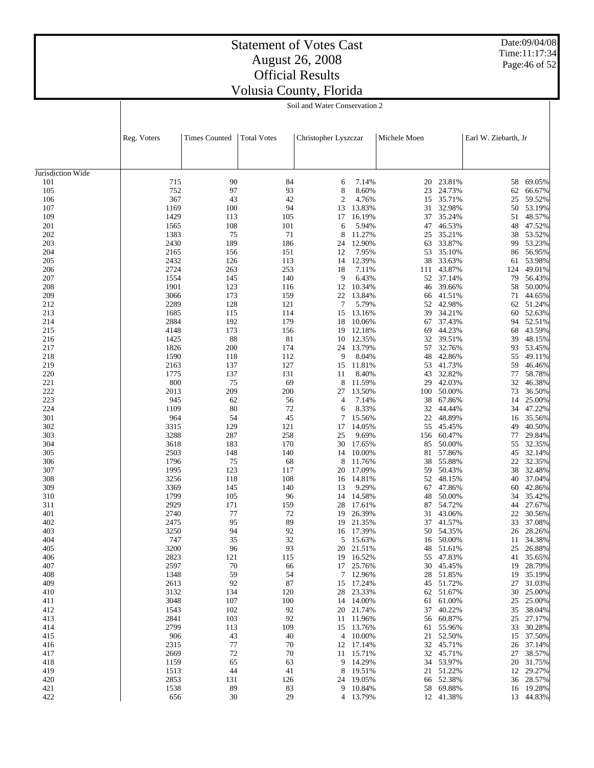# Statement of Votes Cast
## August 26, 2008
## Official Results
## Volusia County, Florida

Date:09/04/08
Time:11:17:34

### Soil and Water Conservation 2

| | Reg. Voters | Times Counted | Total Votes | Christopher Lyszczar | | Michele Moen | | Earl W. Ziebarth, Jr | |
|---|---|---|---|---|---|---|---|---|---|
| Jurisdiction Wide | | | | | | | | | |
| 101 | 715 | 90 | 84 | 6 | 7.14% | 20 | 23.81% | 58 | 69.05% |
| 105 | 752 | 97 | 93 | 8 | 8.60% | 23 | 24.73% | 62 | 66.67% |
| 106 | 367 | 43 | 42 | 2 | 4.76% | 15 | 35.71% | 25 | 59.52% |
| 107 | 1169 | 100 | 94 | 13 | 13.83% | 31 | 32.98% | 50 | 53.19% |
| 109 | 1429 | 113 | 105 | 17 | 16.19% | 37 | 35.24% | 51 | 48.57% |
| 201 | 1565 | 108 | 101 | 6 | 5.94% | 47 | 46.53% | 48 | 47.52% |
| 202 | 1383 | 75 | 71 | 8 | 11.27% | 25 | 35.21% | 38 | 53.52% |
| 203 | 2430 | 189 | 186 | 24 | 12.90% | 63 | 33.87% | 99 | 53.23% |
| 204 | 2165 | 156 | 151 | 12 | 7.95% | 53 | 35.10% | 86 | 56.95% |
| 205 | 2432 | 126 | 113 | 14 | 12.39% | 38 | 33.63% | 61 | 53.98% |
| 206 | 2724 | 263 | 253 | 18 | 7.11% | 111 | 43.87% | 124 | 49.01% |
| 207 | 1554 | 145 | 140 | 9 | 6.43% | 52 | 37.14% | 79 | 56.43% |
| 208 | 1901 | 123 | 116 | 12 | 10.34% | 46 | 39.66% | 58 | 50.00% |
| 209 | 3066 | 173 | 159 | 22 | 13.84% | 66 | 41.51% | 71 | 44.65% |
| 212 | 2289 | 128 | 121 | 7 | 5.79% | 52 | 42.98% | 62 | 51.24% |
| 213 | 1685 | 115 | 114 | 15 | 13.16% | 39 | 34.21% | 60 | 52.63% |
| 214 | 2884 | 192 | 179 | 18 | 10.06% | 67 | 37.43% | 94 | 52.51% |
| 215 | 4148 | 173 | 156 | 19 | 12.18% | 69 | 44.23% | 68 | 43.59% |
| 216 | 1425 | 88 | 81 | 10 | 12.35% | 32 | 39.51% | 39 | 48.15% |
| 217 | 1826 | 200 | 174 | 24 | 13.79% | 57 | 32.76% | 93 | 53.45% |
| 218 | 1590 | 118 | 112 | 9 | 8.04% | 48 | 42.86% | 55 | 49.11% |
| 219 | 2163 | 137 | 127 | 15 | 11.81% | 53 | 41.73% | 59 | 46.46% |
| 220 | 1775 | 137 | 131 | 11 | 8.40% | 43 | 32.82% | 77 | 58.78% |
| 221 | 800 | 75 | 69 | 8 | 11.59% | 29 | 42.03% | 32 | 46.38% |
| 222 | 2013 | 209 | 200 | 27 | 13.50% | 100 | 50.00% | 73 | 36.50% |
| 223 | 945 | 62 | 56 | 4 | 7.14% | 38 | 67.86% | 14 | 25.00% |
| 224 | 1109 | 80 | 72 | 6 | 8.33% | 32 | 44.44% | 34 | 47.22% |
| 301 | 964 | 54 | 45 | 7 | 15.56% | 22 | 48.89% | 16 | 35.56% |
| 302 | 3315 | 129 | 121 | 17 | 14.05% | 55 | 45.45% | 49 | 40.50% |
| 303 | 3288 | 287 | 258 | 25 | 9.69% | 156 | 60.47% | 77 | 29.84% |
| 304 | 3618 | 183 | 170 | 30 | 17.65% | 85 | 50.00% | 55 | 32.35% |
| 305 | 2503 | 148 | 140 | 14 | 10.00% | 81 | 57.86% | 45 | 32.14% |
| 306 | 1796 | 75 | 68 | 8 | 11.76% | 38 | 55.88% | 22 | 32.35% |
| 307 | 1995 | 123 | 117 | 20 | 17.09% | 59 | 50.43% | 38 | 32.48% |
| 308 | 3256 | 118 | 108 | 16 | 14.81% | 52 | 48.15% | 40 | 37.04% |
| 309 | 3369 | 145 | 140 | 13 | 9.29% | 67 | 47.86% | 60 | 42.86% |
| 310 | 1799 | 105 | 96 | 14 | 14.58% | 48 | 50.00% | 34 | 35.42% |
| 311 | 2929 | 171 | 159 | 28 | 17.61% | 87 | 54.72% | 44 | 27.67% |
| 401 | 2740 | 77 | 72 | 19 | 26.39% | 31 | 43.06% | 22 | 30.56% |
| 402 | 2475 | 95 | 89 | 19 | 21.35% | 37 | 41.57% | 33 | 37.08% |
| 403 | 3250 | 94 | 92 | 16 | 17.39% | 50 | 54.35% | 26 | 28.26% |
| 404 | 747 | 35 | 32 | 5 | 15.63% | 16 | 50.00% | 11 | 34.38% |
| 405 | 3200 | 96 | 93 | 20 | 21.51% | 48 | 51.61% | 25 | 26.88% |
| 406 | 2823 | 121 | 115 | 19 | 16.52% | 55 | 47.83% | 41 | 35.65% |
| 407 | 2597 | 70 | 66 | 17 | 25.76% | 30 | 45.45% | 19 | 28.79% |
| 408 | 1348 | 59 | 54 | 7 | 12.96% | 28 | 51.85% | 19 | 35.19% |
| 409 | 2613 | 92 | 87 | 15 | 17.24% | 45 | 51.72% | 27 | 31.03% |
| 410 | 3132 | 134 | 120 | 28 | 23.33% | 62 | 51.67% | 30 | 25.00% |
| 411 | 3048 | 107 | 100 | 14 | 14.00% | 61 | 61.00% | 25 | 25.00% |
| 412 | 1543 | 102 | 92 | 20 | 21.74% | 37 | 40.22% | 35 | 38.04% |
| 413 | 2841 | 103 | 92 | 11 | 11.96% | 56 | 60.87% | 25 | 27.17% |
| 414 | 2799 | 113 | 109 | 15 | 13.76% | 61 | 55.96% | 33 | 30.28% |
| 415 | 906 | 43 | 40 | 4 | 10.00% | 21 | 52.50% | 15 | 37.50% |
| 416 | 2315 | 77 | 70 | 12 | 17.14% | 32 | 45.71% | 26 | 37.14% |
| 417 | 2669 | 72 | 70 | 11 | 15.71% | 32 | 45.71% | 27 | 38.57% |
| 418 | 1159 | 65 | 63 | 9 | 14.29% | 34 | 53.97% | 20 | 31.75% |
| 419 | 1513 | 44 | 41 | 8 | 19.51% | 21 | 51.22% | 12 | 29.27% |
| 420 | 2853 | 131 | 126 | 24 | 19.05% | 66 | 52.38% | 36 | 28.57% |
| 421 | 1538 | 89 | 83 | 9 | 10.84% | 58 | 69.88% | 16 | 19.28% |
| 422 | 656 | 30 | 29 | 4 | 13.79% | 12 | 41.38% | 13 | 44.83% |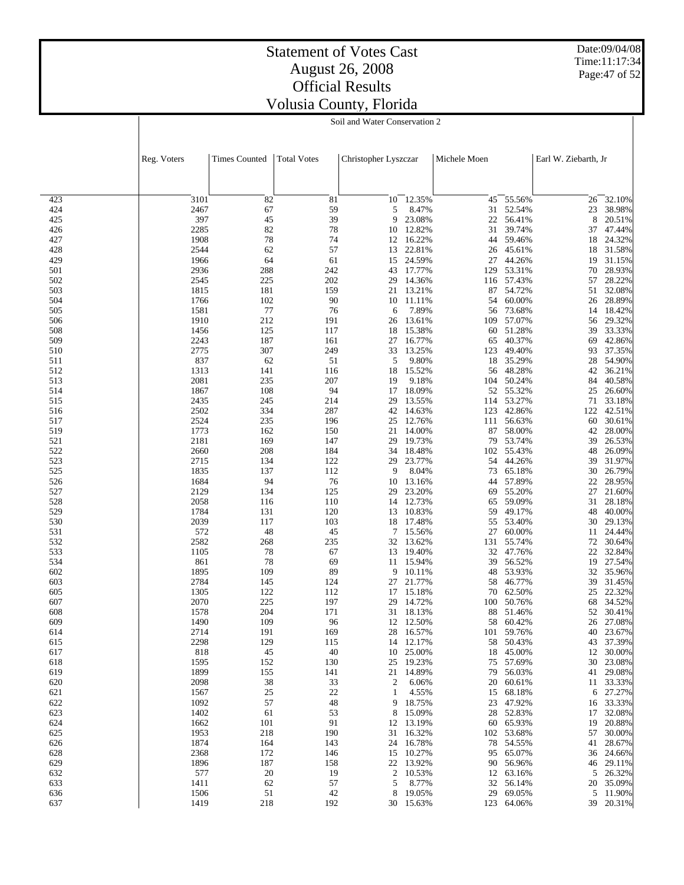# Statement of Votes Cast
## August 26, 2008
## Official Results
## Volusia County, Florida

Date:09/04/08
Time:11:17:34

### Soil and Water Conservation 2

| | Reg. Voters | Times Counted | Total Votes | Christopher Lyszczar | | Michele Moen | | Earl W. Ziebarth, Jr | |
|---|---|---|---|---|---|---|---|---|---|
| 423 | 3101 | 82 | 81 | 10 | 12.35% | 45 | 55.56% | 26 | 32.10% |
| 424 | 2467 | 67 | 59 | 5 | 8.47% | 31 | 52.54% | 23 | 38.98% |
| 425 | 397 | 45 | 39 | 9 | 23.08% | 22 | 56.41% | 8 | 20.51% |
| 426 | 2285 | 82 | 78 | 10 | 12.82% | 31 | 39.74% | 37 | 47.44% |
| 427 | 1908 | 78 | 74 | 12 | 16.22% | 44 | 59.46% | 18 | 24.32% |
| 428 | 2544 | 62 | 57 | 13 | 22.81% | 26 | 45.61% | 18 | 31.58% |
| 429 | 1966 | 64 | 61 | 15 | 24.59% | 27 | 44.26% | 19 | 31.15% |
| 501 | 2936 | 288 | 242 | 43 | 17.77% | 129 | 53.31% | 70 | 28.93% |
| 502 | 2545 | 225 | 202 | 29 | 14.36% | 116 | 57.43% | 57 | 28.22% |
| 503 | 1815 | 181 | 159 | 21 | 13.21% | 87 | 54.72% | 51 | 32.08% |
| 504 | 1766 | 102 | 90 | 10 | 11.11% | 54 | 60.00% | 26 | 28.89% |
| 505 | 1581 | 77 | 76 | 6 | 7.89% | 56 | 73.68% | 14 | 18.42% |
| 506 | 1910 | 212 | 191 | 26 | 13.61% | 109 | 57.07% | 56 | 29.32% |
| 508 | 1456 | 125 | 117 | 18 | 15.38% | 60 | 51.28% | 39 | 33.33% |
| 509 | 2243 | 187 | 161 | 27 | 16.77% | 65 | 40.37% | 69 | 42.86% |
| 510 | 2775 | 307 | 249 | 33 | 13.25% | 123 | 49.40% | 93 | 37.35% |
| 511 | 837 | 62 | 51 | 5 | 9.80% | 18 | 35.29% | 28 | 54.90% |
| 512 | 1313 | 141 | 116 | 18 | 15.52% | 56 | 48.28% | 42 | 36.21% |
| 513 | 2081 | 235 | 207 | 19 | 9.18% | 104 | 50.24% | 84 | 40.58% |
| 514 | 1867 | 108 | 94 | 17 | 18.09% | 52 | 55.32% | 25 | 26.60% |
| 515 | 2435 | 245 | 214 | 29 | 13.55% | 114 | 53.27% | 71 | 33.18% |
| 516 | 2502 | 334 | 287 | 42 | 14.63% | 123 | 42.86% | 122 | 42.51% |
| 517 | 2524 | 235 | 196 | 25 | 12.76% | 111 | 56.63% | 60 | 30.61% |
| 519 | 1773 | 162 | 150 | 21 | 14.00% | 87 | 58.00% | 42 | 28.00% |
| 521 | 2181 | 169 | 147 | 29 | 19.73% | 79 | 53.74% | 39 | 26.53% |
| 522 | 2660 | 208 | 184 | 34 | 18.48% | 102 | 55.43% | 48 | 26.09% |
| 523 | 2715 | 134 | 122 | 29 | 23.77% | 54 | 44.26% | 39 | 31.97% |
| 525 | 1835 | 137 | 112 | 9 | 8.04% | 73 | 65.18% | 30 | 26.79% |
| 526 | 1684 | 94 | 76 | 10 | 13.16% | 44 | 57.89% | 22 | 28.95% |
| 527 | 2129 | 134 | 125 | 29 | 23.20% | 69 | 55.20% | 27 | 21.60% |
| 528 | 2058 | 116 | 110 | 14 | 12.73% | 65 | 59.09% | 31 | 28.18% |
| 529 | 1784 | 131 | 120 | 13 | 10.83% | 59 | 49.17% | 48 | 40.00% |
| 530 | 2039 | 117 | 103 | 18 | 17.48% | 55 | 53.40% | 30 | 29.13% |
| 531 | 572 | 48 | 45 | 7 | 15.56% | 27 | 60.00% | 11 | 24.44% |
| 532 | 2582 | 268 | 235 | 32 | 13.62% | 131 | 55.74% | 72 | 30.64% |
| 533 | 1105 | 78 | 67 | 13 | 19.40% | 32 | 47.76% | 22 | 32.84% |
| 534 | 861 | 78 | 69 | 11 | 15.94% | 39 | 56.52% | 19 | 27.54% |
| 602 | 1895 | 109 | 89 | 9 | 10.11% | 48 | 53.93% | 32 | 35.96% |
| 603 | 2784 | 145 | 124 | 27 | 21.77% | 58 | 46.77% | 39 | 31.45% |
| 605 | 1305 | 122 | 112 | 17 | 15.18% | 70 | 62.50% | 25 | 22.32% |
| 607 | 2070 | 225 | 197 | 29 | 14.72% | 100 | 50.76% | 68 | 34.52% |
| 608 | 1578 | 204 | 171 | 31 | 18.13% | 88 | 51.46% | 52 | 30.41% |
| 609 | 1490 | 109 | 96 | 12 | 12.50% | 58 | 60.42% | 26 | 27.08% |
| 614 | 2714 | 191 | 169 | 28 | 16.57% | 101 | 59.76% | 40 | 23.67% |
| 615 | 2298 | 129 | 115 | 14 | 12.17% | 58 | 50.43% | 43 | 37.39% |
| 617 | 818 | 45 | 40 | 10 | 25.00% | 18 | 45.00% | 12 | 30.00% |
| 618 | 1595 | 152 | 130 | 25 | 19.23% | 75 | 57.69% | 30 | 23.08% |
| 619 | 1899 | 155 | 141 | 21 | 14.89% | 79 | 56.03% | 41 | 29.08% |
| 620 | 2098 | 38 | 33 | 2 | 6.06% | 20 | 60.61% | 11 | 33.33% |
| 621 | 1567 | 25 | 22 | 1 | 4.55% | 15 | 68.18% | 6 | 27.27% |
| 622 | 1092 | 57 | 48 | 9 | 18.75% | 23 | 47.92% | 16 | 33.33% |
| 623 | 1402 | 61 | 53 | 8 | 15.09% | 28 | 52.83% | 17 | 32.08% |
| 624 | 1662 | 101 | 91 | 12 | 13.19% | 60 | 65.93% | 19 | 20.88% |
| 625 | 1953 | 218 | 190 | 31 | 16.32% | 102 | 53.68% | 57 | 30.00% |
| 626 | 1874 | 164 | 143 | 24 | 16.78% | 78 | 54.55% | 41 | 28.67% |
| 628 | 2368 | 172 | 146 | 15 | 10.27% | 95 | 65.07% | 36 | 24.66% |
| 629 | 1896 | 187 | 158 | 22 | 13.92% | 90 | 56.96% | 46 | 29.11% |
| 632 | 577 | 20 | 19 | 2 | 10.53% | 12 | 63.16% | 5 | 26.32% |
| 633 | 1411 | 62 | 57 | 5 | 8.77% | 32 | 56.14% | 20 | 35.09% |
| 636 | 1506 | 51 | 42 | 8 | 19.05% | 29 | 69.05% | 5 | 11.90% |
| 637 | 1419 | 218 | 192 | 30 | 15.63% | 123 | 64.06% | 39 | 20.31% |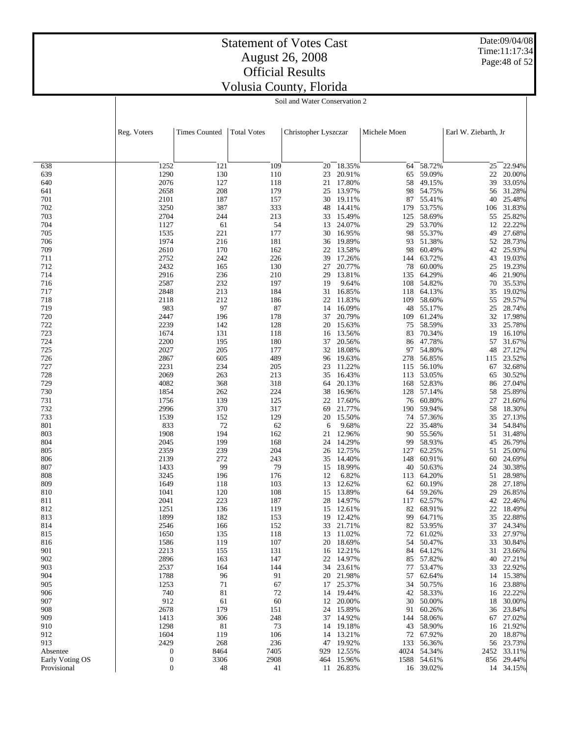# Statement of Votes Cast
# August 26, 2008
# Official Results
# Volusia County, Florida

Date:09/04/08
Time:11:17:34

## Soil and Water Conservation 2

| | Reg. Voters | Times Counted | Total Votes | Christopher Lyszczar | | Michele Moen | | Earl W. Ziebarth, Jr | |
|---|---|---|---|---|---|---|---|---|---|
| 638 | 1252 | 121 | 109 | 20 | 18.35% | 64 | 58.72% | 25 | 22.94% |
| 639 | 1290 | 130 | 110 | 23 | 20.91% | 65 | 59.09% | 22 | 20.00% |
| 640 | 2076 | 127 | 118 | 21 | 17.80% | 58 | 49.15% | 39 | 33.05% |
| 641 | 2658 | 208 | 179 | 25 | 13.97% | 98 | 54.75% | 56 | 31.28% |
| 701 | 2101 | 187 | 157 | 30 | 19.11% | 87 | 55.41% | 40 | 25.48% |
| 702 | 3250 | 387 | 333 | 48 | 14.41% | 179 | 53.75% | 106 | 31.83% |
| 703 | 2704 | 244 | 213 | 33 | 15.49% | 125 | 58.69% | 55 | 25.82% |
| 704 | 1127 | 61 | 54 | 13 | 24.07% | 29 | 53.70% | 12 | 22.22% |
| 705 | 1535 | 221 | 177 | 30 | 16.95% | 98 | 55.37% | 49 | 27.68% |
| 706 | 1974 | 216 | 181 | 36 | 19.89% | 93 | 51.38% | 52 | 28.73% |
| 709 | 2610 | 170 | 162 | 22 | 13.58% | 98 | 60.49% | 42 | 25.93% |
| 711 | 2752 | 242 | 226 | 39 | 17.26% | 144 | 63.72% | 43 | 19.03% |
| 712 | 2432 | 165 | 130 | 27 | 20.77% | 78 | 60.00% | 25 | 19.23% |
| 714 | 2916 | 236 | 210 | 29 | 13.81% | 135 | 64.29% | 46 | 21.90% |
| 716 | 2587 | 232 | 197 | 19 | 9.64% | 108 | 54.82% | 70 | 35.53% |
| 717 | 2848 | 213 | 184 | 31 | 16.85% | 118 | 64.13% | 35 | 19.02% |
| 718 | 2118 | 212 | 186 | 22 | 11.83% | 109 | 58.60% | 55 | 29.57% |
| 719 | 983 | 97 | 87 | 14 | 16.09% | 48 | 55.17% | 25 | 28.74% |
| 720 | 2447 | 196 | 178 | 37 | 20.79% | 109 | 61.24% | 32 | 17.98% |
| 722 | 2239 | 142 | 128 | 20 | 15.63% | 75 | 58.59% | 33 | 25.78% |
| 723 | 1674 | 131 | 118 | 16 | 13.56% | 83 | 70.34% | 19 | 16.10% |
| 724 | 2200 | 195 | 180 | 37 | 20.56% | 86 | 47.78% | 57 | 31.67% |
| 725 | 2027 | 205 | 177 | 32 | 18.08% | 97 | 54.80% | 48 | 27.12% |
| 726 | 2867 | 605 | 489 | 96 | 19.63% | 278 | 56.85% | 115 | 23.52% |
| 727 | 2231 | 234 | 205 | 23 | 11.22% | 115 | 56.10% | 67 | 32.68% |
| 728 | 2069 | 263 | 213 | 35 | 16.43% | 113 | 53.05% | 65 | 30.52% |
| 729 | 4082 | 368 | 318 | 64 | 20.13% | 168 | 52.83% | 86 | 27.04% |
| 730 | 1854 | 262 | 224 | 38 | 16.96% | 128 | 57.14% | 58 | 25.89% |
| 731 | 1756 | 139 | 125 | 22 | 17.60% | 76 | 60.80% | 27 | 21.60% |
| 732 | 2996 | 370 | 317 | 69 | 21.77% | 190 | 59.94% | 58 | 18.30% |
| 733 | 1539 | 152 | 129 | 20 | 15.50% | 74 | 57.36% | 35 | 27.13% |
| 801 | 833 | 72 | 62 | 6 | 9.68% | 22 | 35.48% | 34 | 54.84% |
| 803 | 1908 | 194 | 162 | 21 | 12.96% | 90 | 55.56% | 51 | 31.48% |
| 804 | 2045 | 199 | 168 | 24 | 14.29% | 99 | 58.93% | 45 | 26.79% |
| 805 | 2359 | 239 | 204 | 26 | 12.75% | 127 | 62.25% | 51 | 25.00% |
| 806 | 2139 | 272 | 243 | 35 | 14.40% | 148 | 60.91% | 60 | 24.69% |
| 807 | 1433 | 99 | 79 | 15 | 18.99% | 40 | 50.63% | 24 | 30.38% |
| 808 | 3245 | 196 | 176 | 12 | 6.82% | 113 | 64.20% | 51 | 28.98% |
| 809 | 1649 | 118 | 103 | 13 | 12.62% | 62 | 60.19% | 28 | 27.18% |
| 810 | 1041 | 120 | 108 | 15 | 13.89% | 64 | 59.26% | 29 | 26.85% |
| 811 | 2041 | 223 | 187 | 28 | 14.97% | 117 | 62.57% | 42 | 22.46% |
| 812 | 1251 | 136 | 119 | 15 | 12.61% | 82 | 68.91% | 22 | 18.49% |
| 813 | 1899 | 182 | 153 | 19 | 12.42% | 99 | 64.71% | 35 | 22.88% |
| 814 | 2546 | 166 | 152 | 33 | 21.71% | 82 | 53.95% | 37 | 24.34% |
| 815 | 1650 | 135 | 118 | 13 | 11.02% | 72 | 61.02% | 33 | 27.97% |
| 816 | 1586 | 119 | 107 | 20 | 18.69% | 54 | 50.47% | 33 | 30.84% |
| 901 | 2213 | 155 | 131 | 16 | 12.21% | 84 | 64.12% | 31 | 23.66% |
| 902 | 2896 | 163 | 147 | 22 | 14.97% | 85 | 57.82% | 40 | 27.21% |
| 903 | 2537 | 164 | 144 | 34 | 23.61% | 77 | 53.47% | 33 | 22.92% |
| 904 | 1788 | 96 | 91 | 20 | 21.98% | 57 | 62.64% | 14 | 15.38% |
| 905 | 1253 | 71 | 67 | 17 | 25.37% | 34 | 50.75% | 16 | 23.88% |
| 906 | 740 | 81 | 72 | 14 | 19.44% | 42 | 58.33% | 16 | 22.22% |
| 907 | 912 | 61 | 60 | 12 | 20.00% | 30 | 50.00% | 18 | 30.00% |
| 908 | 2678 | 179 | 151 | 24 | 15.89% | 91 | 60.26% | 36 | 23.84% |
| 909 | 1413 | 306 | 248 | 37 | 14.92% | 144 | 58.06% | 67 | 27.02% |
| 910 | 1298 | 81 | 73 | 14 | 19.18% | 43 | 58.90% | 16 | 21.92% |
| 912 | 1604 | 119 | 106 | 14 | 13.21% | 72 | 67.92% | 20 | 18.87% |
| 913 | 2429 | 268 | 236 | 47 | 19.92% | 133 | 56.36% | 56 | 23.73% |
| Absentee | 0 | 8464 | 7405 | 929 | 12.55% | 4024 | 54.34% | 2452 | 33.11% |
| Early Voting OS | 0 | 3306 | 2908 | 464 | 15.96% | 1588 | 54.61% | 856 | 29.44% |
| Provisional | 0 | 48 | 41 | 11 | 26.83% | 16 | 39.02% | 14 | 34.15% |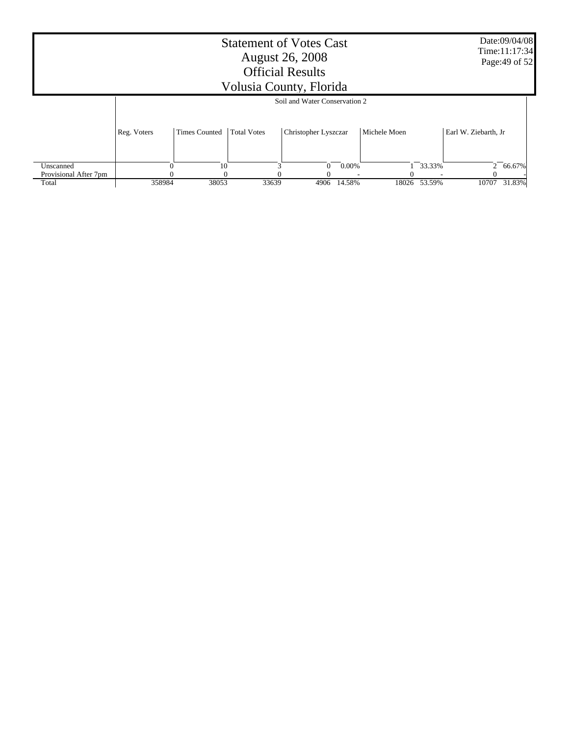# Statement of Votes Cast
## August 26, 2008
## Official Results
## Volusia County, Florida

Date:09/04/08
Time:11:17:34

| | Soil and Water Conservation 2 | | | | | | | | |
|---|---|---|---|---|---|---|---|---|---|
| | Reg. Voters | Times Counted | Total Votes | Christopher Lyszczar | | Michele Moen | | Earl W. Ziebarth, Jr | |
| Unscanned | 0 | 10 | 3 | 0 | 0.00% | 1 | 33.33% | 2 | 66.67% |
| Provisional After 7pm | 0 | 0 | 0 | 0 | - | 0 | - | 0 | - |
| Total | 358984 | 38053 | 33639 | 4906 | 14.58% | 18026 | 53.59% | 10707 | 31.83% |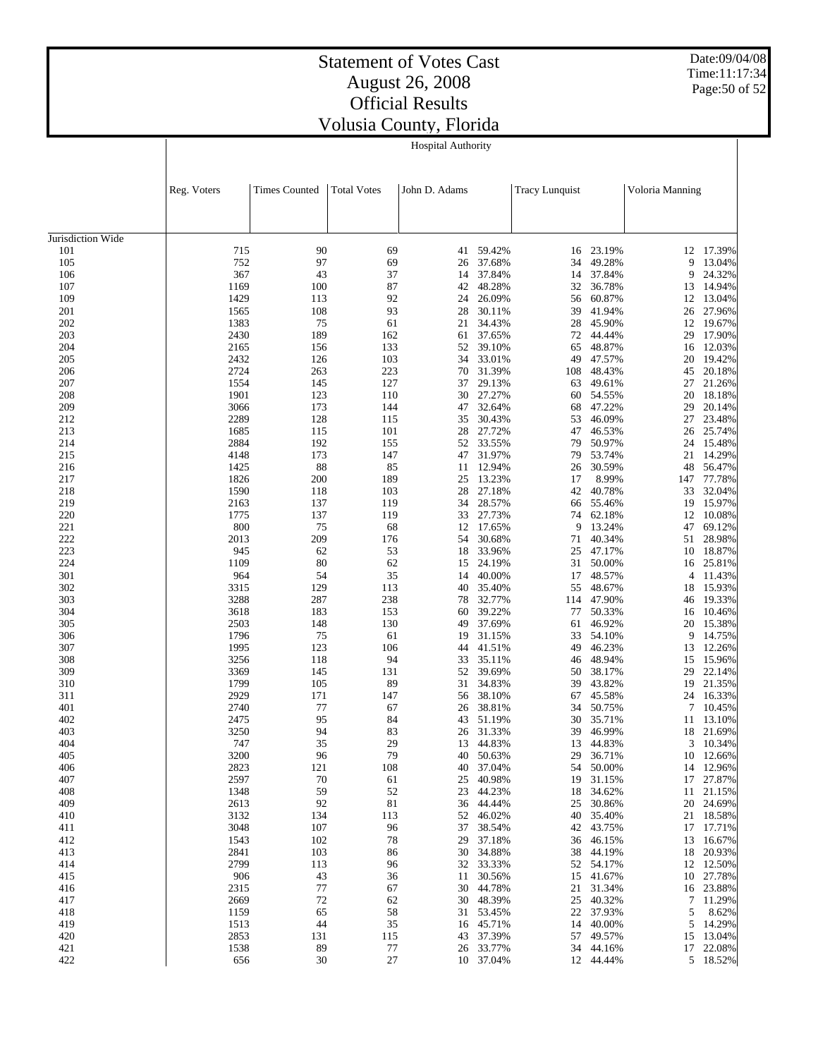# Statement of Votes Cast
# August 26, 2008
# Official Results
# Volusia County, Florida

Date:09/04/08
Time:11:17:34

## Hospital Authority

| | Reg. Voters | Times Counted | Total Votes | John D. Adams | | Tracy Lunquist | | Voloria Manning | |
|---|---|---|---|---|---|---|---|---|---|
| Jurisdiction Wide | | | | | | | | | |
| 101 | 715 | 90 | 69 | 41 | 59.42% | 16 | 23.19% | 12 | 17.39% |
| 105 | 752 | 97 | 69 | 26 | 37.68% | 34 | 49.28% | 9 | 13.04% |
| 106 | 367 | 43 | 37 | 14 | 37.84% | 14 | 37.84% | 9 | 24.32% |
| 107 | 1169 | 100 | 87 | 42 | 48.28% | 32 | 36.78% | 13 | 14.94% |
| 109 | 1429 | 113 | 92 | 24 | 26.09% | 56 | 60.87% | 12 | 13.04% |
| 201 | 1565 | 108 | 93 | 28 | 30.11% | 39 | 41.94% | 26 | 27.96% |
| 202 | 1383 | 75 | 61 | 21 | 34.43% | 28 | 45.90% | 12 | 19.67% |
| 203 | 2430 | 189 | 162 | 61 | 37.65% | 72 | 44.44% | 29 | 17.90% |
| 204 | 2165 | 156 | 133 | 52 | 39.10% | 65 | 48.87% | 16 | 12.03% |
| 205 | 2432 | 126 | 103 | 34 | 33.01% | 49 | 47.57% | 20 | 19.42% |
| 206 | 2724 | 263 | 223 | 70 | 31.39% | 108 | 48.43% | 45 | 20.18% |
| 207 | 1554 | 145 | 127 | 37 | 29.13% | 63 | 49.61% | 27 | 21.26% |
| 208 | 1901 | 123 | 110 | 30 | 27.27% | 60 | 54.55% | 20 | 18.18% |
| 209 | 3066 | 173 | 144 | 47 | 32.64% | 68 | 47.22% | 29 | 20.14% |
| 212 | 2289 | 128 | 115 | 35 | 30.43% | 53 | 46.09% | 27 | 23.48% |
| 213 | 1685 | 115 | 101 | 28 | 27.72% | 47 | 46.53% | 26 | 25.74% |
| 214 | 2884 | 192 | 155 | 52 | 33.55% | 79 | 50.97% | 24 | 15.48% |
| 215 | 4148 | 173 | 147 | 47 | 31.97% | 79 | 53.74% | 21 | 14.29% |
| 216 | 1425 | 88 | 85 | 11 | 12.94% | 26 | 30.59% | 48 | 56.47% |
| 217 | 1826 | 200 | 189 | 25 | 13.23% | 17 | 8.99% | 147 | 77.78% |
| 218 | 1590 | 118 | 103 | 28 | 27.18% | 42 | 40.78% | 33 | 32.04% |
| 219 | 2163 | 137 | 119 | 34 | 28.57% | 66 | 55.46% | 19 | 15.97% |
| 220 | 1775 | 137 | 119 | 33 | 27.73% | 74 | 62.18% | 12 | 10.08% |
| 221 | 800 | 75 | 68 | 12 | 17.65% | 9 | 13.24% | 47 | 69.12% |
| 222 | 2013 | 209 | 176 | 54 | 30.68% | 71 | 40.34% | 51 | 28.98% |
| 223 | 945 | 62 | 53 | 18 | 33.96% | 25 | 47.17% | 10 | 18.87% |
| 224 | 1109 | 80 | 62 | 15 | 24.19% | 31 | 50.00% | 16 | 25.81% |
| 301 | 964 | 54 | 35 | 14 | 40.00% | 17 | 48.57% | 4 | 11.43% |
| 302 | 3315 | 129 | 113 | 40 | 35.40% | 55 | 48.67% | 18 | 15.93% |
| 303 | 3288 | 287 | 238 | 78 | 32.77% | 114 | 47.90% | 46 | 19.33% |
| 304 | 3618 | 183 | 153 | 60 | 39.22% | 77 | 50.33% | 16 | 10.46% |
| 305 | 2503 | 148 | 130 | 49 | 37.69% | 61 | 46.92% | 20 | 15.38% |
| 306 | 1796 | 75 | 61 | 19 | 31.15% | 33 | 54.10% | 9 | 14.75% |
| 307 | 1995 | 123 | 106 | 44 | 41.51% | 49 | 46.23% | 13 | 12.26% |
| 308 | 3256 | 118 | 94 | 33 | 35.11% | 46 | 48.94% | 15 | 15.96% |
| 309 | 3369 | 145 | 131 | 52 | 39.69% | 50 | 38.17% | 29 | 22.14% |
| 310 | 1799 | 105 | 89 | 31 | 34.83% | 39 | 43.82% | 19 | 21.35% |
| 311 | 2929 | 171 | 147 | 56 | 38.10% | 67 | 45.58% | 24 | 16.33% |
| 401 | 2740 | 77 | 67 | 26 | 38.81% | 34 | 50.75% | 7 | 10.45% |
| 402 | 2475 | 95 | 84 | 43 | 51.19% | 30 | 35.71% | 11 | 13.10% |
| 403 | 3250 | 94 | 83 | 26 | 31.33% | 39 | 46.99% | 18 | 21.69% |
| 404 | 747 | 35 | 29 | 13 | 44.83% | 13 | 44.83% | 3 | 10.34% |
| 405 | 3200 | 96 | 79 | 40 | 50.63% | 29 | 36.71% | 10 | 12.66% |
| 406 | 2823 | 121 | 108 | 40 | 37.04% | 54 | 50.00% | 14 | 12.96% |
| 407 | 2597 | 70 | 61 | 25 | 40.98% | 19 | 31.15% | 17 | 27.87% |
| 408 | 1348 | 59 | 52 | 23 | 44.23% | 18 | 34.62% | 11 | 21.15% |
| 409 | 2613 | 92 | 81 | 36 | 44.44% | 25 | 30.86% | 20 | 24.69% |
| 410 | 3132 | 134 | 113 | 52 | 46.02% | 40 | 35.40% | 21 | 18.58% |
| 411 | 3048 | 107 | 96 | 37 | 38.54% | 42 | 43.75% | 17 | 17.71% |
| 412 | 1543 | 102 | 78 | 29 | 37.18% | 36 | 46.15% | 13 | 16.67% |
| 413 | 2841 | 103 | 86 | 30 | 34.88% | 38 | 44.19% | 18 | 20.93% |
| 414 | 2799 | 113 | 96 | 32 | 33.33% | 52 | 54.17% | 12 | 12.50% |
| 415 | 906 | 43 | 36 | 11 | 30.56% | 15 | 41.67% | 10 | 27.78% |
| 416 | 2315 | 77 | 67 | 30 | 44.78% | 21 | 31.34% | 16 | 23.88% |
| 417 | 2669 | 72 | 62 | 30 | 48.39% | 25 | 40.32% | 7 | 11.29% |
| 418 | 1159 | 65 | 58 | 31 | 53.45% | 22 | 37.93% | 5 | 8.62% |
| 419 | 1513 | 44 | 35 | 16 | 45.71% | 14 | 40.00% | 5 | 14.29% |
| 420 | 2853 | 131 | 115 | 43 | 37.39% | 57 | 49.57% | 15 | 13.04% |
| 421 | 1538 | 89 | 77 | 26 | 33.77% | 34 | 44.16% | 17 | 22.08% |
| 422 | 656 | 30 | 27 | 10 | 37.04% | 12 | 44.44% | 5 | 18.52% |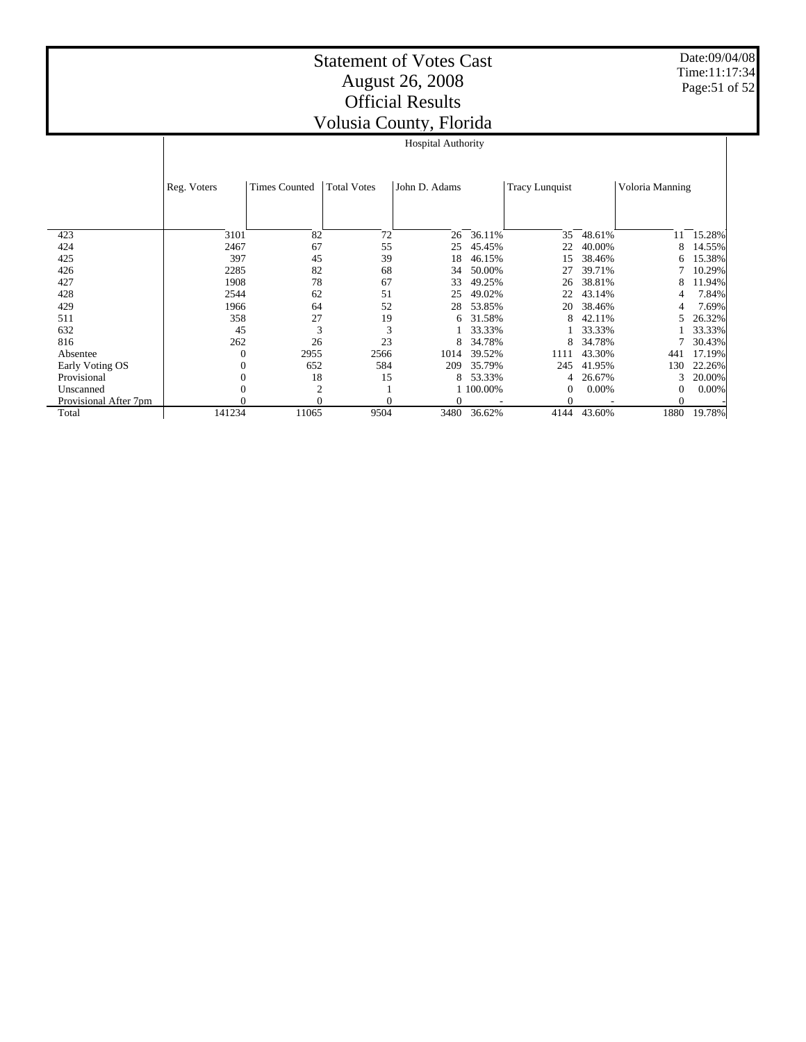# Statement of Votes Cast
# August 26, 2008
# Official Results
# Volusia County, Florida

Date:09/04/08
Time:11:17:34

## Hospital Authority

| | Reg. Voters | Times Counted | Total Votes | John D. Adams | | Tracy Lunquist | | Voloria Manning | |
|---|---|---|---|---|---|---|---|---|---|
| 423 | 3101 | 82 | 72 | 26 | 36.11% | 35 | 48.61% | 11 | 15.28% |
| 424 | 2467 | 67 | 55 | 25 | 45.45% | 22 | 40.00% | 8 | 14.55% |
| 425 | 397 | 45 | 39 | 18 | 46.15% | 15 | 38.46% | 6 | 15.38% |
| 426 | 2285 | 82 | 68 | 34 | 50.00% | 27 | 39.71% | 7 | 10.29% |
| 427 | 1908 | 78 | 67 | 33 | 49.25% | 26 | 38.81% | 8 | 11.94% |
| 428 | 2544 | 62 | 51 | 25 | 49.02% | 22 | 43.14% | 4 | 7.84% |
| 429 | 1966 | 64 | 52 | 28 | 53.85% | 20 | 38.46% | 4 | 7.69% |
| 511 | 358 | 27 | 19 | 6 | 31.58% | 8 | 42.11% | 5 | 26.32% |
| 632 | 45 | 3 | 3 | 1 | 33.33% | 1 | 33.33% | 1 | 33.33% |
| 816 | 262 | 26 | 23 | 8 | 34.78% | 8 | 34.78% | 7 | 30.43% |
| Absentee | 0 | 2955 | 2566 | 1014 | 39.52% | 1111 | 43.30% | 441 | 17.19% |
| Early Voting OS | 0 | 652 | 584 | 209 | 35.79% | 245 | 41.95% | 130 | 22.26% |
| Provisional | 0 | 18 | 15 | 8 | 53.33% | 4 | 26.67% | 3 | 20.00% |
| Unscanned | 0 | 2 | 1 | 1 | 100.00% | 0 | 0.00% | 0 | 0.00% |
| Provisional After 7pm | 0 | 0 | 0 | 0 | - | 0 | - | 0 | - |
| Total | 141234 | 11065 | 9504 | 3480 | 36.62% | 4144 | 43.60% | 1880 | 19.78% |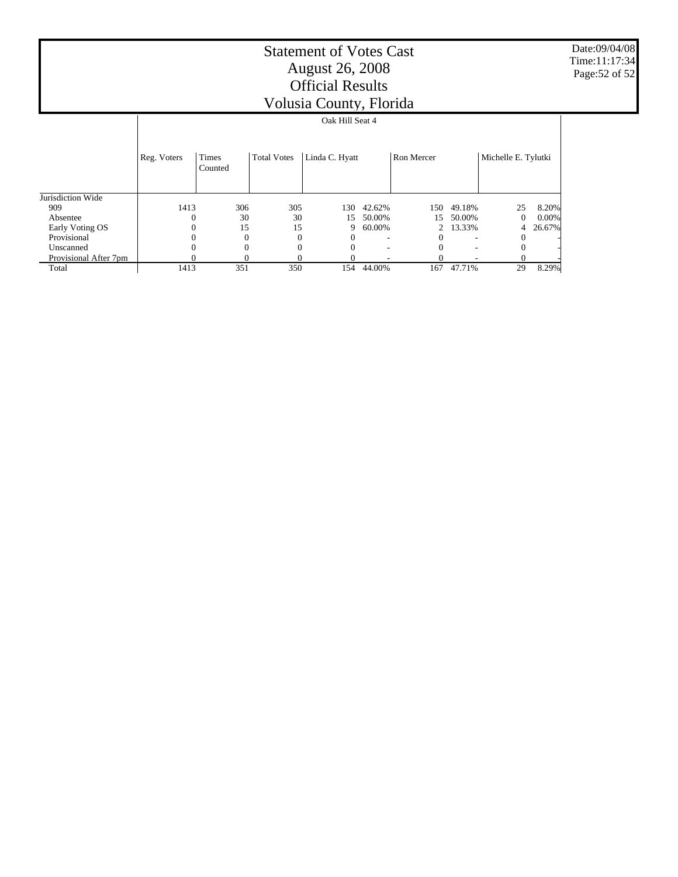# Statement of Votes Cast
# August 26, 2008
# Official Results
# Volusia County, Florida

Date:09/04/08
Time:11:17:34

| | Oak Hill Seat 4 | | | | | | | | |
|---|---|---|---|---|---|---|---|---|---|
| | Reg. Voters | Times Counted | Total Votes | Linda C. Hyatt | | Ron Mercer | | Michelle E. Tylutki | |
| Jurisdiction Wide | | | | | | | | | |
| 909 | 1413 | 306 | 305 | 130 | 42.62% | 150 | 49.18% | 25 | 8.20% |
| Absentee | 0 | 30 | 30 | 15 | 50.00% | 15 | 50.00% | 0 | 0.00% |
| Early Voting OS | 0 | 15 | 15 | 9 | 60.00% | 2 | 13.33% | 4 | 26.67% |
| Provisional | 0 | 0 | 0 | 0 | - | 0 | - | 0 | - |
| Unscanned | 0 | 0 | 0 | 0 | - | 0 | - | 0 | - |
| Provisional After 7pm | 0 | 0 | 0 | 0 | - | 0 | - | 0 | - |
| Total | 1413 | 351 | 350 | 154 | 44.00% | 167 | 47.71% | 29 | 8.29% |